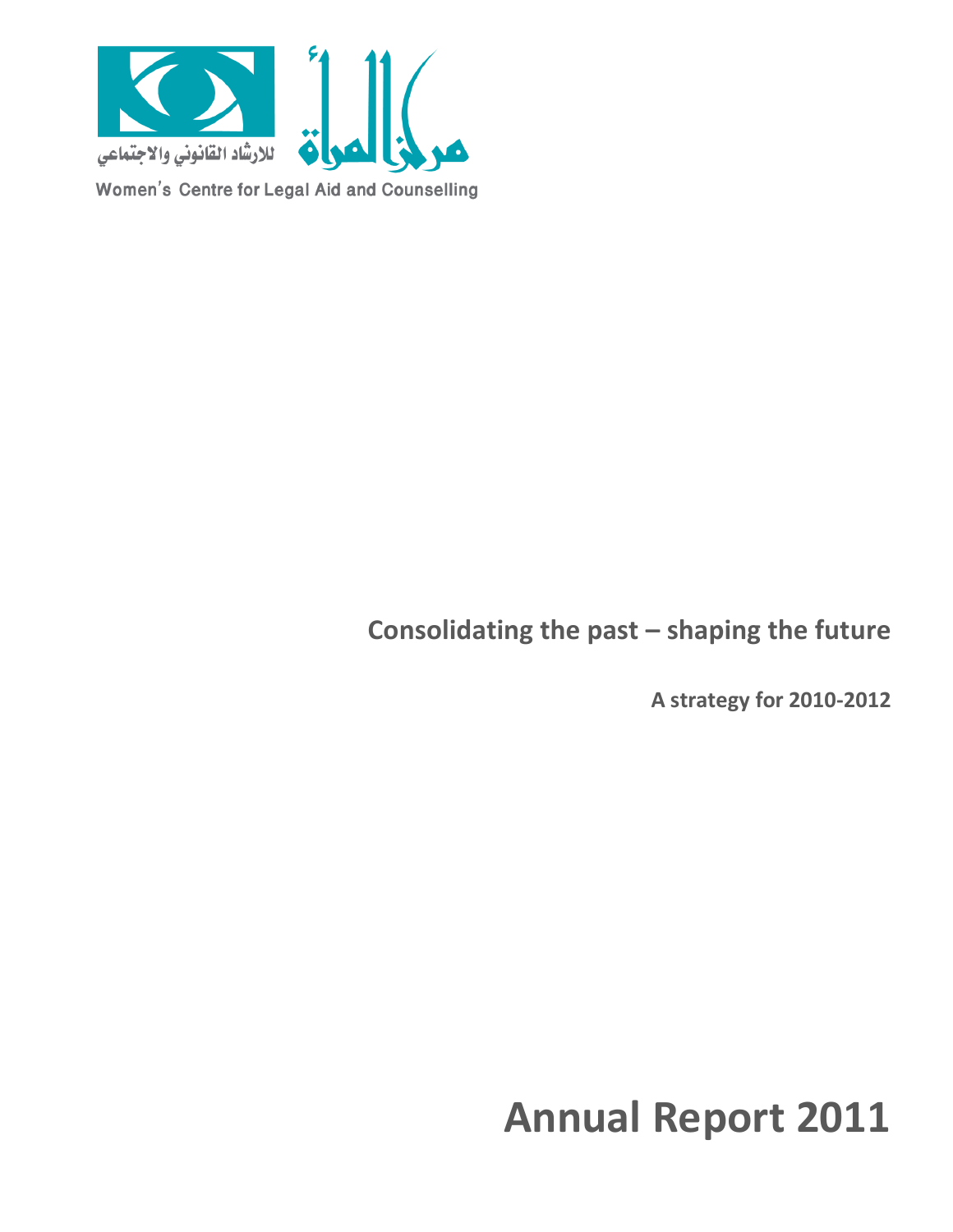مركز المرأة للارشاد القانوني والاجتماعي

Women's Centre for Legal Aid and Counselling

## Consolidating the past – shaping the future

**A strategy for 2010-2012**

# Annual Report 2011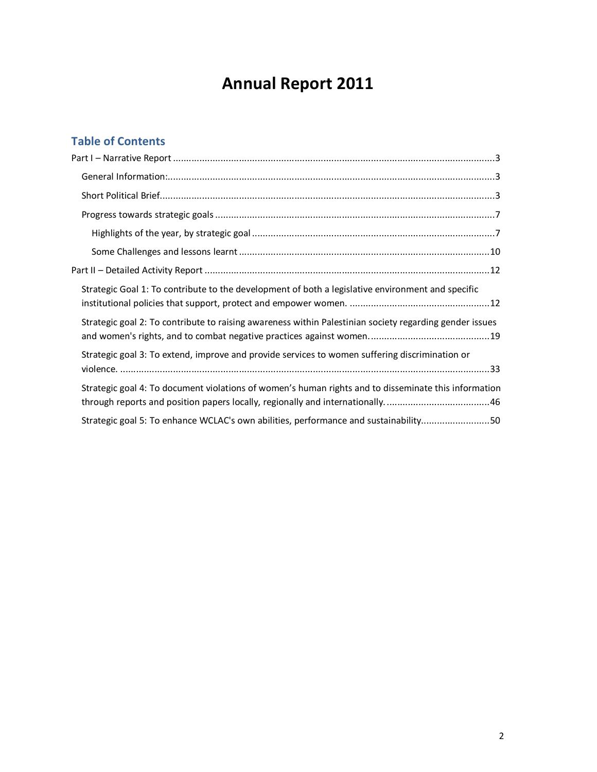# Annual Report 2011

## Table of Contents

- Part I – Narrative Report ....... 3
  - General Information: ....... 3
  - Short Political Brief ....... 3
  - Progress towards strategic goals ....... 7
    - Highlights of the year, by strategic goal ....... 7
    - Some Challenges and lessons learnt ....... 10
- Part II – Detailed Activity Report ....... 12
  - Strategic Goal 1: To contribute to the development of both a legislative environment and specific institutional policies that support, protect and empower women. ....... 12
  - Strategic goal 2: To contribute to raising awareness within Palestinian society regarding gender issues and women's rights, and to combat negative practices against women. ....... 19
  - Strategic goal 3: To extend, improve and provide services to women suffering discrimination or violence. ....... 33
  - Strategic goal 4: To document violations of women's human rights and to disseminate this information through reports and position papers locally, regionally and internationally. ....... 46
  - Strategic goal 5: To enhance WCLAC's own abilities, performance and sustainability ....... 50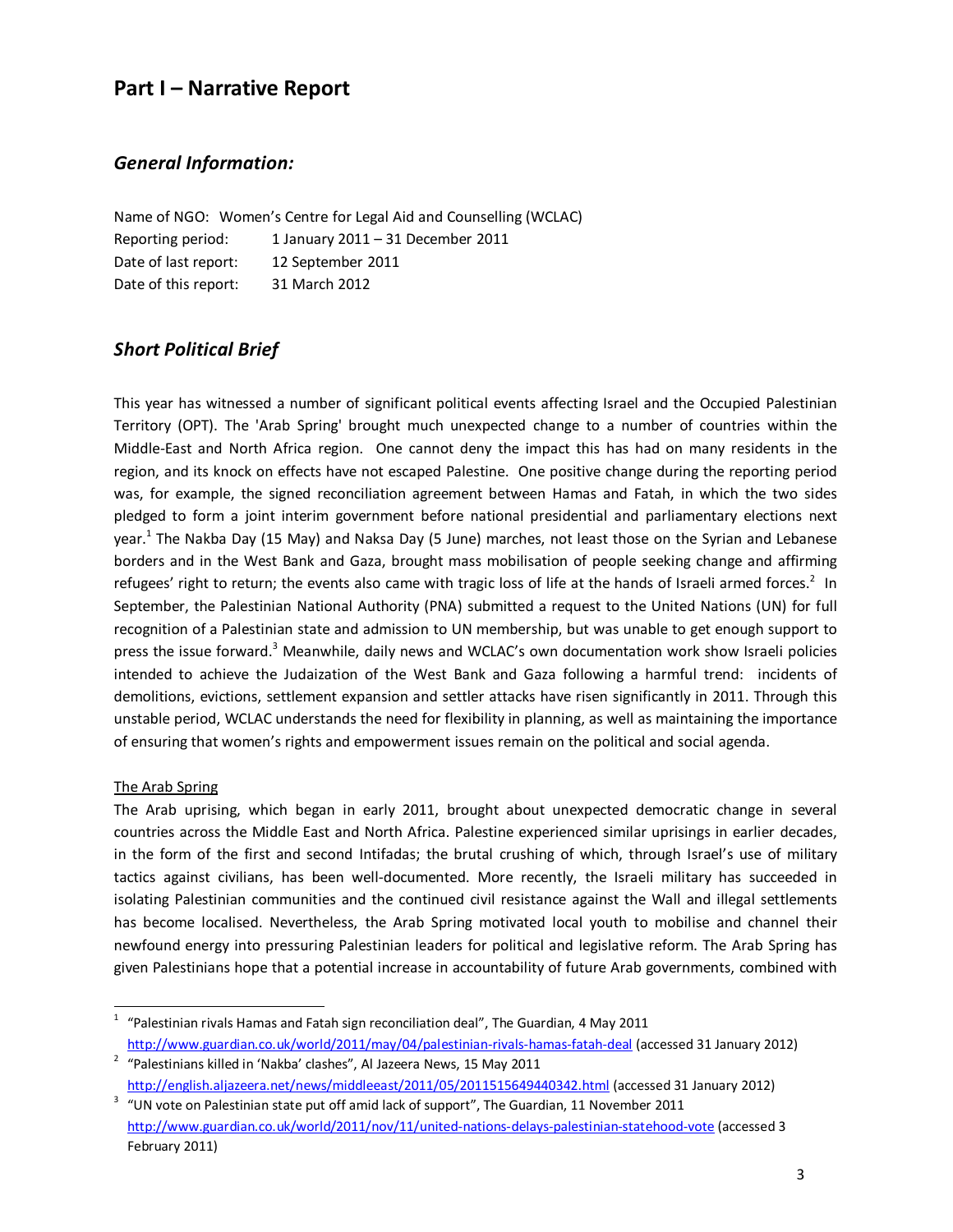# Part I – Narrative Report

## *General Information:*

Name of NGO: Women's Centre for Legal Aid and Counselling (WCLAC)
Reporting period: 1 January 2011 – 31 December 2011
Date of last report: 12 September 2011
Date of this report: 31 March 2012

## *Short Political Brief*

This year has witnessed a number of significant political events affecting Israel and the Occupied Palestinian Territory (OPT). The 'Arab Spring' brought much unexpected change to a number of countries within the Middle-East and North Africa region. One cannot deny the impact this has had on many residents in the region, and its knock on effects have not escaped Palestine. One positive change during the reporting period was, for example, the signed reconciliation agreement between Hamas and Fatah, in which the two sides pledged to form a joint interim government before national presidential and parliamentary elections next year.[1] The Nakba Day (15 May) and Naksa Day (5 June) marches, not least those on the Syrian and Lebanese borders and in the West Bank and Gaza, brought mass mobilisation of people seeking change and affirming refugees' right to return; the events also came with tragic loss of life at the hands of Israeli armed forces.[2] In September, the Palestinian National Authority (PNA) submitted a request to the United Nations (UN) for full recognition of a Palestinian state and admission to UN membership, but was unable to get enough support to press the issue forward.[3] Meanwhile, daily news and WCLAC's own documentation work show Israeli policies intended to achieve the Judaization of the West Bank and Gaza following a harmful trend: incidents of demolitions, evictions, settlement expansion and settler attacks have risen significantly in 2011. Through this unstable period, WCLAC understands the need for flexibility in planning, as well as maintaining the importance of ensuring that women's rights and empowerment issues remain on the political and social agenda.

The Arab Spring

The Arab uprising, which began in early 2011, brought about unexpected democratic change in several countries across the Middle East and North Africa. Palestine experienced similar uprisings in earlier decades, in the form of the first and second Intifadas; the brutal crushing of which, through Israel's use of military tactics against civilians, has been well-documented. More recently, the Israeli military has succeeded in isolating Palestinian communities and the continued civil resistance against the Wall and illegal settlements has become localised. Nevertheless, the Arab Spring motivated local youth to mobilise and channel their newfound energy into pressuring Palestinian leaders for political and legislative reform. The Arab Spring has given Palestinians hope that a potential increase in accountability of future Arab governments, combined with

---

[1] "Palestinian rivals Hamas and Fatah sign reconciliation deal", The Guardian, 4 May 2011 http://www.guardian.co.uk/world/2011/may/04/palestinian-rivals-hamas-fatah-deal (accessed 31 January 2012)

[2] "Palestinians killed in 'Nakba' clashes", Al Jazeera News, 15 May 2011 http://english.aljazeera.net/news/middleeast/2011/05/2011515649440342.html (accessed 31 January 2012)

[3] "UN vote on Palestinian state put off amid lack of support", The Guardian, 11 November 2011 http://www.guardian.co.uk/world/2011/nov/11/united-nations-delays-palestinian-statehood-vote (accessed 3 February 2011)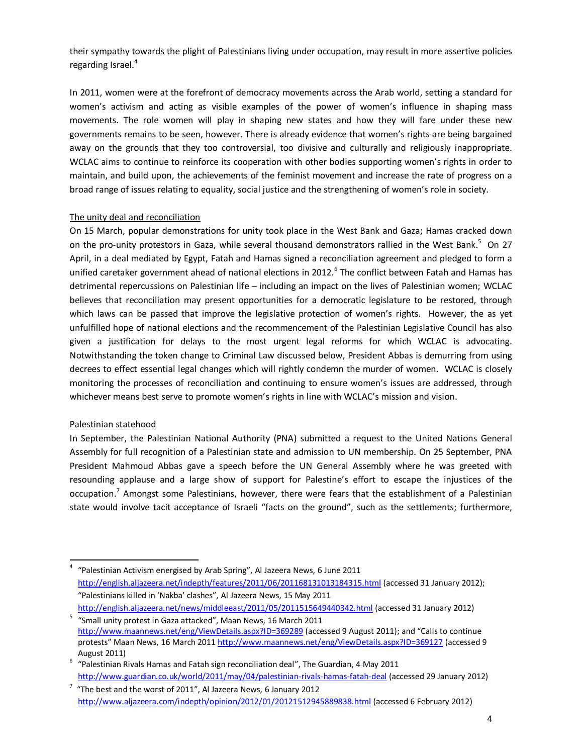their sympathy towards the plight of Palestinians living under occupation, may result in more assertive policies regarding Israel.[4]

In 2011, women were at the forefront of democracy movements across the Arab world, setting a standard for women's activism and acting as visible examples of the power of women's influence in shaping mass movements. The role women will play in shaping new states and how they will fare under these new governments remains to be seen, however. There is already evidence that women's rights are being bargained away on the grounds that they too controversial, too divisive and culturally and religiously inappropriate. WCLAC aims to continue to reinforce its cooperation with other bodies supporting women's rights in order to maintain, and build upon, the achievements of the feminist movement and increase the rate of progress on a broad range of issues relating to equality, social justice and the strengthening of women's role in society.

### The unity deal and reconciliation

On 15 March, popular demonstrations for unity took place in the West Bank and Gaza; Hamas cracked down on the pro-unity protestors in Gaza, while several thousand demonstrators rallied in the West Bank.[5] On 27 April, in a deal mediated by Egypt, Fatah and Hamas signed a reconciliation agreement and pledged to form a unified caretaker government ahead of national elections in 2012.[6] The conflict between Fatah and Hamas has detrimental repercussions on Palestinian life – including an impact on the lives of Palestinian women; WCLAC believes that reconciliation may present opportunities for a democratic legislature to be restored, through which laws can be passed that improve the legislative protection of women's rights. However, the as yet unfulfilled hope of national elections and the recommencement of the Palestinian Legislative Council has also given a justification for delays to the most urgent legal reforms for which WCLAC is advocating. Notwithstanding the token change to Criminal Law discussed below, President Abbas is demurring from using decrees to effect essential legal changes which will rightly condemn the murder of women. WCLAC is closely monitoring the processes of reconciliation and continuing to ensure women's issues are addressed, through whichever means best serve to promote women's rights in line with WCLAC's mission and vision.

### Palestinian statehood

In September, the Palestinian National Authority (PNA) submitted a request to the United Nations General Assembly for full recognition of a Palestinian state and admission to UN membership. On 25 September, PNA President Mahmoud Abbas gave a speech before the UN General Assembly where he was greeted with resounding applause and a large show of support for Palestine's effort to escape the injustices of the occupation.[7] Amongst some Palestinians, however, there were fears that the establishment of a Palestinian state would involve tacit acceptance of Israeli "facts on the ground", such as the settlements; furthermore,

---

[4] "Palestinian Activism energised by Arab Spring", Al Jazeera News, 6 June 2011 http://english.aljazeera.net/indepth/features/2011/06/201168131013184315.html (accessed 31 January 2012); "Palestinians killed in 'Nakba' clashes", Al Jazeera News, 15 May 2011 http://english.aljazeera.net/news/middleeast/2011/05/2011515649440342.html (accessed 31 January 2012)

[5] "Small unity protest in Gaza attacked", Maan News, 16 March 2011 http://www.maannews.net/eng/ViewDetails.aspx?ID=369289 (accessed 9 August 2011); and "Calls to continue protests" Maan News, 16 March 2011 http://www.maannews.net/eng/ViewDetails.aspx?ID=369127 (accessed 9 August 2011)

[6] "Palestinian Rivals Hamas and Fatah sign reconciliation deal", The Guardian, 4 May 2011 http://www.guardian.co.uk/world/2011/may/04/palestinian-rivals-hamas-fatah-deal (accessed 29 January 2012)

[7] "The best and the worst of 2011", Al Jazeera News, 6 January 2012 http://www.aljazeera.com/indepth/opinion/2012/01/20121512945889838.html (accessed 6 February 2012)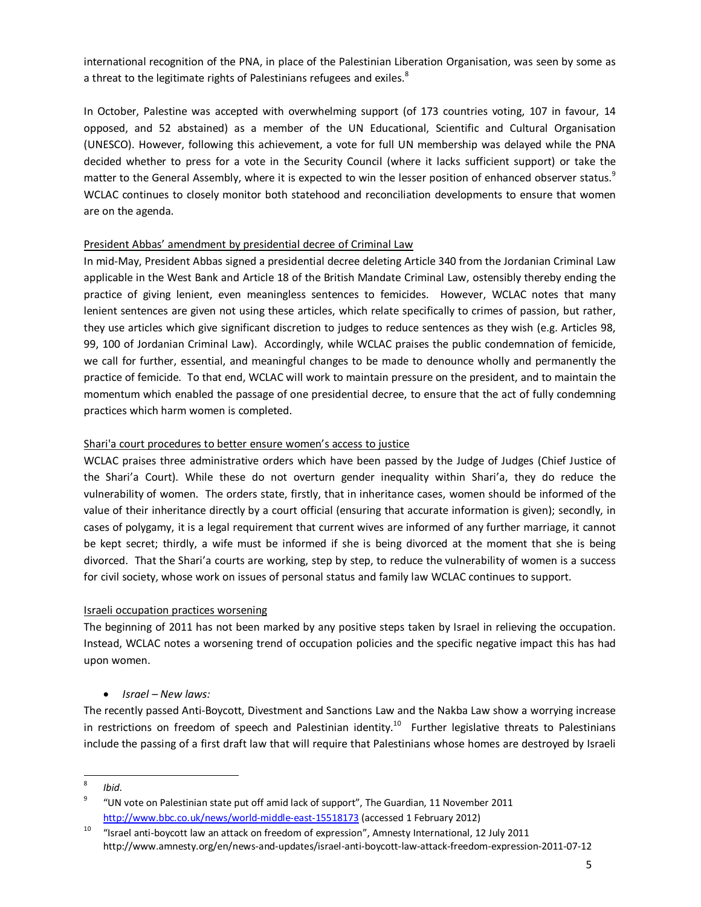international recognition of the PNA, in place of the Palestinian Liberation Organisation, was seen by some as a threat to the legitimate rights of Palestinians refugees and exiles.[8]

In October, Palestine was accepted with overwhelming support (of 173 countries voting, 107 in favour, 14 opposed, and 52 abstained) as a member of the UN Educational, Scientific and Cultural Organisation (UNESCO). However, following this achievement, a vote for full UN membership was delayed while the PNA decided whether to press for a vote in the Security Council (where it lacks sufficient support) or take the matter to the General Assembly, where it is expected to win the lesser position of enhanced observer status.[9] WCLAC continues to closely monitor both statehood and reconciliation developments to ensure that women are on the agenda.

### President Abbas' amendment by presidential decree of Criminal Law

In mid-May, President Abbas signed a presidential decree deleting Article 340 from the Jordanian Criminal Law applicable in the West Bank and Article 18 of the British Mandate Criminal Law, ostensibly thereby ending the practice of giving lenient, even meaningless sentences to femicides. However, WCLAC notes that many lenient sentences are given not using these articles, which relate specifically to crimes of passion, but rather, they use articles which give significant discretion to judges to reduce sentences as they wish (e.g. Articles 98, 99, 100 of Jordanian Criminal Law). Accordingly, while WCLAC praises the public condemnation of femicide, we call for further, essential, and meaningful changes to be made to denounce wholly and permanently the practice of femicide. To that end, WCLAC will work to maintain pressure on the president, and to maintain the momentum which enabled the passage of one presidential decree, to ensure that the act of fully condemning practices which harm women is completed.

### Shari'a court procedures to better ensure women's access to justice

WCLAC praises three administrative orders which have been passed by the Judge of Judges (Chief Justice of the Shari'a Court). While these do not overturn gender inequality within Shari'a, they do reduce the vulnerability of women. The orders state, firstly, that in inheritance cases, women should be informed of the value of their inheritance directly by a court official (ensuring that accurate information is given); secondly, in cases of polygamy, it is a legal requirement that current wives are informed of any further marriage, it cannot be kept secret; thirdly, a wife must be informed if she is being divorced at the moment that she is being divorced. That the Shari'a courts are working, step by step, to reduce the vulnerability of women is a success for civil society, whose work on issues of personal status and family law WCLAC continues to support.

### Israeli occupation practices worsening

The beginning of 2011 has not been marked by any positive steps taken by Israel in relieving the occupation. Instead, WCLAC notes a worsening trend of occupation policies and the specific negative impact this has had upon women.

- *Israel – New laws:*

The recently passed Anti-Boycott, Divestment and Sanctions Law and the Nakba Law show a worrying increase in restrictions on freedom of speech and Palestinian identity.[10] Further legislative threats to Palestinians include the passing of a first draft law that will require that Palestinians whose homes are destroyed by Israeli

---

[8] *Ibid*.

[9] "UN vote on Palestinian state put off amid lack of support", The Guardian, 11 November 2011 http://www.bbc.co.uk/news/world-middle-east-15518173 (accessed 1 February 2012)

[10] "Israel anti-boycott law an attack on freedom of expression", Amnesty International, 12 July 2011 http://www.amnesty.org/en/news-and-updates/israel-anti-boycott-law-attack-freedom-expression-2011-07-12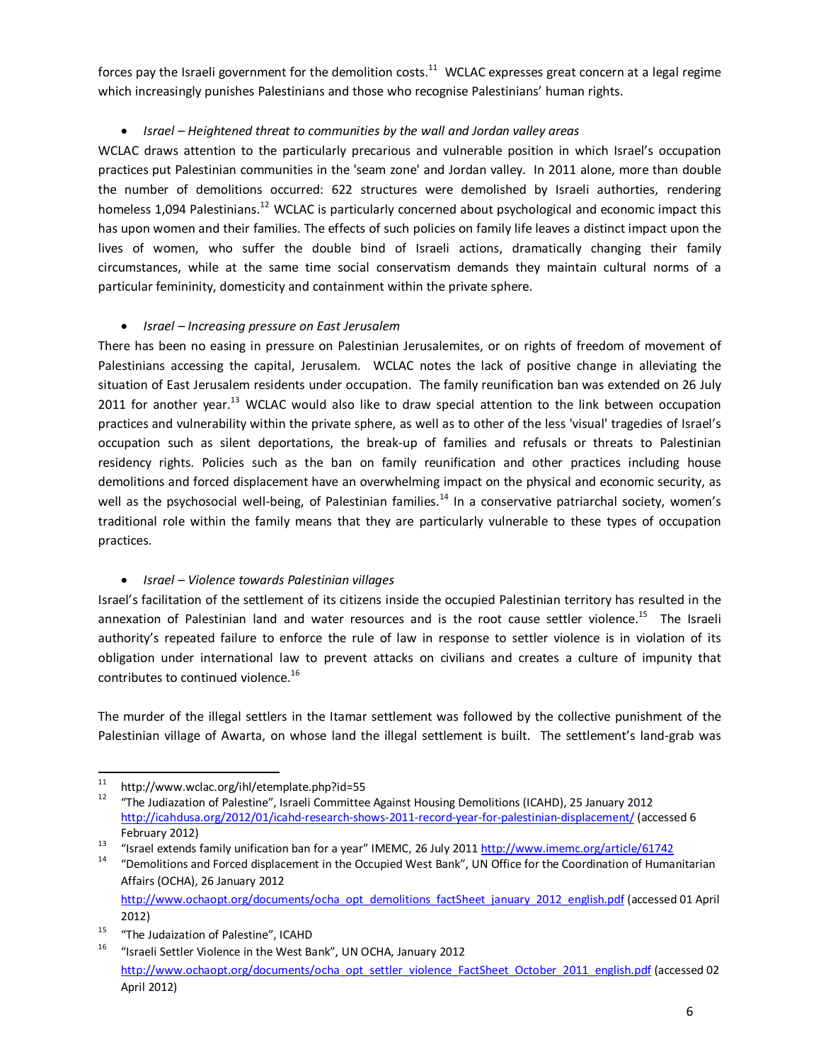forces pay the Israeli government for the demolition costs.[11] WCLAC expresses great concern at a legal regime which increasingly punishes Palestinians and those who recognise Palestinians' human rights.

- *Israel – Heightened threat to communities by the wall and Jordan valley areas*

WCLAC draws attention to the particularly precarious and vulnerable position in which Israel's occupation practices put Palestinian communities in the 'seam zone' and Jordan valley. In 2011 alone, more than double the number of demolitions occurred: 622 structures were demolished by Israeli authorties, rendering homeless 1,094 Palestinians.[12] WCLAC is particularly concerned about psychological and economic impact this has upon women and their families. The effects of such policies on family life leaves a distinct impact upon the lives of women, who suffer the double bind of Israeli actions, dramatically changing their family circumstances, while at the same time social conservatism demands they maintain cultural norms of a particular femininity, domesticity and containment within the private sphere.

- *Israel – Increasing pressure on East Jerusalem*

There has been no easing in pressure on Palestinian Jerusalemites, or on rights of freedom of movement of Palestinians accessing the capital, Jerusalem. WCLAC notes the lack of positive change in alleviating the situation of East Jerusalem residents under occupation. The family reunification ban was extended on 26 July 2011 for another year.[13] WCLAC would also like to draw special attention to the link between occupation practices and vulnerability within the private sphere, as well as to other of the less 'visual' tragedies of Israel's occupation such as silent deportations, the break-up of families and refusals or threats to Palestinian residency rights. Policies such as the ban on family reunification and other practices including house demolitions and forced displacement have an overwhelming impact on the physical and economic security, as well as the psychosocial well-being, of Palestinian families.[14] In a conservative patriarchal society, women's traditional role within the family means that they are particularly vulnerable to these types of occupation practices.

- *Israel – Violence towards Palestinian villages*

Israel's facilitation of the settlement of its citizens inside the occupied Palestinian territory has resulted in the annexation of Palestinian land and water resources and is the root cause settler violence.[15] The Israeli authority's repeated failure to enforce the rule of law in response to settler violence is in violation of its obligation under international law to prevent attacks on civilians and creates a culture of impunity that contributes to continued violence.[16]

The murder of the illegal settlers in the Itamar settlement was followed by the collective punishment of the Palestinian village of Awarta, on whose land the illegal settlement is built. The settlement's land-grab was

---

[11] http://www.wclac.org/ihl/etemplate.php?id=55

[12] "The Judaization of Palestine", Israeli Committee Against Housing Demolitions (ICAHD), 25 January 2012 http://icahdusa.org/2012/01/icahd-research-shows-2011-record-year-for-palestinian-displacement/ (accessed 6 February 2012)

[13] "Israel extends family unification ban for a year" IMEMC, 26 July 2011 http://www.imemc.org/article/61742

[14] "Demolitions and Forced displacement in the Occupied West Bank", UN Office for the Coordination of Humanitarian Affairs (OCHA), 26 January 2012 http://www.ochaopt.org/documents/ocha_opt_demolitions_factSheet_january_2012_english.pdf (accessed 01 April 2012)

[15] "The Judaization of Palestine", ICAHD

[16] "Israeli Settler Violence in the West Bank", UN OCHA, January 2012 http://www.ochaopt.org/documents/ocha_opt_settler_violence_FactSheet_October_2011_english.pdf (accessed 02 April 2012)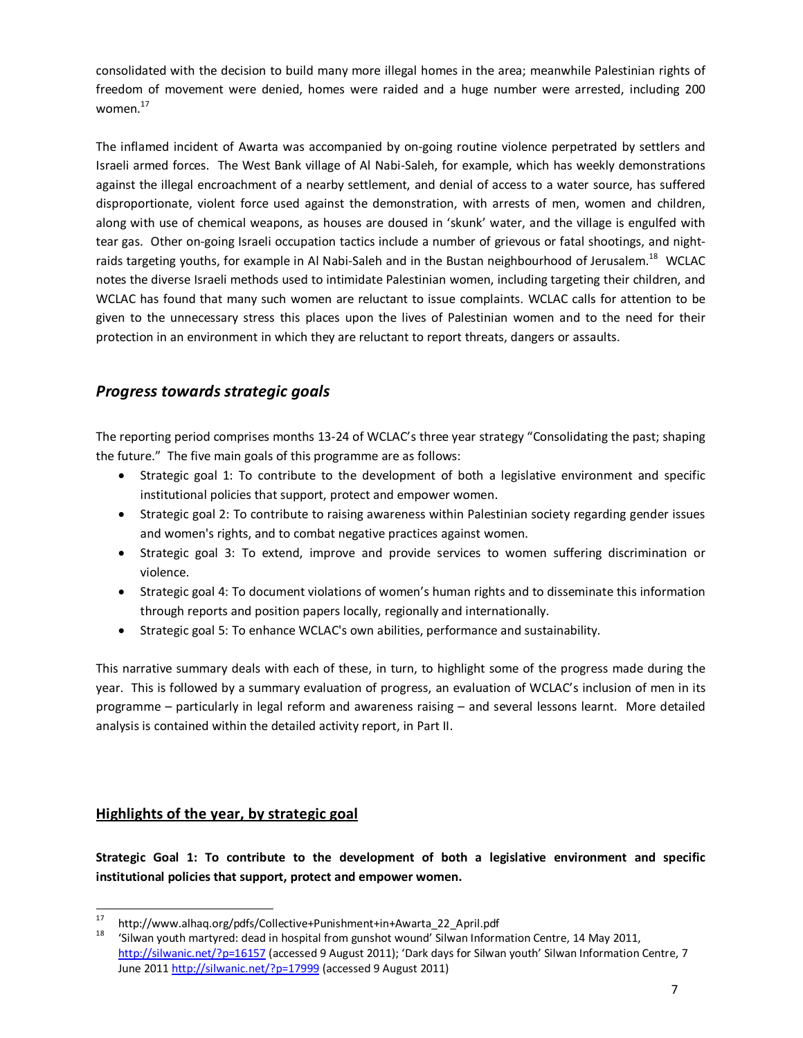consolidated with the decision to build many more illegal homes in the area; meanwhile Palestinian rights of freedom of movement were denied, homes were raided and a huge number were arrested, including 200 women.[17]

The inflamed incident of Awarta was accompanied by on-going routine violence perpetrated by settlers and Israeli armed forces. The West Bank village of Al Nabi-Saleh, for example, which has weekly demonstrations against the illegal encroachment of a nearby settlement, and denial of access to a water source, has suffered disproportionate, violent force used against the demonstration, with arrests of men, women and children, along with use of chemical weapons, as houses are doused in 'skunk' water, and the village is engulfed with tear gas. Other on-going Israeli occupation tactics include a number of grievous or fatal shootings, and night-raids targeting youths, for example in Al Nabi-Saleh and in the Bustan neighbourhood of Jerusalem.[18] WCLAC notes the diverse Israeli methods used to intimidate Palestinian women, including targeting their children, and WCLAC has found that many such women are reluctant to issue complaints. WCLAC calls for attention to be given to the unnecessary stress this places upon the lives of Palestinian women and to the need for their protection in an environment in which they are reluctant to report threats, dangers or assaults.

## *Progress towards strategic goals*

The reporting period comprises months 13-24 of WCLAC's three year strategy "Consolidating the past; shaping the future." The five main goals of this programme are as follows:

- Strategic goal 1: To contribute to the development of both a legislative environment and specific institutional policies that support, protect and empower women.
- Strategic goal 2: To contribute to raising awareness within Palestinian society regarding gender issues and women's rights, and to combat negative practices against women.
- Strategic goal 3: To extend, improve and provide services to women suffering discrimination or violence.
- Strategic goal 4: To document violations of women's human rights and to disseminate this information through reports and position papers locally, regionally and internationally.
- Strategic goal 5: To enhance WCLAC's own abilities, performance and sustainability.

This narrative summary deals with each of these, in turn, to highlight some of the progress made during the year. This is followed by a summary evaluation of progress, an evaluation of WCLAC's inclusion of men in its programme – particularly in legal reform and awareness raising – and several lessons learnt. More detailed analysis is contained within the detailed activity report, in Part II.

### Highlights of the year, by strategic goal

**Strategic Goal 1: To contribute to the development of both a legislative environment and specific institutional policies that support, protect and empower women.**

---

[17] http://www.alhaq.org/pdfs/Collective+Punishment+in+Awarta_22_April.pdf

[18] 'Silwan youth martyred: dead in hospital from gunshot wound' Silwan Information Centre, 14 May 2011, http://silwanic.net/?p=16157 (accessed 9 August 2011); 'Dark days for Silwan youth' Silwan Information Centre, 7 June 2011 http://silwanic.net/?p=17999 (accessed 9 August 2011)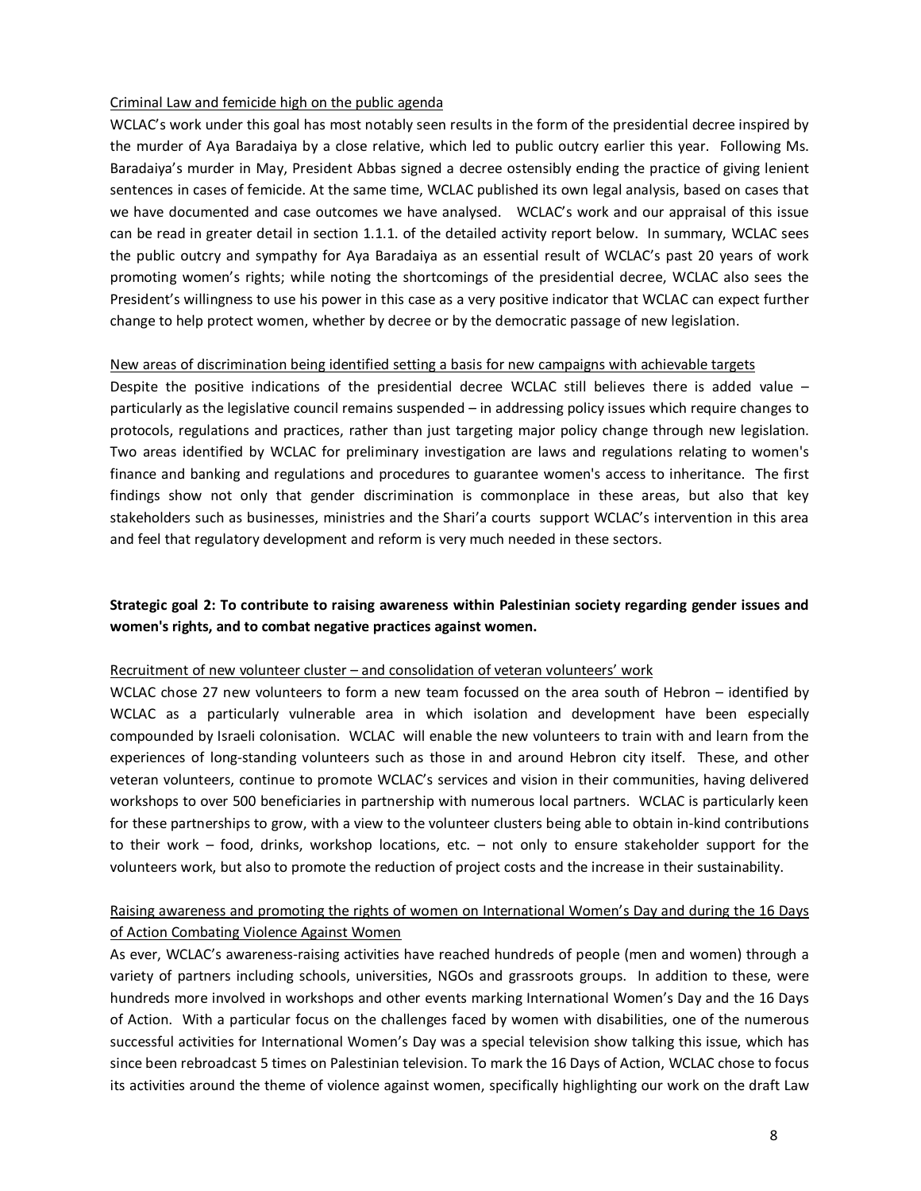Criminal Law and femicide high on the public agenda

WCLAC's work under this goal has most notably seen results in the form of the presidential decree inspired by the murder of Aya Baradaiya by a close relative, which led to public outcry earlier this year. Following Ms. Baradaiya's murder in May, President Abbas signed a decree ostensibly ending the practice of giving lenient sentences in cases of femicide. At the same time, WCLAC published its own legal analysis, based on cases that we have documented and case outcomes we have analysed. WCLAC's work and our appraisal of this issue can be read in greater detail in section 1.1.1. of the detailed activity report below. In summary, WCLAC sees the public outcry and sympathy for Aya Baradaiya as an essential result of WCLAC's past 20 years of work promoting women's rights; while noting the shortcomings of the presidential decree, WCLAC also sees the President's willingness to use his power in this case as a very positive indicator that WCLAC can expect further change to help protect women, whether by decree or by the democratic passage of new legislation.

New areas of discrimination being identified setting a basis for new campaigns with achievable targets

Despite the positive indications of the presidential decree WCLAC still believes there is added value – particularly as the legislative council remains suspended – in addressing policy issues which require changes to protocols, regulations and practices, rather than just targeting major policy change through new legislation. Two areas identified by WCLAC for preliminary investigation are laws and regulations relating to women's finance and banking and regulations and procedures to guarantee women's access to inheritance. The first findings show not only that gender discrimination is commonplace in these areas, but also that key stakeholders such as businesses, ministries and the Shari'a courts support WCLAC's intervention in this area and feel that regulatory development and reform is very much needed in these sectors.

**Strategic goal 2: To contribute to raising awareness within Palestinian society regarding gender issues and women's rights, and to combat negative practices against women.**

Recruitment of new volunteer cluster – and consolidation of veteran volunteers' work

WCLAC chose 27 new volunteers to form a new team focussed on the area south of Hebron – identified by WCLAC as a particularly vulnerable area in which isolation and development have been especially compounded by Israeli colonisation. WCLAC will enable the new volunteers to train with and learn from the experiences of long-standing volunteers such as those in and around Hebron city itself. These, and other veteran volunteers, continue to promote WCLAC's services and vision in their communities, having delivered workshops to over 500 beneficiaries in partnership with numerous local partners. WCLAC is particularly keen for these partnerships to grow, with a view to the volunteer clusters being able to obtain in-kind contributions to their work – food, drinks, workshop locations, etc. – not only to ensure stakeholder support for the volunteers work, but also to promote the reduction of project costs and the increase in their sustainability.

Raising awareness and promoting the rights of women on International Women's Day and during the 16 Days of Action Combating Violence Against Women

As ever, WCLAC's awareness-raising activities have reached hundreds of people (men and women) through a variety of partners including schools, universities, NGOs and grassroots groups. In addition to these, were hundreds more involved in workshops and other events marking International Women's Day and the 16 Days of Action. With a particular focus on the challenges faced by women with disabilities, one of the numerous successful activities for International Women's Day was a special television show talking this issue, which has since been rebroadcast 5 times on Palestinian television. To mark the 16 Days of Action, WCLAC chose to focus its activities around the theme of violence against women, specifically highlighting our work on the draft Law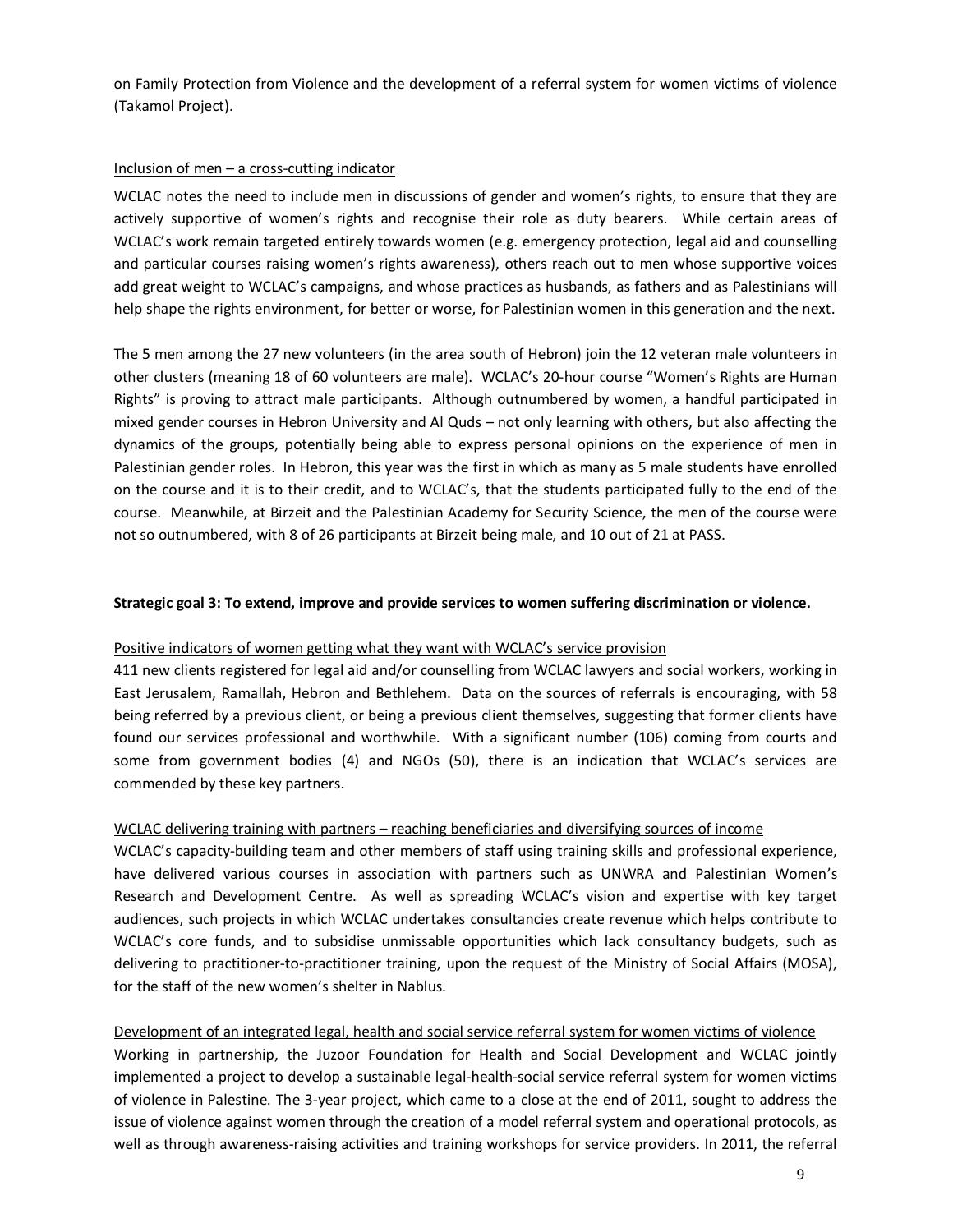on Family Protection from Violence and the development of a referral system for women victims of violence (Takamol Project).

Inclusion of men – a cross-cutting indicator

WCLAC notes the need to include men in discussions of gender and women's rights, to ensure that they are actively supportive of women's rights and recognise their role as duty bearers. While certain areas of WCLAC's work remain targeted entirely towards women (e.g. emergency protection, legal aid and counselling and particular courses raising women's rights awareness), others reach out to men whose supportive voices add great weight to WCLAC's campaigns, and whose practices as husbands, as fathers and as Palestinians will help shape the rights environment, for better or worse, for Palestinian women in this generation and the next.

The 5 men among the 27 new volunteers (in the area south of Hebron) join the 12 veteran male volunteers in other clusters (meaning 18 of 60 volunteers are male). WCLAC's 20-hour course "Women's Rights are Human Rights" is proving to attract male participants. Although outnumbered by women, a handful participated in mixed gender courses in Hebron University and Al Quds – not only learning with others, but also affecting the dynamics of the groups, potentially being able to express personal opinions on the experience of men in Palestinian gender roles. In Hebron, this year was the first in which as many as 5 male students have enrolled on the course and it is to their credit, and to WCLAC's, that the students participated fully to the end of the course. Meanwhile, at Birzeit and the Palestinian Academy for Security Science, the men of the course were not so outnumbered, with 8 of 26 participants at Birzeit being male, and 10 out of 21 at PASS.

**Strategic goal 3: To extend, improve and provide services to women suffering discrimination or violence.**

Positive indicators of women getting what they want with WCLAC's service provision

411 new clients registered for legal aid and/or counselling from WCLAC lawyers and social workers, working in East Jerusalem, Ramallah, Hebron and Bethlehem. Data on the sources of referrals is encouraging, with 58 being referred by a previous client, or being a previous client themselves, suggesting that former clients have found our services professional and worthwhile. With a significant number (106) coming from courts and some from government bodies (4) and NGOs (50), there is an indication that WCLAC's services are commended by these key partners.

WCLAC delivering training with partners – reaching beneficiaries and diversifying sources of income

WCLAC's capacity-building team and other members of staff using training skills and professional experience, have delivered various courses in association with partners such as UNWRA and Palestinian Women's Research and Development Centre. As well as spreading WCLAC's vision and expertise with key target audiences, such projects in which WCLAC undertakes consultancies create revenue which helps contribute to WCLAC's core funds, and to subsidise unmissable opportunities which lack consultancy budgets, such as delivering to practitioner-to-practitioner training, upon the request of the Ministry of Social Affairs (MOSA), for the staff of the new women's shelter in Nablus.

Development of an integrated legal, health and social service referral system for women victims of violence

Working in partnership, the Juzoor Foundation for Health and Social Development and WCLAC jointly implemented a project to develop a sustainable legal-health-social service referral system for women victims of violence in Palestine. The 3-year project, which came to a close at the end of 2011, sought to address the issue of violence against women through the creation of a model referral system and operational protocols, as well as through awareness-raising activities and training workshops for service providers. In 2011, the referral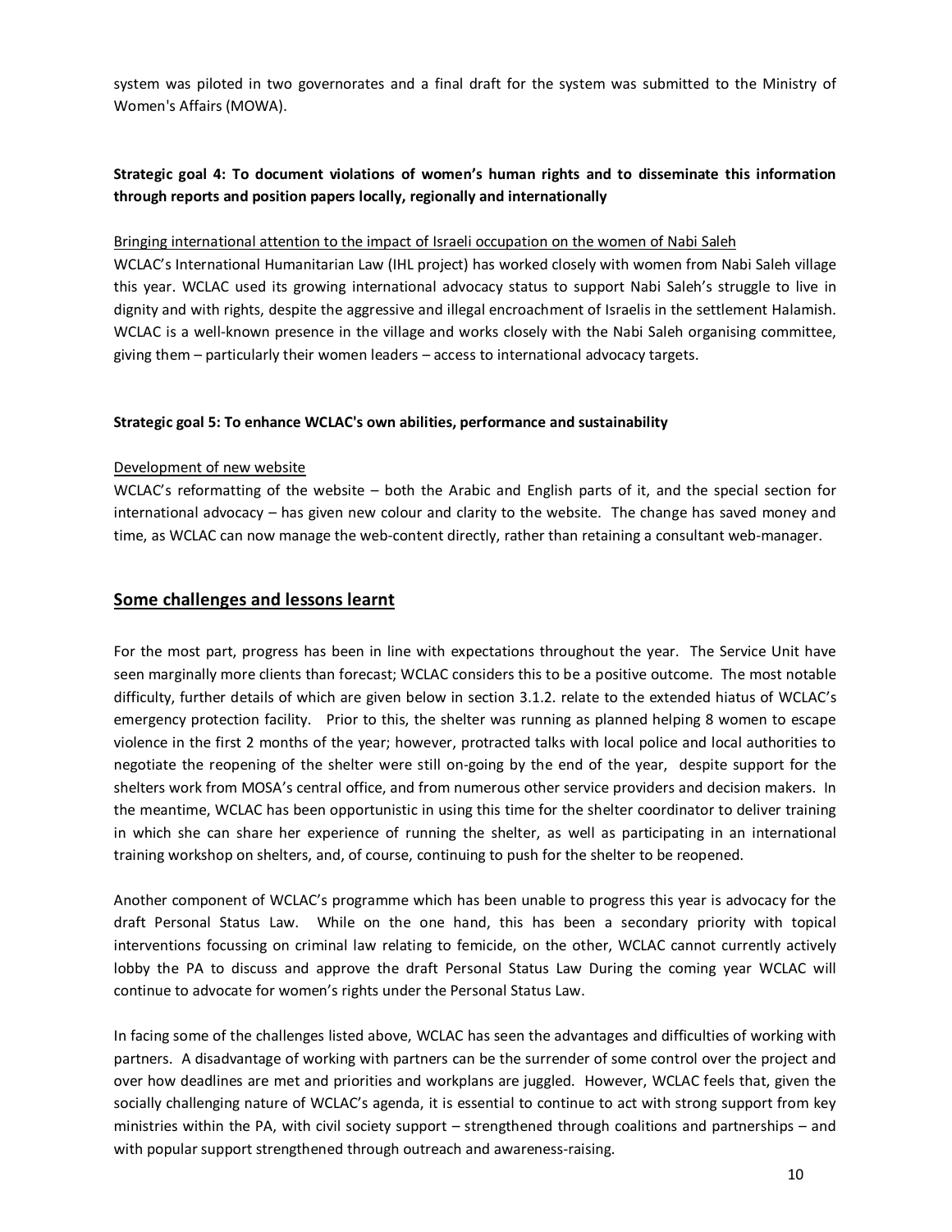system was piloted in two governorates and a final draft for the system was submitted to the Ministry of Women's Affairs (MOWA).

**Strategic goal 4: To document violations of women's human rights and to disseminate this information through reports and position papers locally, regionally and internationally**

<u>Bringing international attention to the impact of Israeli occupation on the women of Nabi Saleh</u>

WCLAC's International Humanitarian Law (IHL project) has worked closely with women from Nabi Saleh village this year. WCLAC used its growing international advocacy status to support Nabi Saleh's struggle to live in dignity and with rights, despite the aggressive and illegal encroachment of Israelis in the settlement Halamish. WCLAC is a well-known presence in the village and works closely with the Nabi Saleh organising committee, giving them – particularly their women leaders – access to international advocacy targets.

**Strategic goal 5: To enhance WCLAC's own abilities, performance and sustainability**

<u>Development of new website</u>

WCLAC's reformatting of the website – both the Arabic and English parts of it, and the special section for international advocacy – has given new colour and clarity to the website. The change has saved money and time, as WCLAC can now manage the web-content directly, rather than retaining a consultant web-manager.

## Some challenges and lessons learnt

For the most part, progress has been in line with expectations throughout the year. The Service Unit have seen marginally more clients than forecast; WCLAC considers this to be a positive outcome. The most notable difficulty, further details of which are given below in section 3.1.2. relate to the extended hiatus of WCLAC's emergency protection facility. Prior to this, the shelter was running as planned helping 8 women to escape violence in the first 2 months of the year; however, protracted talks with local police and local authorities to negotiate the reopening of the shelter were still on-going by the end of the year, despite support for the shelters work from MOSA's central office, and from numerous other service providers and decision makers. In the meantime, WCLAC has been opportunistic in using this time for the shelter coordinator to deliver training in which she can share her experience of running the shelter, as well as participating in an international training workshop on shelters, and, of course, continuing to push for the shelter to be reopened.

Another component of WCLAC's programme which has been unable to progress this year is advocacy for the draft Personal Status Law. While on the one hand, this has been a secondary priority with topical interventions focussing on criminal law relating to femicide, on the other, WCLAC cannot currently actively lobby the PA to discuss and approve the draft Personal Status Law During the coming year WCLAC will continue to advocate for women's rights under the Personal Status Law.

In facing some of the challenges listed above, WCLAC has seen the advantages and difficulties of working with partners. A disadvantage of working with partners can be the surrender of some control over the project and over how deadlines are met and priorities and workplans are juggled. However, WCLAC feels that, given the socially challenging nature of WCLAC's agenda, it is essential to continue to act with strong support from key ministries within the PA, with civil society support – strengthened through coalitions and partnerships – and with popular support strengthened through outreach and awareness-raising.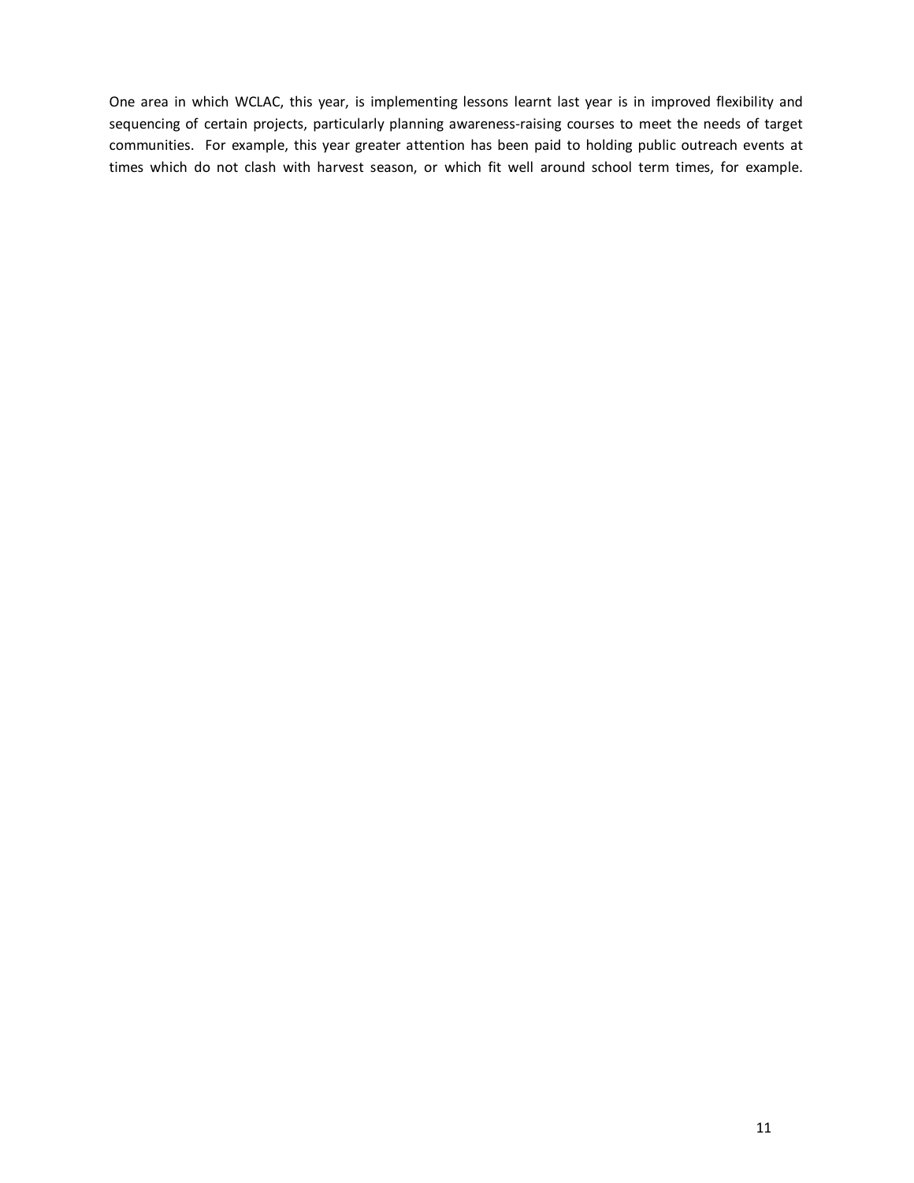One area in which WCLAC, this year, is implementing lessons learnt last year is in improved flexibility and sequencing of certain projects, particularly planning awareness-raising courses to meet the needs of target communities. For example, this year greater attention has been paid to holding public outreach events at times which do not clash with harvest season, or which fit well around school term times, for example.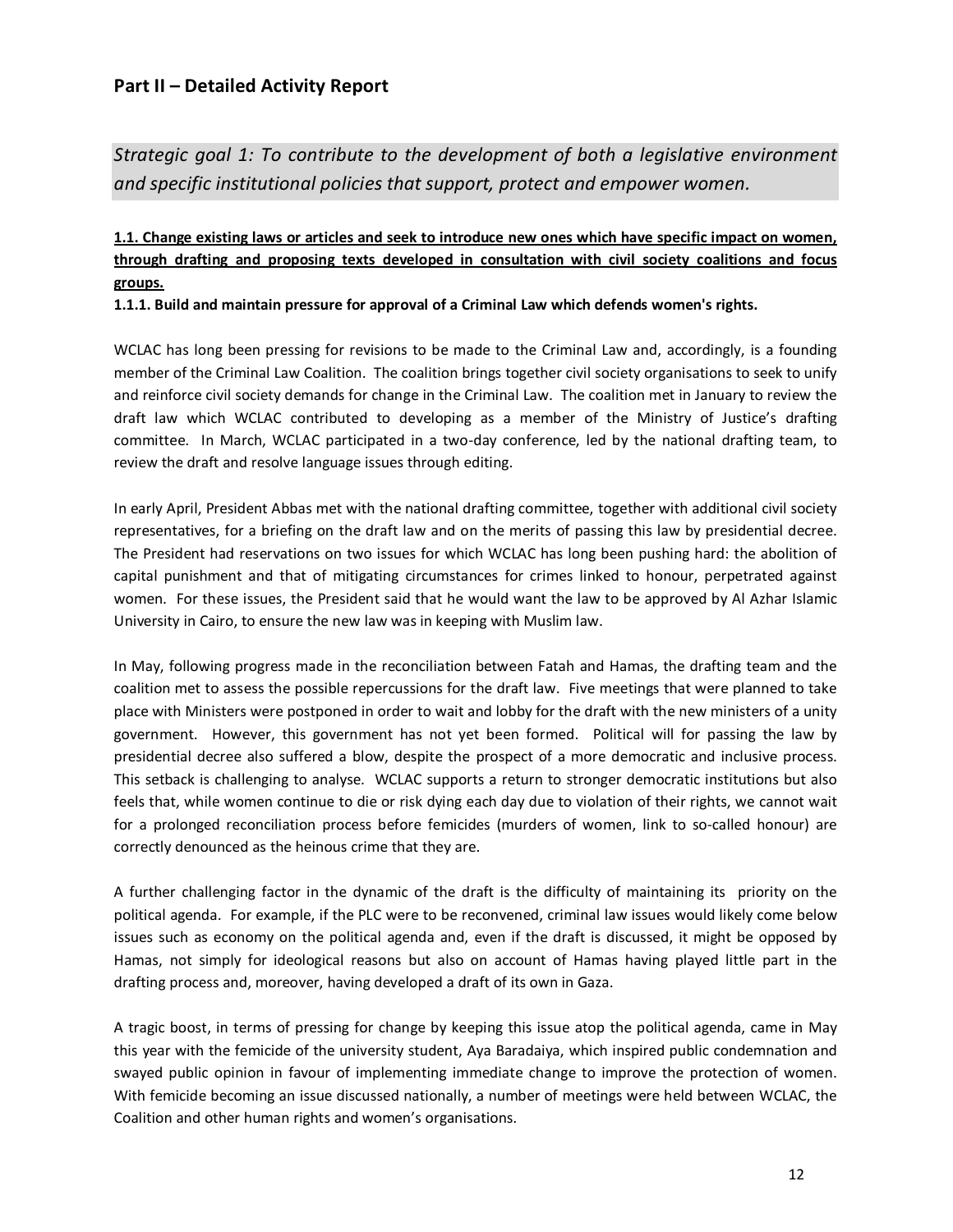## Part II – Detailed Activity Report

*Strategic goal 1: To contribute to the development of both a legislative environment and specific institutional policies that support, protect and empower women.*

**1.1. Change existing laws or articles and seek to introduce new ones which have specific impact on women, through drafting and proposing texts developed in consultation with civil society coalitions and focus groups.**

**1.1.1. Build and maintain pressure for approval of a Criminal Law which defends women's rights.**

WCLAC has long been pressing for revisions to be made to the Criminal Law and, accordingly, is a founding member of the Criminal Law Coalition. The coalition brings together civil society organisations to seek to unify and reinforce civil society demands for change in the Criminal Law. The coalition met in January to review the draft law which WCLAC contributed to developing as a member of the Ministry of Justice's drafting committee. In March, WCLAC participated in a two-day conference, led by the national drafting team, to review the draft and resolve language issues through editing.

In early April, President Abbas met with the national drafting committee, together with additional civil society representatives, for a briefing on the draft law and on the merits of passing this law by presidential decree. The President had reservations on two issues for which WCLAC has long been pushing hard: the abolition of capital punishment and that of mitigating circumstances for crimes linked to honour, perpetrated against women. For these issues, the President said that he would want the law to be approved by Al Azhar Islamic University in Cairo, to ensure the new law was in keeping with Muslim law.

In May, following progress made in the reconciliation between Fatah and Hamas, the drafting team and the coalition met to assess the possible repercussions for the draft law. Five meetings that were planned to take place with Ministers were postponed in order to wait and lobby for the draft with the new ministers of a unity government. However, this government has not yet been formed. Political will for passing the law by presidential decree also suffered a blow, despite the prospect of a more democratic and inclusive process. This setback is challenging to analyse. WCLAC supports a return to stronger democratic institutions but also feels that, while women continue to die or risk dying each day due to violation of their rights, we cannot wait for a prolonged reconciliation process before femicides (murders of women, link to so-called honour) are correctly denounced as the heinous crime that they are.

A further challenging factor in the dynamic of the draft is the difficulty of maintaining its priority on the political agenda. For example, if the PLC were to be reconvened, criminal law issues would likely come below issues such as economy on the political agenda and, even if the draft is discussed, it might be opposed by Hamas, not simply for ideological reasons but also on account of Hamas having played little part in the drafting process and, moreover, having developed a draft of its own in Gaza.

A tragic boost, in terms of pressing for change by keeping this issue atop the political agenda, came in May this year with the femicide of the university student, Aya Baradaiya, which inspired public condemnation and swayed public opinion in favour of implementing immediate change to improve the protection of women. With femicide becoming an issue discussed nationally, a number of meetings were held between WCLAC, the Coalition and other human rights and women's organisations.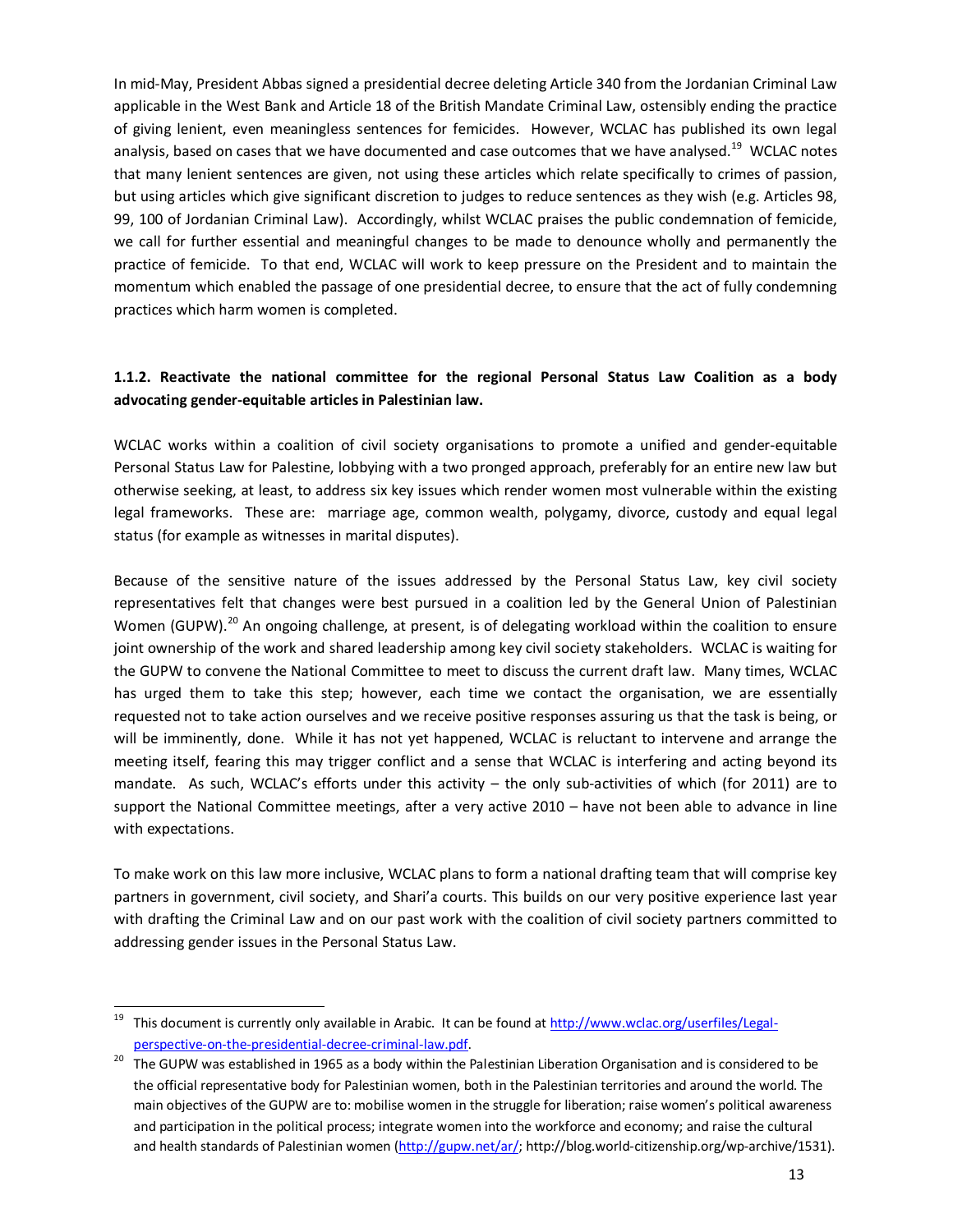In mid-May, President Abbas signed a presidential decree deleting Article 340 from the Jordanian Criminal Law applicable in the West Bank and Article 18 of the British Mandate Criminal Law, ostensibly ending the practice of giving lenient, even meaningless sentences for femicides. However, WCLAC has published its own legal analysis, based on cases that we have documented and case outcomes that we have analysed.[19] WCLAC notes that many lenient sentences are given, not using these articles which relate specifically to crimes of passion, but using articles which give significant discretion to judges to reduce sentences as they wish (e.g. Articles 98, 99, 100 of Jordanian Criminal Law). Accordingly, whilst WCLAC praises the public condemnation of femicide, we call for further essential and meaningful changes to be made to denounce wholly and permanently the practice of femicide. To that end, WCLAC will work to keep pressure on the President and to maintain the momentum which enabled the passage of one presidential decree, to ensure that the act of fully condemning practices which harm women is completed.

#### 1.1.2. Reactivate the national committee for the regional Personal Status Law Coalition as a body advocating gender-equitable articles in Palestinian law.

WCLAC works within a coalition of civil society organisations to promote a unified and gender-equitable Personal Status Law for Palestine, lobbying with a two pronged approach, preferably for an entire new law but otherwise seeking, at least, to address six key issues which render women most vulnerable within the existing legal frameworks. These are: marriage age, common wealth, polygamy, divorce, custody and equal legal status (for example as witnesses in marital disputes).

Because of the sensitive nature of the issues addressed by the Personal Status Law, key civil society representatives felt that changes were best pursued in a coalition led by the General Union of Palestinian Women (GUPW).[20] An ongoing challenge, at present, is of delegating workload within the coalition to ensure joint ownership of the work and shared leadership among key civil society stakeholders. WCLAC is waiting for the GUPW to convene the National Committee to meet to discuss the current draft law. Many times, WCLAC has urged them to take this step; however, each time we contact the organisation, we are essentially requested not to take action ourselves and we receive positive responses assuring us that the task is being, or will be imminently, done. While it has not yet happened, WCLAC is reluctant to intervene and arrange the meeting itself, fearing this may trigger conflict and a sense that WCLAC is interfering and acting beyond its mandate. As such, WCLAC's efforts under this activity – the only sub-activities of which (for 2011) are to support the National Committee meetings, after a very active 2010 – have not been able to advance in line with expectations.

To make work on this law more inclusive, WCLAC plans to form a national drafting team that will comprise key partners in government, civil society, and Shari'a courts. This builds on our very positive experience last year with drafting the Criminal Law and on our past work with the coalition of civil society partners committed to addressing gender issues in the Personal Status Law.

---

[19] This document is currently only available in Arabic. It can be found at http://www.wclac.org/userfiles/Legal-perspective-on-the-presidential-decree-criminal-law.pdf.

[20] The GUPW was established in 1965 as a body within the Palestinian Liberation Organisation and is considered to be the official representative body for Palestinian women, both in the Palestinian territories and around the world. The main objectives of the GUPW are to: mobilise women in the struggle for liberation; raise women's political awareness and participation in the political process; integrate women into the workforce and economy; and raise the cultural and health standards of Palestinian women (http://gupw.net/ar/; http://blog.world-citizenship.org/wp-archive/1531).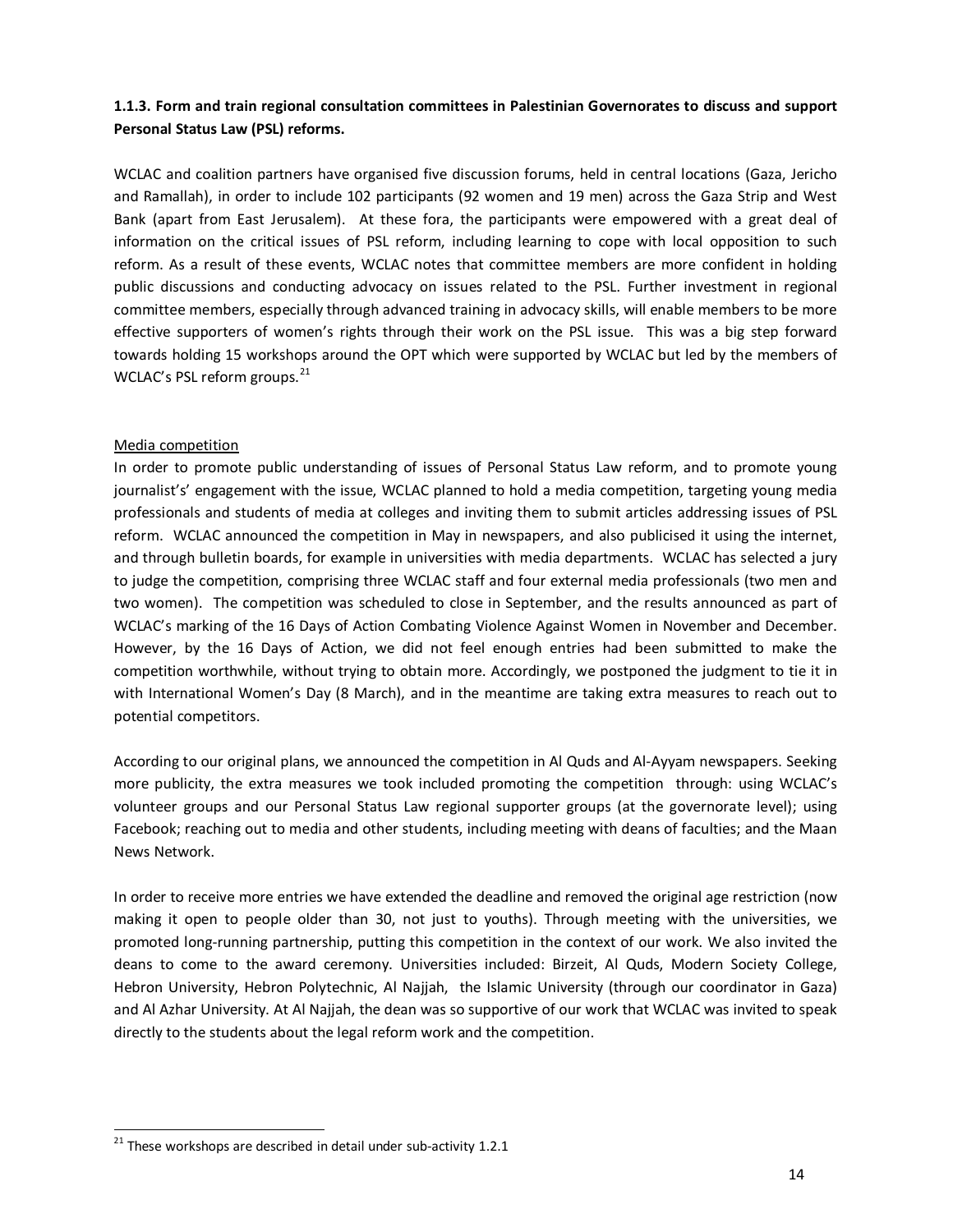**1.1.3. Form and train regional consultation committees in Palestinian Governorates to discuss and support Personal Status Law (PSL) reforms.**

WCLAC and coalition partners have organised five discussion forums, held in central locations (Gaza, Jericho and Ramallah), in order to include 102 participants (92 women and 19 men) across the Gaza Strip and West Bank (apart from East Jerusalem). At these fora, the participants were empowered with a great deal of information on the critical issues of PSL reform, including learning to cope with local opposition to such reform. As a result of these events, WCLAC notes that committee members are more confident in holding public discussions and conducting advocacy on issues related to the PSL. Further investment in regional committee members, especially through advanced training in advocacy skills, will enable members to be more effective supporters of women's rights through their work on the PSL issue. This was a big step forward towards holding 15 workshops around the OPT which were supported by WCLAC but led by the members of WCLAC's PSL reform groups.[21]

Media competition

In order to promote public understanding of issues of Personal Status Law reform, and to promote young journalist's' engagement with the issue, WCLAC planned to hold a media competition, targeting young media professionals and students of media at colleges and inviting them to submit articles addressing issues of PSL reform. WCLAC announced the competition in May in newspapers, and also publicised it using the internet, and through bulletin boards, for example in universities with media departments. WCLAC has selected a jury to judge the competition, comprising three WCLAC staff and four external media professionals (two men and two women). The competition was scheduled to close in September, and the results announced as part of WCLAC's marking of the 16 Days of Action Combating Violence Against Women in November and December. However, by the 16 Days of Action, we did not feel enough entries had been submitted to make the competition worthwhile, without trying to obtain more. Accordingly, we postponed the judgment to tie it in with International Women's Day (8 March), and in the meantime are taking extra measures to reach out to potential competitors.

According to our original plans, we announced the competition in Al Quds and Al-Ayyam newspapers. Seeking more publicity, the extra measures we took included promoting the competition through: using WCLAC's volunteer groups and our Personal Status Law regional supporter groups (at the governorate level); using Facebook; reaching out to media and other students, including meeting with deans of faculties; and the Maan News Network.

In order to receive more entries we have extended the deadline and removed the original age restriction (now making it open to people older than 30, not just to youths). Through meeting with the universities, we promoted long-running partnership, putting this competition in the context of our work. We also invited the deans to come to the award ceremony. Universities included: Birzeit, Al Quds, Modern Society College, Hebron University, Hebron Polytechnic, Al Najjah, the Islamic University (through our coordinator in Gaza) and Al Azhar University. At Al Najjah, the dean was so supportive of our work that WCLAC was invited to speak directly to the students about the legal reform work and the competition.

[21] These workshops are described in detail under sub-activity 1.2.1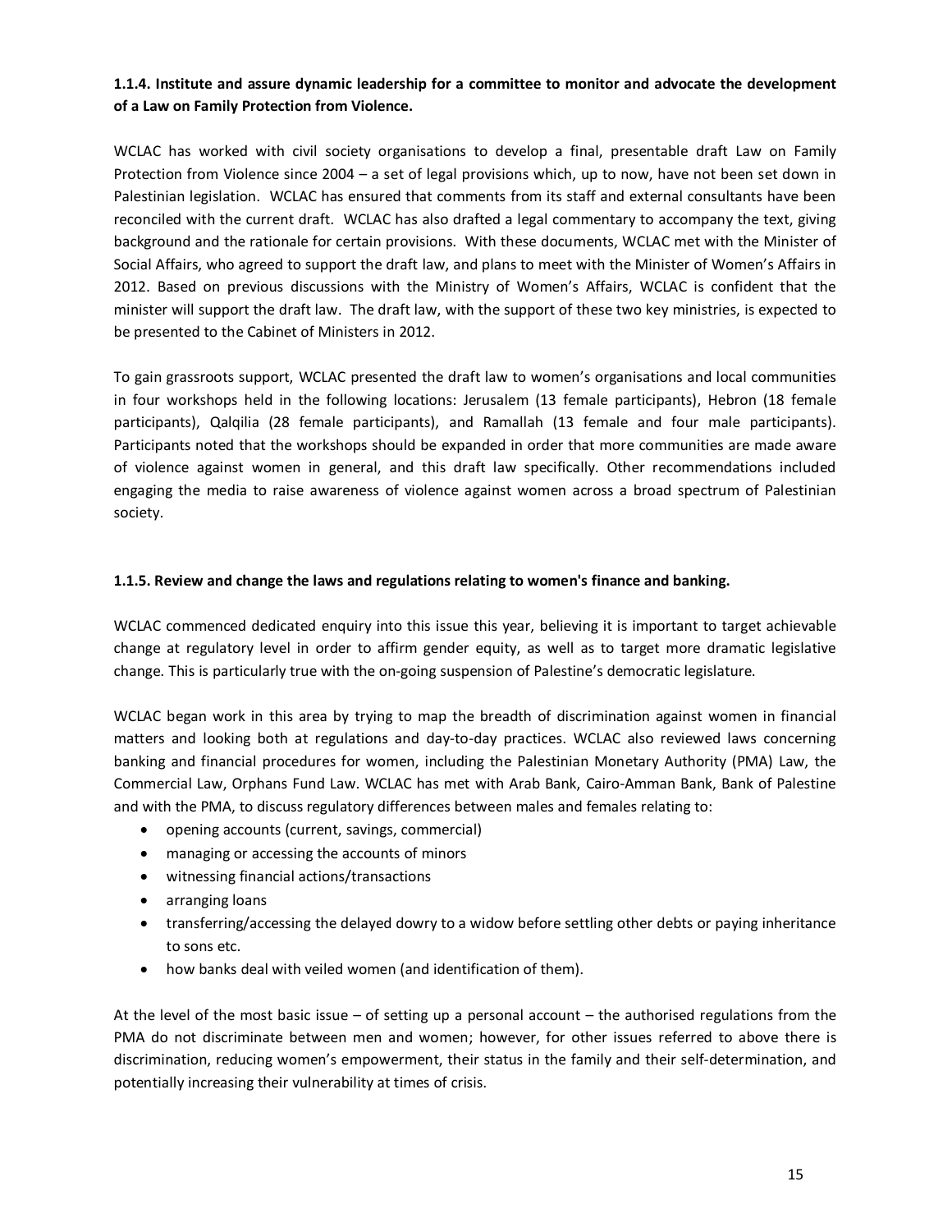**1.1.4. Institute and assure dynamic leadership for a committee to monitor and advocate the development of a Law on Family Protection from Violence.**

WCLAC has worked with civil society organisations to develop a final, presentable draft Law on Family Protection from Violence since 2004 – a set of legal provisions which, up to now, have not been set down in Palestinian legislation. WCLAC has ensured that comments from its staff and external consultants have been reconciled with the current draft. WCLAC has also drafted a legal commentary to accompany the text, giving background and the rationale for certain provisions. With these documents, WCLAC met with the Minister of Social Affairs, who agreed to support the draft law, and plans to meet with the Minister of Women's Affairs in 2012. Based on previous discussions with the Ministry of Women's Affairs, WCLAC is confident that the minister will support the draft law. The draft law, with the support of these two key ministries, is expected to be presented to the Cabinet of Ministers in 2012.

To gain grassroots support, WCLAC presented the draft law to women's organisations and local communities in four workshops held in the following locations: Jerusalem (13 female participants), Hebron (18 female participants), Qalqilia (28 female participants), and Ramallah (13 female and four male participants). Participants noted that the workshops should be expanded in order that more communities are made aware of violence against women in general, and this draft law specifically. Other recommendations included engaging the media to raise awareness of violence against women across a broad spectrum of Palestinian society.

**1.1.5. Review and change the laws and regulations relating to women's finance and banking.**

WCLAC commenced dedicated enquiry into this issue this year, believing it is important to target achievable change at regulatory level in order to affirm gender equity, as well as to target more dramatic legislative change. This is particularly true with the on-going suspension of Palestine's democratic legislature.

WCLAC began work in this area by trying to map the breadth of discrimination against women in financial matters and looking both at regulations and day-to-day practices. WCLAC also reviewed laws concerning banking and financial procedures for women, including the Palestinian Monetary Authority (PMA) Law, the Commercial Law, Orphans Fund Law. WCLAC has met with Arab Bank, Cairo-Amman Bank, Bank of Palestine and with the PMA, to discuss regulatory differences between males and females relating to:

- opening accounts (current, savings, commercial)
- managing or accessing the accounts of minors
- witnessing financial actions/transactions
- arranging loans
- transferring/accessing the delayed dowry to a widow before settling other debts or paying inheritance to sons etc.
- how banks deal with veiled women (and identification of them).

At the level of the most basic issue – of setting up a personal account – the authorised regulations from the PMA do not discriminate between men and women; however, for other issues referred to above there is discrimination, reducing women's empowerment, their status in the family and their self-determination, and potentially increasing their vulnerability at times of crisis.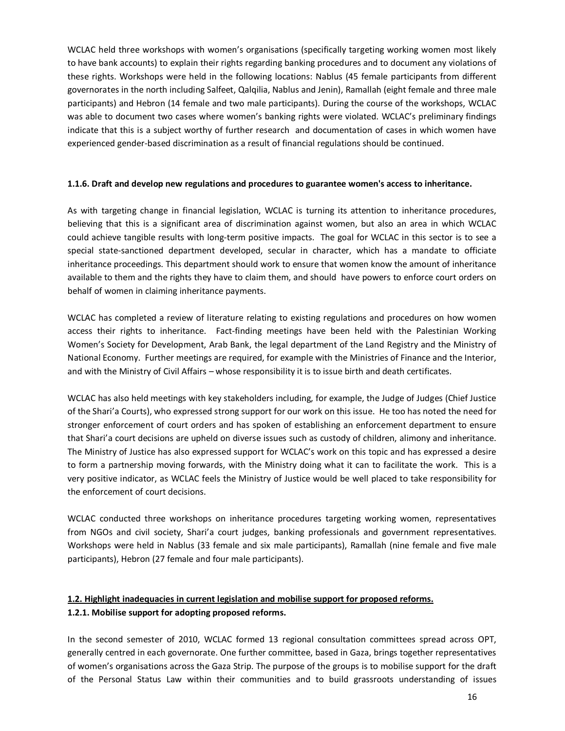WCLAC held three workshops with women's organisations (specifically targeting working women most likely to have bank accounts) to explain their rights regarding banking procedures and to document any violations of these rights. Workshops were held in the following locations: Nablus (45 female participants from different governorates in the north including Salfeet, Qalqilia, Nablus and Jenin), Ramallah (eight female and three male participants) and Hebron (14 female and two male participants). During the course of the workshops, WCLAC was able to document two cases where women's banking rights were violated. WCLAC's preliminary findings indicate that this is a subject worthy of further research and documentation of cases in which women have experienced gender-based discrimination as a result of financial regulations should be continued.

**1.1.6. Draft and develop new regulations and procedures to guarantee women's access to inheritance.**

As with targeting change in financial legislation, WCLAC is turning its attention to inheritance procedures, believing that this is a significant area of discrimination against women, but also an area in which WCLAC could achieve tangible results with long-term positive impacts. The goal for WCLAC in this sector is to see a special state-sanctioned department developed, secular in character, which has a mandate to officiate inheritance proceedings. This department should work to ensure that women know the amount of inheritance available to them and the rights they have to claim them, and should have powers to enforce court orders on behalf of women in claiming inheritance payments.

WCLAC has completed a review of literature relating to existing regulations and procedures on how women access their rights to inheritance. Fact-finding meetings have been held with the Palestinian Working Women's Society for Development, Arab Bank, the legal department of the Land Registry and the Ministry of National Economy. Further meetings are required, for example with the Ministries of Finance and the Interior, and with the Ministry of Civil Affairs – whose responsibility it is to issue birth and death certificates.

WCLAC has also held meetings with key stakeholders including, for example, the Judge of Judges (Chief Justice of the Shari'a Courts), who expressed strong support for our work on this issue. He too has noted the need for stronger enforcement of court orders and has spoken of establishing an enforcement department to ensure that Shari'a court decisions are upheld on diverse issues such as custody of children, alimony and inheritance. The Ministry of Justice has also expressed support for WCLAC's work on this topic and has expressed a desire to form a partnership moving forwards, with the Ministry doing what it can to facilitate the work. This is a very positive indicator, as WCLAC feels the Ministry of Justice would be well placed to take responsibility for the enforcement of court decisions.

WCLAC conducted three workshops on inheritance procedures targeting working women, representatives from NGOs and civil society, Shari'a court judges, banking professionals and government representatives. Workshops were held in Nablus (33 female and six male participants), Ramallah (nine female and five male participants), Hebron (27 female and four male participants).

**<u>1.2. Highlight inadequacies in current legislation and mobilise support for proposed reforms.</u>**

**1.2.1. Mobilise support for adopting proposed reforms.**

In the second semester of 2010, WCLAC formed 13 regional consultation committees spread across OPT, generally centred in each governorate. One further committee, based in Gaza, brings together representatives of women's organisations across the Gaza Strip. The purpose of the groups is to mobilise support for the draft of the Personal Status Law within their communities and to build grassroots understanding of issues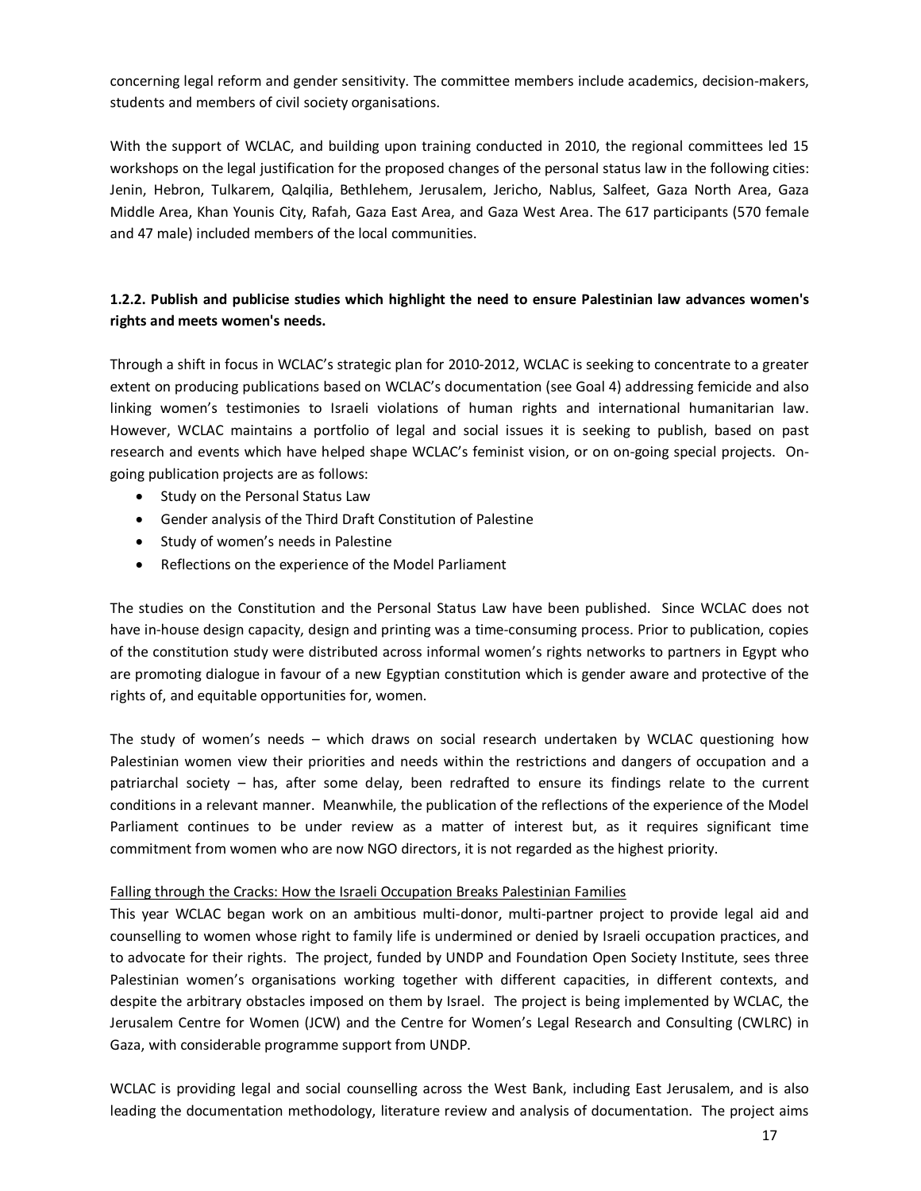concerning legal reform and gender sensitivity. The committee members include academics, decision-makers, students and members of civil society organisations.

With the support of WCLAC, and building upon training conducted in 2010, the regional committees led 15 workshops on the legal justification for the proposed changes of the personal status law in the following cities: Jenin, Hebron, Tulkarem, Qalqilia, Bethlehem, Jerusalem, Jericho, Nablus, Salfeet, Gaza North Area, Gaza Middle Area, Khan Younis City, Rafah, Gaza East Area, and Gaza West Area. The 617 participants (570 female and 47 male) included members of the local communities.

### 1.2.2. Publish and publicise studies which highlight the need to ensure Palestinian law advances women's rights and meets women's needs.

Through a shift in focus in WCLAC's strategic plan for 2010-2012, WCLAC is seeking to concentrate to a greater extent on producing publications based on WCLAC's documentation (see Goal 4) addressing femicide and also linking women's testimonies to Israeli violations of human rights and international humanitarian law. However, WCLAC maintains a portfolio of legal and social issues it is seeking to publish, based on past research and events which have helped shape WCLAC's feminist vision, or on on-going special projects. On-going publication projects are as follows:

- Study on the Personal Status Law
- Gender analysis of the Third Draft Constitution of Palestine
- Study of women's needs in Palestine
- Reflections on the experience of the Model Parliament

The studies on the Constitution and the Personal Status Law have been published. Since WCLAC does not have in-house design capacity, design and printing was a time-consuming process. Prior to publication, copies of the constitution study were distributed across informal women's rights networks to partners in Egypt who are promoting dialogue in favour of a new Egyptian constitution which is gender aware and protective of the rights of, and equitable opportunities for, women.

The study of women's needs – which draws on social research undertaken by WCLAC questioning how Palestinian women view their priorities and needs within the restrictions and dangers of occupation and a patriarchal society – has, after some delay, been redrafted to ensure its findings relate to the current conditions in a relevant manner. Meanwhile, the publication of the reflections of the experience of the Model Parliament continues to be under review as a matter of interest but, as it requires significant time commitment from women who are now NGO directors, it is not regarded as the highest priority.

<u>Falling through the Cracks: How the Israeli Occupation Breaks Palestinian Families</u>

This year WCLAC began work on an ambitious multi-donor, multi-partner project to provide legal aid and counselling to women whose right to family life is undermined or denied by Israeli occupation practices, and to advocate for their rights. The project, funded by UNDP and Foundation Open Society Institute, sees three Palestinian women's organisations working together with different capacities, in different contexts, and despite the arbitrary obstacles imposed on them by Israel. The project is being implemented by WCLAC, the Jerusalem Centre for Women (JCW) and the Centre for Women's Legal Research and Consulting (CWLRC) in Gaza, with considerable programme support from UNDP.

WCLAC is providing legal and social counselling across the West Bank, including East Jerusalem, and is also leading the documentation methodology, literature review and analysis of documentation. The project aims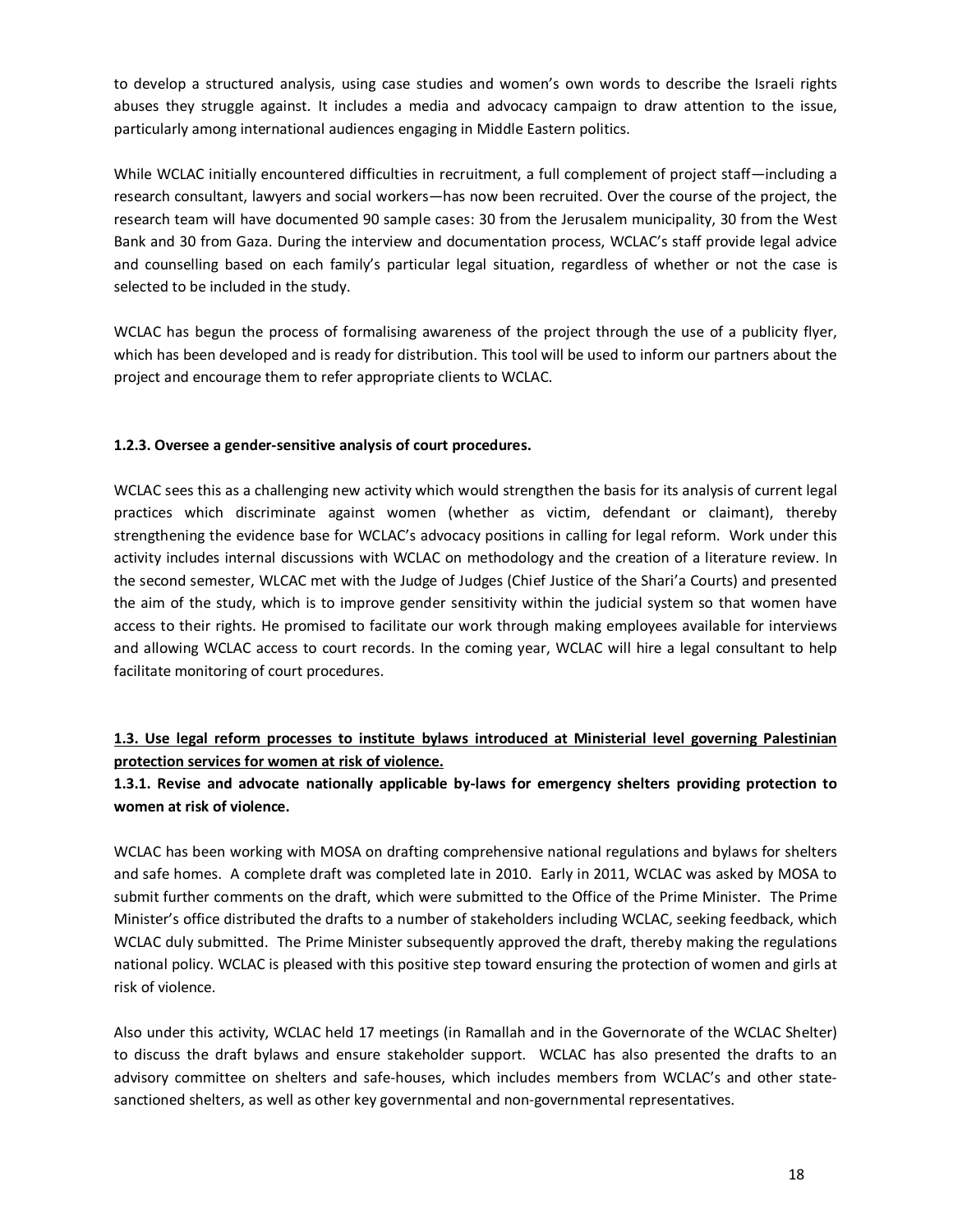to develop a structured analysis, using case studies and women's own words to describe the Israeli rights abuses they struggle against. It includes a media and advocacy campaign to draw attention to the issue, particularly among international audiences engaging in Middle Eastern politics.

While WCLAC initially encountered difficulties in recruitment, a full complement of project staff—including a research consultant, lawyers and social workers—has now been recruited. Over the course of the project, the research team will have documented 90 sample cases: 30 from the Jerusalem municipality, 30 from the West Bank and 30 from Gaza. During the interview and documentation process, WCLAC's staff provide legal advice and counselling based on each family's particular legal situation, regardless of whether or not the case is selected to be included in the study.

WCLAC has begun the process of formalising awareness of the project through the use of a publicity flyer, which has been developed and is ready for distribution. This tool will be used to inform our partners about the project and encourage them to refer appropriate clients to WCLAC.

**1.2.3. Oversee a gender-sensitive analysis of court procedures.**

WCLAC sees this as a challenging new activity which would strengthen the basis for its analysis of current legal practices which discriminate against women (whether as victim, defendant or claimant), thereby strengthening the evidence base for WCLAC's advocacy positions in calling for legal reform. Work under this activity includes internal discussions with WCLAC on methodology and the creation of a literature review. In the second semester, WLCAC met with the Judge of Judges (Chief Justice of the Shari'a Courts) and presented the aim of the study, which is to improve gender sensitivity within the judicial system so that women have access to their rights. He promised to facilitate our work through making employees available for interviews and allowing WCLAC access to court records. In the coming year, WCLAC will hire a legal consultant to help facilitate monitoring of court procedures.

**<u>1.3. Use legal reform processes to institute bylaws introduced at Ministerial level governing Palestinian protection services for women at risk of violence.</u>**

**1.3.1. Revise and advocate nationally applicable by-laws for emergency shelters providing protection to women at risk of violence.**

WCLAC has been working with MOSA on drafting comprehensive national regulations and bylaws for shelters and safe homes. A complete draft was completed late in 2010. Early in 2011, WCLAC was asked by MOSA to submit further comments on the draft, which were submitted to the Office of the Prime Minister. The Prime Minister's office distributed the drafts to a number of stakeholders including WCLAC, seeking feedback, which WCLAC duly submitted. The Prime Minister subsequently approved the draft, thereby making the regulations national policy. WCLAC is pleased with this positive step toward ensuring the protection of women and girls at risk of violence.

Also under this activity, WCLAC held 17 meetings (in Ramallah and in the Governorate of the WCLAC Shelter) to discuss the draft bylaws and ensure stakeholder support. WCLAC has also presented the drafts to an advisory committee on shelters and safe-houses, which includes members from WCLAC's and other state-sanctioned shelters, as well as other key governmental and non-governmental representatives.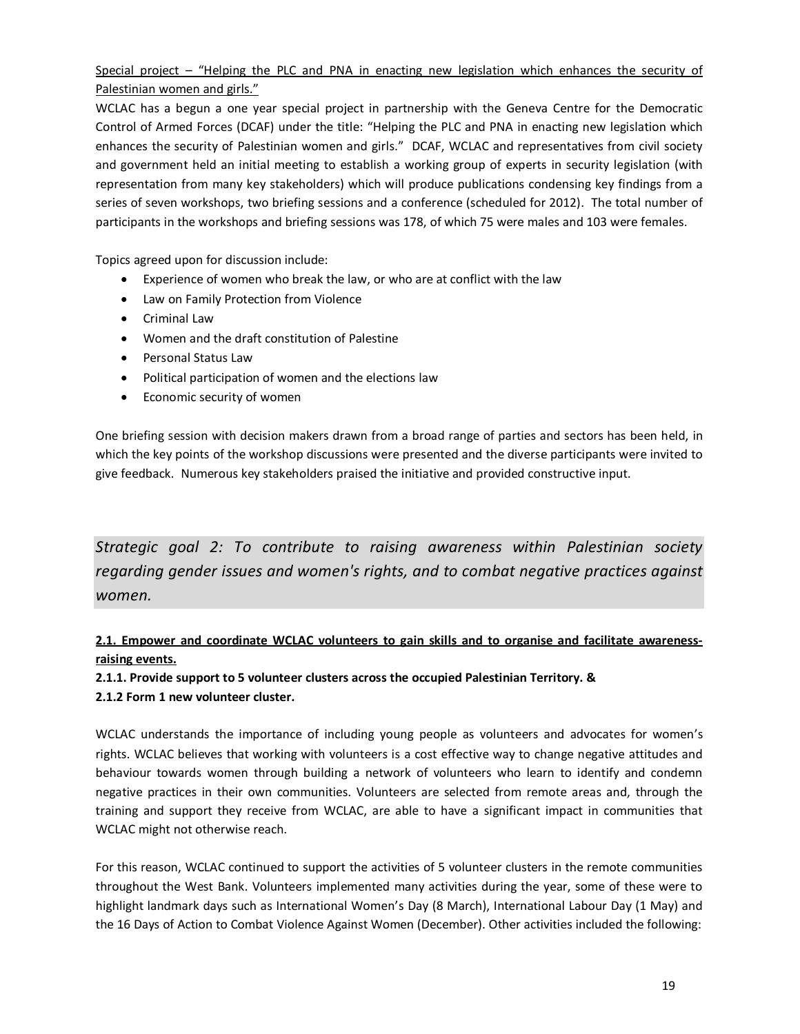Special project – "Helping the PLC and PNA in enacting new legislation which enhances the security of Palestinian women and girls."

WCLAC has a begun a one year special project in partnership with the Geneva Centre for the Democratic Control of Armed Forces (DCAF) under the title: "Helping the PLC and PNA in enacting new legislation which enhances the security of Palestinian women and girls." DCAF, WCLAC and representatives from civil society and government held an initial meeting to establish a working group of experts in security legislation (with representation from many key stakeholders) which will produce publications condensing key findings from a series of seven workshops, two briefing sessions and a conference (scheduled for 2012). The total number of participants in the workshops and briefing sessions was 178, of which 75 were males and 103 were females.

Topics agreed upon for discussion include:

- Experience of women who break the law, or who are at conflict with the law
- Law on Family Protection from Violence
- Criminal Law
- Women and the draft constitution of Palestine
- Personal Status Law
- Political participation of women and the elections law
- Economic security of women

One briefing session with decision makers drawn from a broad range of parties and sectors has been held, in which the key points of the workshop discussions were presented and the diverse participants were invited to give feedback. Numerous key stakeholders praised the initiative and provided constructive input.

## *Strategic goal 2: To contribute to raising awareness within Palestinian society regarding gender issues and women's rights, and to combat negative practices against women.*

**2.1. Empower and coordinate WCLAC volunteers to gain skills and to organise and facilitate awareness-raising events.**

**2.1.1. Provide support to 5 volunteer clusters across the occupied Palestinian Territory. &**

**2.1.2 Form 1 new volunteer cluster.**

WCLAC understands the importance of including young people as volunteers and advocates for women's rights. WCLAC believes that working with volunteers is a cost effective way to change negative attitudes and behaviour towards women through building a network of volunteers who learn to identify and condemn negative practices in their own communities. Volunteers are selected from remote areas and, through the training and support they receive from WCLAC, are able to have a significant impact in communities that WCLAC might not otherwise reach.

For this reason, WCLAC continued to support the activities of 5 volunteer clusters in the remote communities throughout the West Bank. Volunteers implemented many activities during the year, some of these were to highlight landmark days such as International Women's Day (8 March), International Labour Day (1 May) and the 16 Days of Action to Combat Violence Against Women (December). Other activities included the following: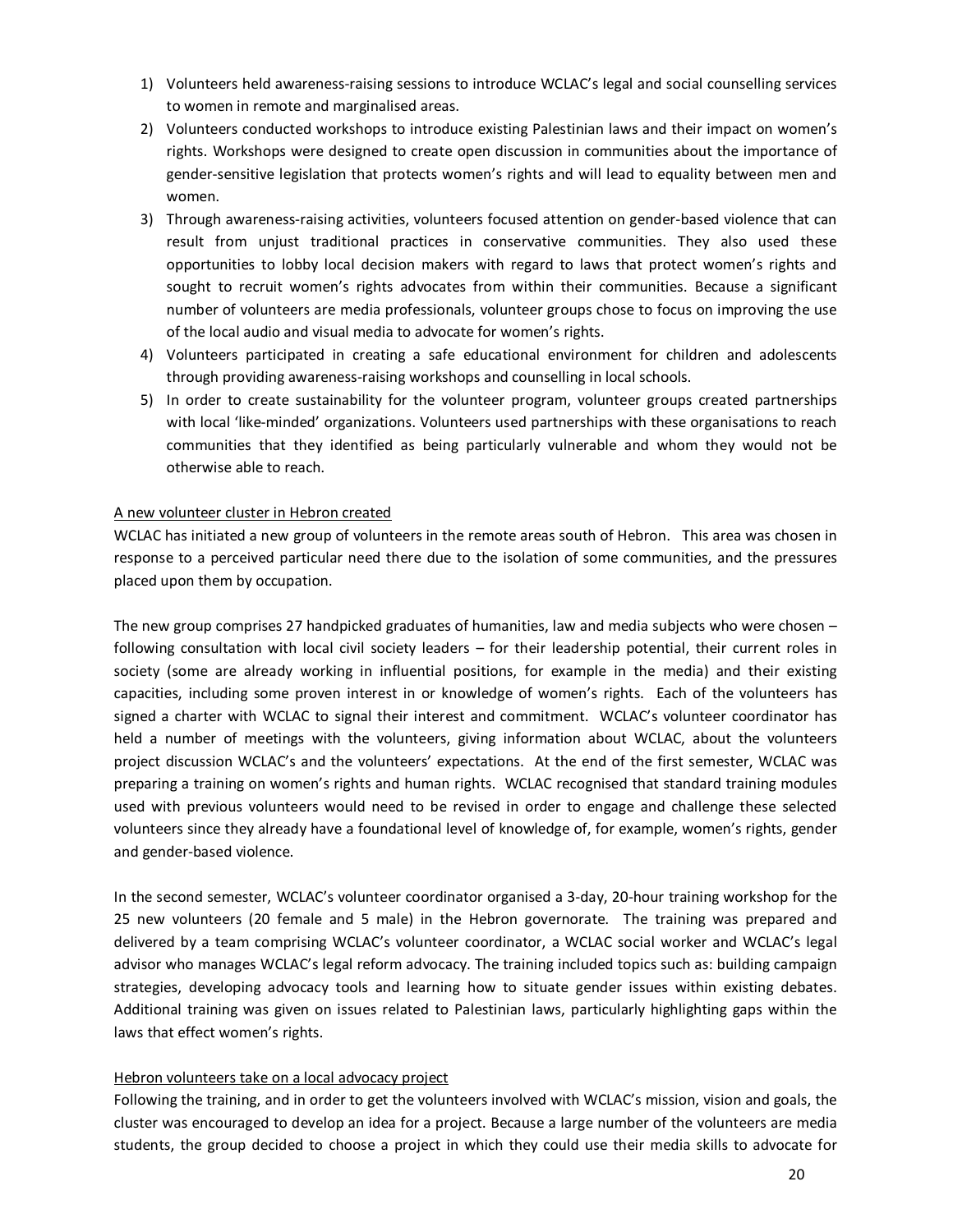1) Volunteers held awareness-raising sessions to introduce WCLAC's legal and social counselling services to women in remote and marginalised areas.
2) Volunteers conducted workshops to introduce existing Palestinian laws and their impact on women's rights. Workshops were designed to create open discussion in communities about the importance of gender-sensitive legislation that protects women's rights and will lead to equality between men and women.
3) Through awareness-raising activities, volunteers focused attention on gender-based violence that can result from unjust traditional practices in conservative communities. They also used these opportunities to lobby local decision makers with regard to laws that protect women's rights and sought to recruit women's rights advocates from within their communities. Because a significant number of volunteers are media professionals, volunteer groups chose to focus on improving the use of the local audio and visual media to advocate for women's rights.
4) Volunteers participated in creating a safe educational environment for children and adolescents through providing awareness-raising workshops and counselling in local schools.
5) In order to create sustainability for the volunteer program, volunteer groups created partnerships with local 'like-minded' organizations. Volunteers used partnerships with these organisations to reach communities that they identified as being particularly vulnerable and whom they would not be otherwise able to reach.

<u>A new volunteer cluster in Hebron created</u>

WCLAC has initiated a new group of volunteers in the remote areas south of Hebron. This area was chosen in response to a perceived particular need there due to the isolation of some communities, and the pressures placed upon them by occupation.

The new group comprises 27 handpicked graduates of humanities, law and media subjects who were chosen – following consultation with local civil society leaders – for their leadership potential, their current roles in society (some are already working in influential positions, for example in the media) and their existing capacities, including some proven interest in or knowledge of women's rights. Each of the volunteers has signed a charter with WCLAC to signal their interest and commitment. WCLAC's volunteer coordinator has held a number of meetings with the volunteers, giving information about WCLAC, about the volunteers project discussion WCLAC's and the volunteers' expectations. At the end of the first semester, WCLAC was preparing a training on women's rights and human rights. WCLAC recognised that standard training modules used with previous volunteers would need to be revised in order to engage and challenge these selected volunteers since they already have a foundational level of knowledge of, for example, women's rights, gender and gender-based violence.

In the second semester, WCLAC's volunteer coordinator organised a 3-day, 20-hour training workshop for the 25 new volunteers (20 female and 5 male) in the Hebron governorate. The training was prepared and delivered by a team comprising WCLAC's volunteer coordinator, a WCLAC social worker and WCLAC's legal advisor who manages WCLAC's legal reform advocacy. The training included topics such as: building campaign strategies, developing advocacy tools and learning how to situate gender issues within existing debates. Additional training was given on issues related to Palestinian laws, particularly highlighting gaps within the laws that effect women's rights.

<u>Hebron volunteers take on a local advocacy project</u>

Following the training, and in order to get the volunteers involved with WCLAC's mission, vision and goals, the cluster was encouraged to develop an idea for a project. Because a large number of the volunteers are media students, the group decided to choose a project in which they could use their media skills to advocate for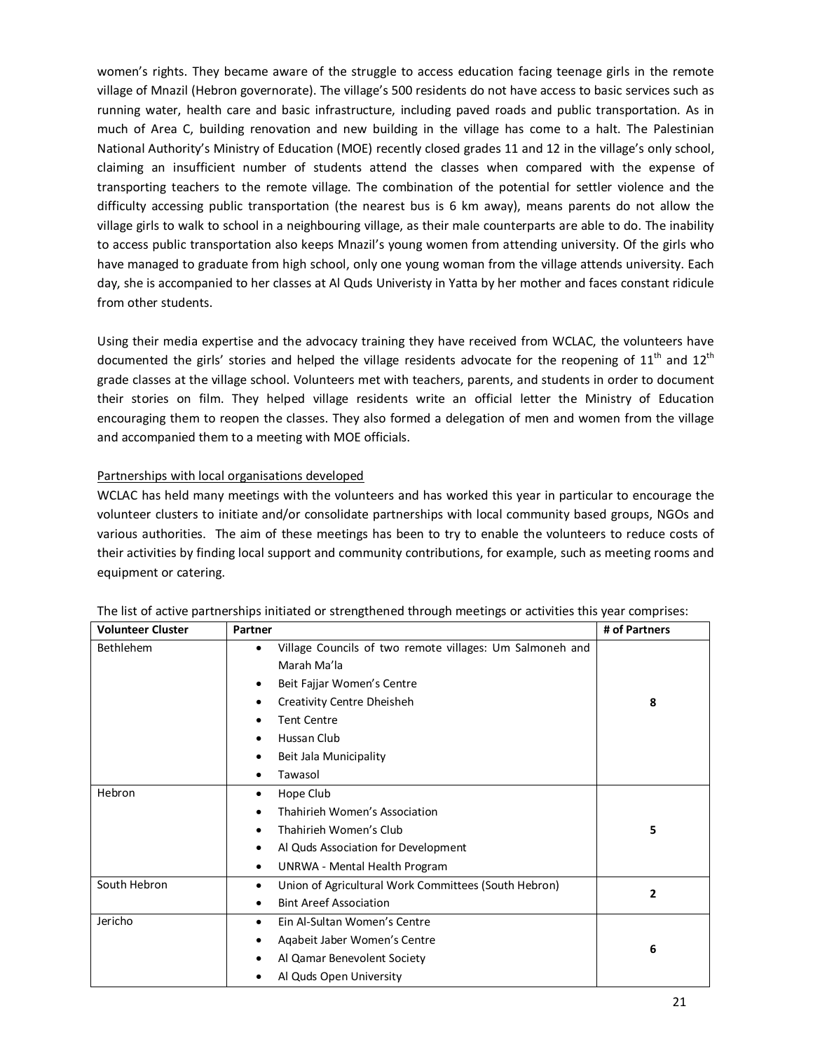women's rights. They became aware of the struggle to access education facing teenage girls in the remote village of Mnazil (Hebron governorate). The village's 500 residents do not have access to basic services such as running water, health care and basic infrastructure, including paved roads and public transportation. As in much of Area C, building renovation and new building in the village has come to a halt. The Palestinian National Authority's Ministry of Education (MOE) recently closed grades 11 and 12 in the village's only school, claiming an insufficient number of students attend the classes when compared with the expense of transporting teachers to the remote village. The combination of the potential for settler violence and the difficulty accessing public transportation (the nearest bus is 6 km away), means parents do not allow the village girls to walk to school in a neighbouring village, as their male counterparts are able to do. The inability to access public transportation also keeps Mnazil's young women from attending university. Of the girls who have managed to graduate from high school, only one young woman from the village attends university. Each day, she is accompanied to her classes at Al Quds Univeristy in Yatta by her mother and faces constant ridicule from other students.

Using their media expertise and the advocacy training they have received from WCLAC, the volunteers have documented the girls' stories and helped the village residents advocate for the reopening of 11th and 12th grade classes at the village school. Volunteers met with teachers, parents, and students in order to document their stories on film. They helped village residents write an official letter the Ministry of Education encouraging them to reopen the classes. They also formed a delegation of men and women from the village and accompanied them to a meeting with MOE officials.

<u>Partnerships with local organisations developed</u>

WCLAC has held many meetings with the volunteers and has worked this year in particular to encourage the volunteer clusters to initiate and/or consolidate partnerships with local community based groups, NGOs and various authorities. The aim of these meetings has been to try to enable the volunteers to reduce costs of their activities by finding local support and community contributions, for example, such as meeting rooms and equipment or catering.

The list of active partnerships initiated or strengthened through meetings or activities this year comprises:

| Volunteer Cluster | Partner | # of Partners |
|---|---|---|
| Bethlehem | • Village Councils of two remote villages: Um Salmoneh and Marah Ma'la<br>• Beit Fajjar Women's Centre<br>• Creativity Centre Dheisheh<br>• Tent Centre<br>• Hussan Club<br>• Beit Jala Municipality<br>• Tawasol | 8 |
| Hebron | • Hope Club<br>• Thahirieh Women's Association<br>• Thahirieh Women's Club<br>• Al Quds Association for Development<br>• UNRWA - Mental Health Program | 5 |
| South Hebron | • Union of Agricultural Work Committees (South Hebron)<br>• Bint Areef Association | 2 |
| Jericho | • Ein Al-Sultan Women's Centre<br>• Aqabeit Jaber Women's Centre<br>• Al Qamar Benevolent Society<br>• Al Quds Open University | 6 |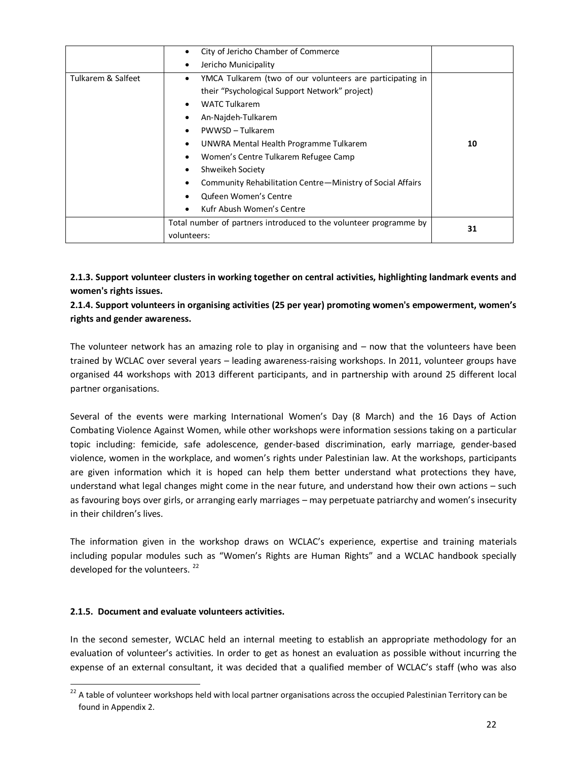| | | |
|---|---|---|
| | • City of Jericho Chamber of Commerce<br>• Jericho Municipality | |
| Tulkarem & Salfeet | • YMCA Tulkarem (two of our volunteers are participating in their "Psychological Support Network" project)<br>• WATC Tulkarem<br>• An-Najdeh-Tulkarem<br>• PWWSD – Tulkarem<br>• UNWRA Mental Health Programme Tulkarem<br>• Women's Centre Tulkarem Refugee Camp<br>• Shweikeh Society<br>• Community Rehabilitation Centre—Ministry of Social Affairs<br>• Qufeen Women's Centre<br>• Kufr Abush Women's Centre | **10** |
| | Total number of partners introduced to the volunteer programme by volunteers: | **31** |

**2.1.3. Support volunteer clusters in working together on central activities, highlighting landmark events and women's rights issues.**

**2.1.4. Support volunteers in organising activities (25 per year) promoting women's empowerment, women's rights and gender awareness.**

The volunteer network has an amazing role to play in organising and – now that the volunteers have been trained by WCLAC over several years – leading awareness-raising workshops. In 2011, volunteer groups have organised 44 workshops with 2013 different participants, and in partnership with around 25 different local partner organisations.

Several of the events were marking International Women's Day (8 March) and the 16 Days of Action Combating Violence Against Women, while other workshops were information sessions taking on a particular topic including: femicide, safe adolescence, gender-based discrimination, early marriage, gender-based violence, women in the workplace, and women's rights under Palestinian law. At the workshops, participants are given information which it is hoped can help them better understand what protections they have, understand what legal changes might come in the near future, and understand how their own actions – such as favouring boys over girls, or arranging early marriages – may perpetuate patriarchy and women's insecurity in their children's lives.

The information given in the workshop draws on WCLAC's experience, expertise and training materials including popular modules such as "Women's Rights are Human Rights" and a WCLAC handbook specially developed for the volunteers. [22]

**2.1.5. Document and evaluate volunteers activities.**

In the second semester, WCLAC held an internal meeting to establish an appropriate methodology for an evaluation of volunteer's activities. In order to get as honest an evaluation as possible without incurring the expense of an external consultant, it was decided that a qualified member of WCLAC's staff (who was also

[22] A table of volunteer workshops held with local partner organisations across the occupied Palestinian Territory can be found in Appendix 2.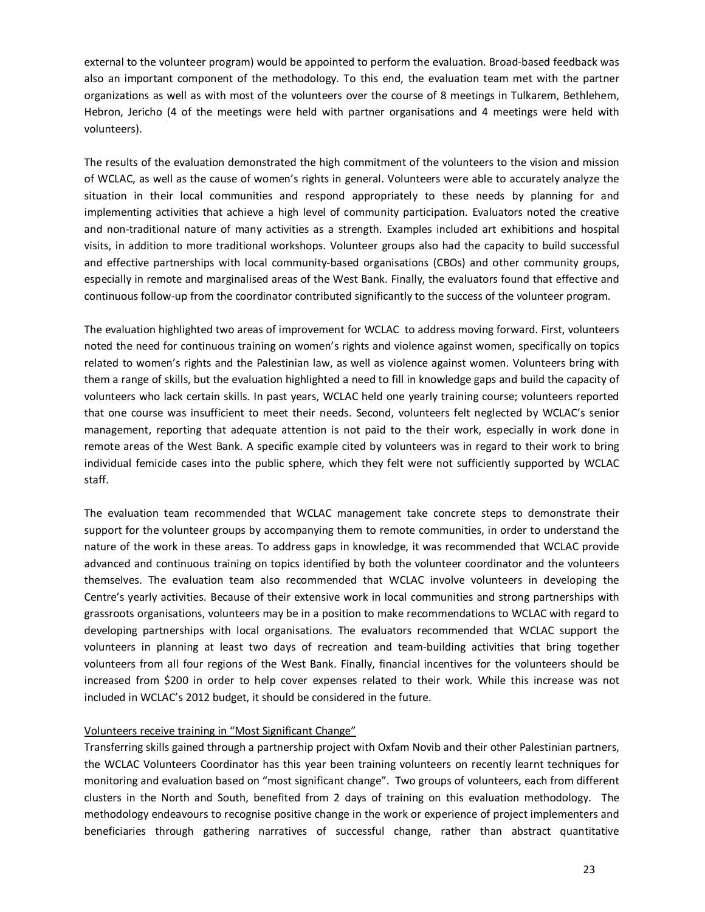external to the volunteer program) would be appointed to perform the evaluation. Broad-based feedback was also an important component of the methodology. To this end, the evaluation team met with the partner organizations as well as with most of the volunteers over the course of 8 meetings in Tulkarem, Bethlehem, Hebron, Jericho (4 of the meetings were held with partner organisations and 4 meetings were held with volunteers).

The results of the evaluation demonstrated the high commitment of the volunteers to the vision and mission of WCLAC, as well as the cause of women's rights in general. Volunteers were able to accurately analyze the situation in their local communities and respond appropriately to these needs by planning for and implementing activities that achieve a high level of community participation. Evaluators noted the creative and non-traditional nature of many activities as a strength. Examples included art exhibitions and hospital visits, in addition to more traditional workshops. Volunteer groups also had the capacity to build successful and effective partnerships with local community-based organisations (CBOs) and other community groups, especially in remote and marginalised areas of the West Bank. Finally, the evaluators found that effective and continuous follow-up from the coordinator contributed significantly to the success of the volunteer program.

The evaluation highlighted two areas of improvement for WCLAC to address moving forward. First, volunteers noted the need for continuous training on women's rights and violence against women, specifically on topics related to women's rights and the Palestinian law, as well as violence against women. Volunteers bring with them a range of skills, but the evaluation highlighted a need to fill in knowledge gaps and build the capacity of volunteers who lack certain skills. In past years, WCLAC held one yearly training course; volunteers reported that one course was insufficient to meet their needs. Second, volunteers felt neglected by WCLAC's senior management, reporting that adequate attention is not paid to the their work, especially in work done in remote areas of the West Bank. A specific example cited by volunteers was in regard to their work to bring individual femicide cases into the public sphere, which they felt were not sufficiently supported by WCLAC staff.

The evaluation team recommended that WCLAC management take concrete steps to demonstrate their support for the volunteer groups by accompanying them to remote communities, in order to understand the nature of the work in these areas. To address gaps in knowledge, it was recommended that WCLAC provide advanced and continuous training on topics identified by both the volunteer coordinator and the volunteers themselves. The evaluation team also recommended that WCLAC involve volunteers in developing the Centre's yearly activities. Because of their extensive work in local communities and strong partnerships with grassroots organisations, volunteers may be in a position to make recommendations to WCLAC with regard to developing partnerships with local organisations. The evaluators recommended that WCLAC support the volunteers in planning at least two days of recreation and team-building activities that bring together volunteers from all four regions of the West Bank. Finally, financial incentives for the volunteers should be increased from $200 in order to help cover expenses related to their work. While this increase was not included in WCLAC's 2012 budget, it should be considered in the future.

<u>Volunteers receive training in "Most Significant Change"</u>

Transferring skills gained through a partnership project with Oxfam Novib and their other Palestinian partners, the WCLAC Volunteers Coordinator has this year been training volunteers on recently learnt techniques for monitoring and evaluation based on "most significant change". Two groups of volunteers, each from different clusters in the North and South, benefited from 2 days of training on this evaluation methodology. The methodology endeavours to recognise positive change in the work or experience of project implementers and beneficiaries through gathering narratives of successful change, rather than abstract quantitative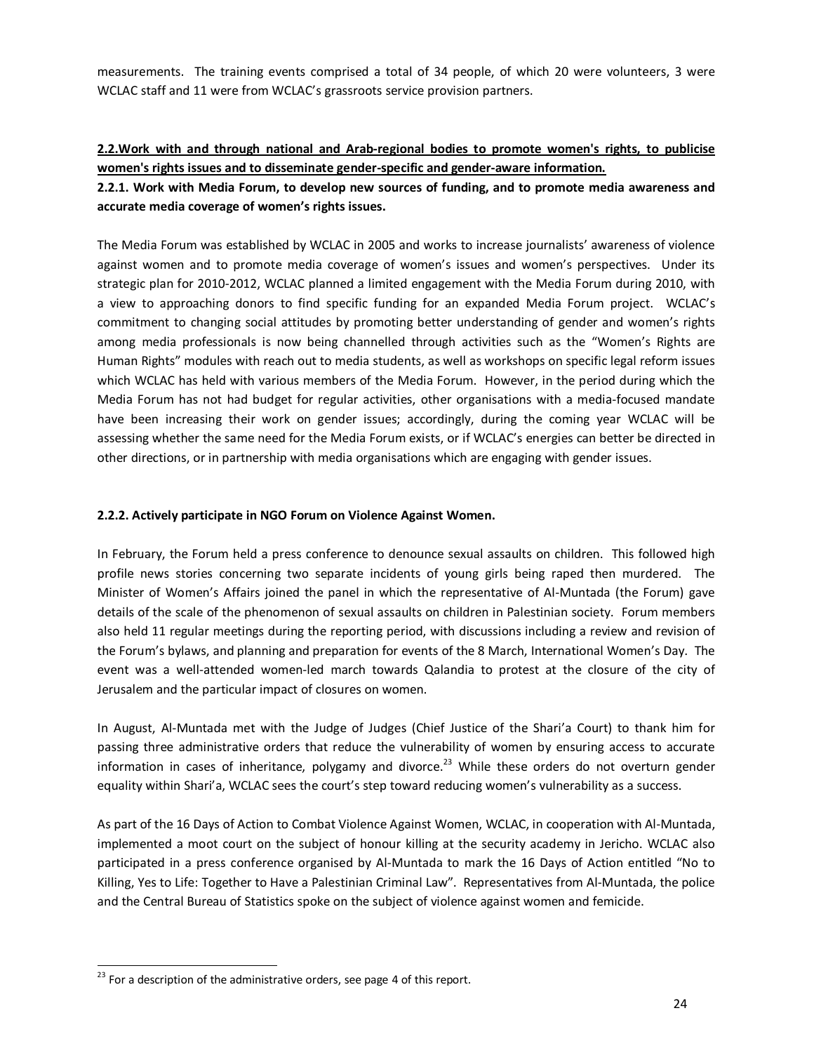measurements. The training events comprised a total of 34 people, of which 20 were volunteers, 3 were WCLAC staff and 11 were from WCLAC's grassroots service provision partners.

### 2.2. Work with and through national and Arab-regional bodies to promote women's rights, to publicise women's rights issues and to disseminate gender-specific and gender-aware information.

#### 2.2.1. Work with Media Forum, to develop new sources of funding, and to promote media awareness and accurate media coverage of women's rights issues.

The Media Forum was established by WCLAC in 2005 and works to increase journalists' awareness of violence against women and to promote media coverage of women's issues and women's perspectives. Under its strategic plan for 2010-2012, WCLAC planned a limited engagement with the Media Forum during 2010, with a view to approaching donors to find specific funding for an expanded Media Forum project. WCLAC's commitment to changing social attitudes by promoting better understanding of gender and women's rights among media professionals is now being channelled through activities such as the "Women's Rights are Human Rights" modules with reach out to media students, as well as workshops on specific legal reform issues which WCLAC has held with various members of the Media Forum. However, in the period during which the Media Forum has not had budget for regular activities, other organisations with a media-focused mandate have been increasing their work on gender issues; accordingly, during the coming year WCLAC will be assessing whether the same need for the Media Forum exists, or if WCLAC's energies can better be directed in other directions, or in partnership with media organisations which are engaging with gender issues.

#### 2.2.2. Actively participate in NGO Forum on Violence Against Women.

In February, the Forum held a press conference to denounce sexual assaults on children. This followed high profile news stories concerning two separate incidents of young girls being raped then murdered. The Minister of Women's Affairs joined the panel in which the representative of Al-Muntada (the Forum) gave details of the scale of the phenomenon of sexual assaults on children in Palestinian society. Forum members also held 11 regular meetings during the reporting period, with discussions including a review and revision of the Forum's bylaws, and planning and preparation for events of the 8 March, International Women's Day. The event was a well-attended women-led march towards Qalandia to protest at the closure of the city of Jerusalem and the particular impact of closures on women.

In August, Al-Muntada met with the Judge of Judges (Chief Justice of the Shari'a Court) to thank him for passing three administrative orders that reduce the vulnerability of women by ensuring access to accurate information in cases of inheritance, polygamy and divorce.[23] While these orders do not overturn gender equality within Shari'a, WCLAC sees the court's step toward reducing women's vulnerability as a success.

As part of the 16 Days of Action to Combat Violence Against Women, WCLAC, in cooperation with Al-Muntada, implemented a moot court on the subject of honour killing at the security academy in Jericho. WCLAC also participated in a press conference organised by Al-Muntada to mark the 16 Days of Action entitled "No to Killing, Yes to Life: Together to Have a Palestinian Criminal Law". Representatives from Al-Muntada, the police and the Central Bureau of Statistics spoke on the subject of violence against women and femicide.

---

[23] For a description of the administrative orders, see page 4 of this report.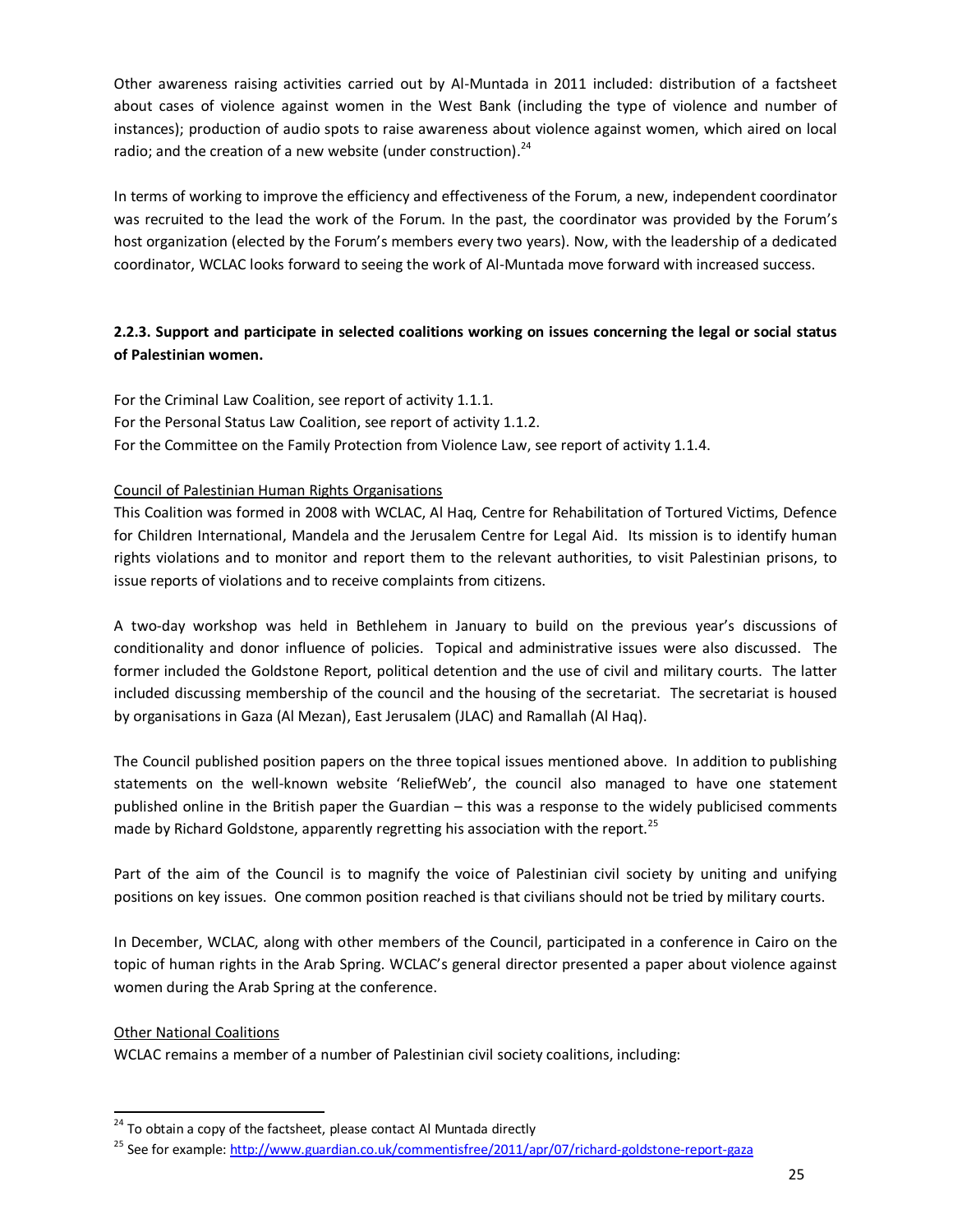Other awareness raising activities carried out by Al-Muntada in 2011 included: distribution of a factsheet about cases of violence against women in the West Bank (including the type of violence and number of instances); production of audio spots to raise awareness about violence against women, which aired on local radio; and the creation of a new website (under construction).[24]

In terms of working to improve the efficiency and effectiveness of the Forum, a new, independent coordinator was recruited to the lead the work of the Forum. In the past, the coordinator was provided by the Forum's host organization (elected by the Forum's members every two years). Now, with the leadership of a dedicated coordinator, WCLAC looks forward to seeing the work of Al-Muntada move forward with increased success.

### 2.2.3. Support and participate in selected coalitions working on issues concerning the legal or social status of Palestinian women.

For the Criminal Law Coalition, see report of activity 1.1.1.
For the Personal Status Law Coalition, see report of activity 1.1.2.
For the Committee on the Family Protection from Violence Law, see report of activity 1.1.4.

Council of Palestinian Human Rights Organisations

This Coalition was formed in 2008 with WCLAC, Al Haq, Centre for Rehabilitation of Tortured Victims, Defence for Children International, Mandela and the Jerusalem Centre for Legal Aid. Its mission is to identify human rights violations and to monitor and report them to the relevant authorities, to visit Palestinian prisons, to issue reports of violations and to receive complaints from citizens.

A two-day workshop was held in Bethlehem in January to build on the previous year's discussions of conditionality and donor influence of policies. Topical and administrative issues were also discussed. The former included the Goldstone Report, political detention and the use of civil and military courts. The latter included discussing membership of the council and the housing of the secretariat. The secretariat is housed by organisations in Gaza (Al Mezan), East Jerusalem (JLAC) and Ramallah (Al Haq).

The Council published position papers on the three topical issues mentioned above. In addition to publishing statements on the well-known website 'ReliefWeb', the council also managed to have one statement published online in the British paper the Guardian – this was a response to the widely publicised comments made by Richard Goldstone, apparently regretting his association with the report.[25]

Part of the aim of the Council is to magnify the voice of Palestinian civil society by uniting and unifying positions on key issues. One common position reached is that civilians should not be tried by military courts.

In December, WCLAC, along with other members of the Council, participated in a conference in Cairo on the topic of human rights in the Arab Spring. WCLAC's general director presented a paper about violence against women during the Arab Spring at the conference.

Other National Coalitions

WCLAC remains a member of a number of Palestinian civil society coalitions, including:

---

[24] To obtain a copy of the factsheet, please contact Al Muntada directly

[25] See for example: http://www.guardian.co.uk/commentisfree/2011/apr/07/richard-goldstone-report-gaza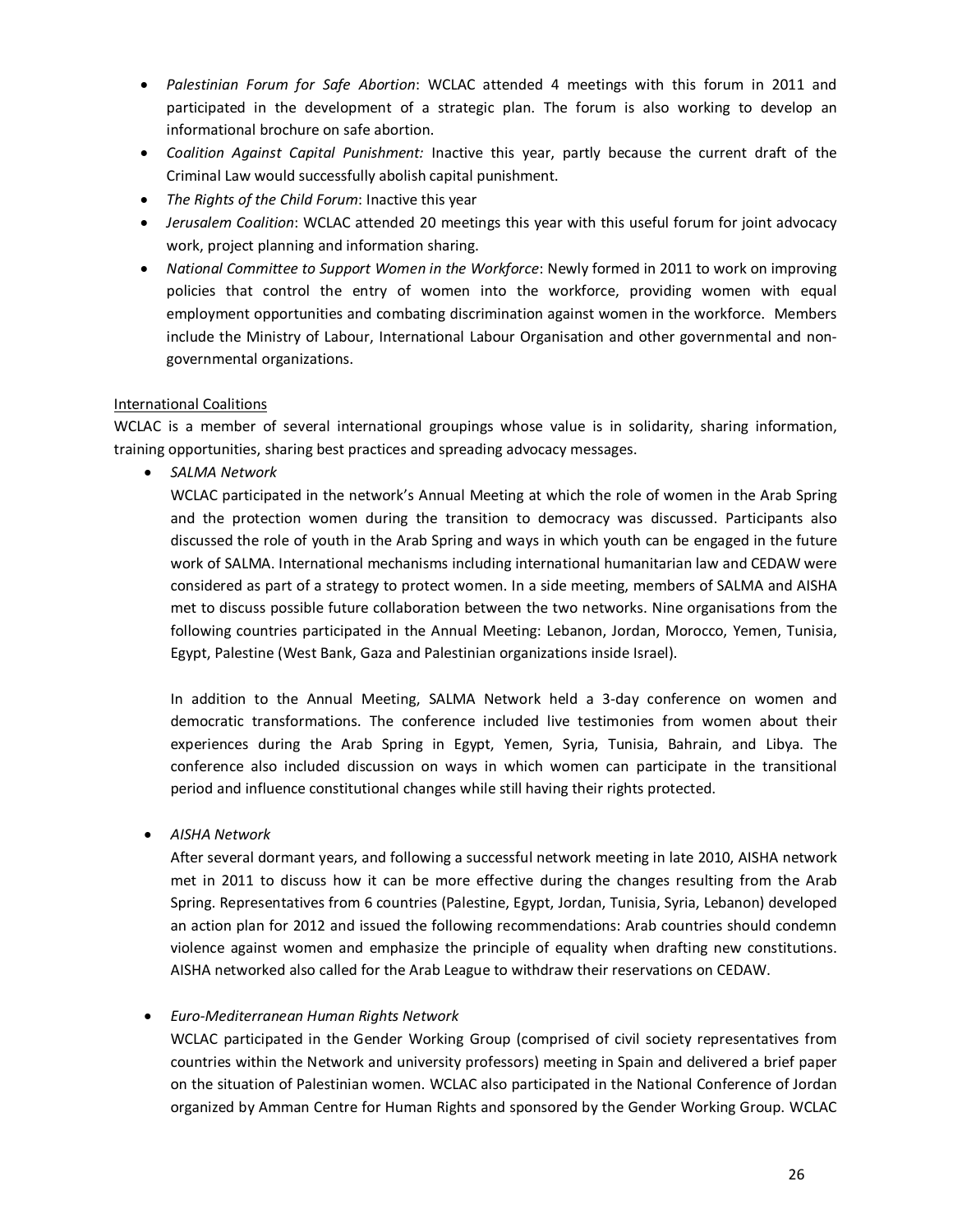- *Palestinian Forum for Safe Abortion*: WCLAC attended 4 meetings with this forum in 2011 and participated in the development of a strategic plan. The forum is also working to develop an informational brochure on safe abortion.
- *Coalition Against Capital Punishment:* Inactive this year, partly because the current draft of the Criminal Law would successfully abolish capital punishment.
- *The Rights of the Child Forum*: Inactive this year
- *Jerusalem Coalition*: WCLAC attended 20 meetings this year with this useful forum for joint advocacy work, project planning and information sharing.
- *National Committee to Support Women in the Workforce*: Newly formed in 2011 to work on improving policies that control the entry of women into the workforce, providing women with equal employment opportunities and combating discrimination against women in the workforce. Members include the Ministry of Labour, International Labour Organisation and other governmental and non-governmental organizations.

International Coalitions

WCLAC is a member of several international groupings whose value is in solidarity, sharing information, training opportunities, sharing best practices and spreading advocacy messages.

- *SALMA Network*

  WCLAC participated in the network's Annual Meeting at which the role of women in the Arab Spring and the protection women during the transition to democracy was discussed. Participants also discussed the role of youth in the Arab Spring and ways in which youth can be engaged in the future work of SALMA. International mechanisms including international humanitarian law and CEDAW were considered as part of a strategy to protect women. In a side meeting, members of SALMA and AISHA met to discuss possible future collaboration between the two networks. Nine organisations from the following countries participated in the Annual Meeting: Lebanon, Jordan, Morocco, Yemen, Tunisia, Egypt, Palestine (West Bank, Gaza and Palestinian organizations inside Israel).

  In addition to the Annual Meeting, SALMA Network held a 3-day conference on women and democratic transformations. The conference included live testimonies from women about their experiences during the Arab Spring in Egypt, Yemen, Syria, Tunisia, Bahrain, and Libya. The conference also included discussion on ways in which women can participate in the transitional period and influence constitutional changes while still having their rights protected.

- *AISHA Network*

  After several dormant years, and following a successful network meeting in late 2010, AISHA network met in 2011 to discuss how it can be more effective during the changes resulting from the Arab Spring. Representatives from 6 countries (Palestine, Egypt, Jordan, Tunisia, Syria, Lebanon) developed an action plan for 2012 and issued the following recommendations: Arab countries should condemn violence against women and emphasize the principle of equality when drafting new constitutions. AISHA networked also called for the Arab League to withdraw their reservations on CEDAW.

- *Euro-Mediterranean Human Rights Network*

  WCLAC participated in the Gender Working Group (comprised of civil society representatives from countries within the Network and university professors) meeting in Spain and delivered a brief paper on the situation of Palestinian women. WCLAC also participated in the National Conference of Jordan organized by Amman Centre for Human Rights and sponsored by the Gender Working Group. WCLAC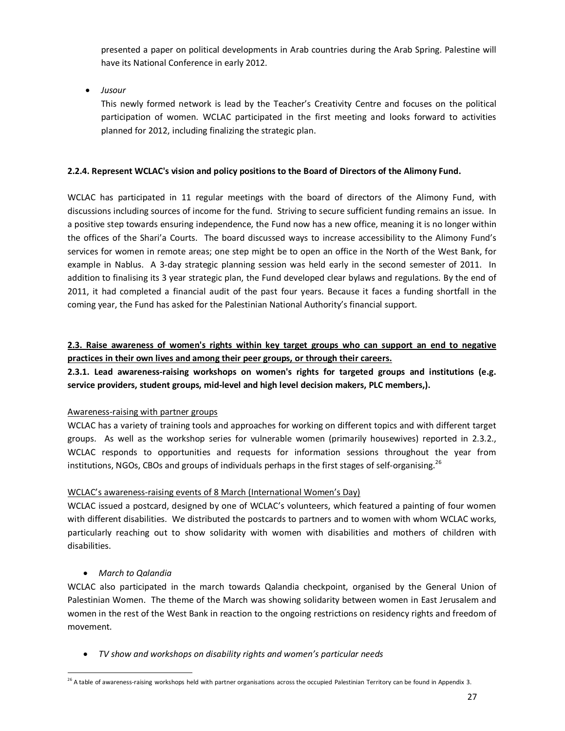presented a paper on political developments in Arab countries during the Arab Spring. Palestine will have its National Conference in early 2012.

- *Jusour*

  This newly formed network is lead by the Teacher's Creativity Centre and focuses on the political participation of women. WCLAC participated in the first meeting and looks forward to activities planned for 2012, including finalizing the strategic plan.

**2.2.4. Represent WCLAC's vision and policy positions to the Board of Directors of the Alimony Fund.**

WCLAC has participated in 11 regular meetings with the board of directors of the Alimony Fund, with discussions including sources of income for the fund. Striving to secure sufficient funding remains an issue. In a positive step towards ensuring independence, the Fund now has a new office, meaning it is no longer within the offices of the Shari'a Courts. The board discussed ways to increase accessibility to the Alimony Fund's services for women in remote areas; one step might be to open an office in the North of the West Bank, for example in Nablus. A 3-day strategic planning session was held early in the second semester of 2011. In addition to finalising its 3 year strategic plan, the Fund developed clear bylaws and regulations. By the end of 2011, it had completed a financial audit of the past four years. Because it faces a funding shortfall in the coming year, the Fund has asked for the Palestinian National Authority's financial support.

**2.3. Raise awareness of women's rights within key target groups who can support an end to negative practices in their own lives and among their peer groups, or through their careers.**

**2.3.1. Lead awareness-raising workshops on women's rights for targeted groups and institutions (e.g. service providers, student groups, mid-level and high level decision makers, PLC members,).**

Awareness-raising with partner groups

WCLAC has a variety of training tools and approaches for working on different topics and with different target groups. As well as the workshop series for vulnerable women (primarily housewives) reported in 2.3.2., WCLAC responds to opportunities and requests for information sessions throughout the year from institutions, NGOs, CBOs and groups of individuals perhaps in the first stages of self-organising.[26]

WCLAC's awareness-raising events of 8 March (International Women's Day)

WCLAC issued a postcard, designed by one of WCLAC's volunteers, which featured a painting of four women with different disabilities. We distributed the postcards to partners and to women with whom WCLAC works, particularly reaching out to show solidarity with women with disabilities and mothers of children with disabilities.

- *March to Qalandia*

WCLAC also participated in the march towards Qalandia checkpoint, organised by the General Union of Palestinian Women. The theme of the March was showing solidarity between women in East Jerusalem and women in the rest of the West Bank in reaction to the ongoing restrictions on residency rights and freedom of movement.

- *TV show and workshops on disability rights and women's particular needs*

[26] A table of awareness-raising workshops held with partner organisations across the occupied Palestinian Territory can be found in Appendix 3.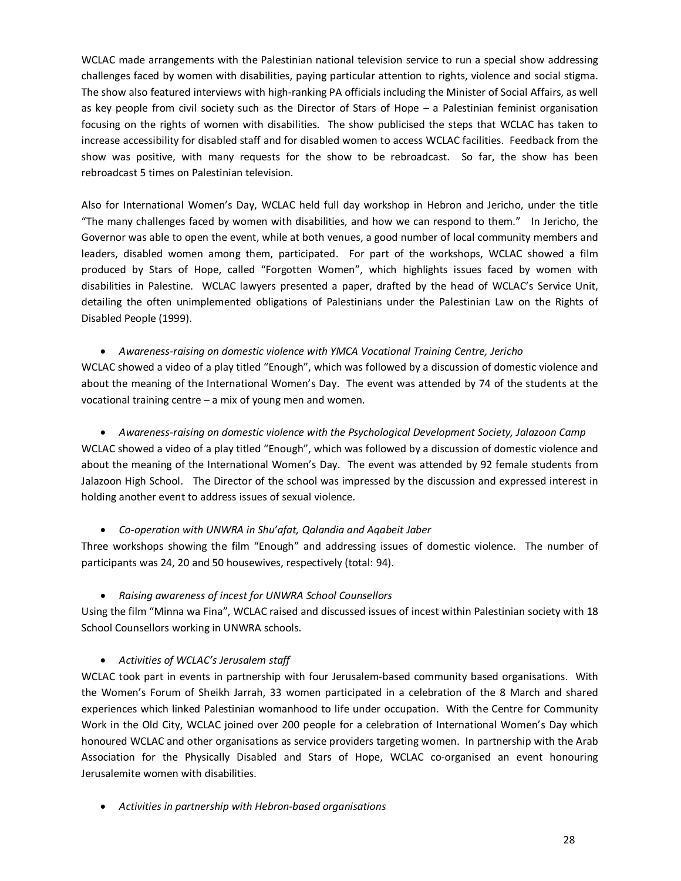WCLAC made arrangements with the Palestinian national television service to run a special show addressing challenges faced by women with disabilities, paying particular attention to rights, violence and social stigma. The show also featured interviews with high-ranking PA officials including the Minister of Social Affairs, as well as key people from civil society such as the Director of Stars of Hope – a Palestinian feminist organisation focusing on the rights of women with disabilities. The show publicised the steps that WCLAC has taken to increase accessibility for disabled staff and for disabled women to access WCLAC facilities. Feedback from the show was positive, with many requests for the show to be rebroadcast. So far, the show has been rebroadcast 5 times on Palestinian television.

Also for International Women's Day, WCLAC held full day workshop in Hebron and Jericho, under the title "The many challenges faced by women with disabilities, and how we can respond to them." In Jericho, the Governor was able to open the event, while at both venues, a good number of local community members and leaders, disabled women among them, participated. For part of the workshops, WCLAC showed a film produced by Stars of Hope, called "Forgotten Women", which highlights issues faced by women with disabilities in Palestine. WCLAC lawyers presented a paper, drafted by the head of WCLAC's Service Unit, detailing the often unimplemented obligations of Palestinians under the Palestinian Law on the Rights of Disabled People (1999).

- *Awareness-raising on domestic violence with YMCA Vocational Training Centre, Jericho*

WCLAC showed a video of a play titled "Enough", which was followed by a discussion of domestic violence and about the meaning of the International Women's Day. The event was attended by 74 of the students at the vocational training centre – a mix of young men and women.

- *Awareness-raising on domestic violence with the Psychological Development Society, Jalazoon Camp*

WCLAC showed a video of a play titled "Enough", which was followed by a discussion of domestic violence and about the meaning of the International Women's Day. The event was attended by 92 female students from Jalazoon High School. The Director of the school was impressed by the discussion and expressed interest in holding another event to address issues of sexual violence.

- *Co-operation with UNWRA in Shu'afat, Qalandia and Aqabeit Jaber*

Three workshops showing the film "Enough" and addressing issues of domestic violence. The number of participants was 24, 20 and 50 housewives, respectively (total: 94).

- *Raising awareness of incest for UNWRA School Counsellors*

Using the film "Minna wa Fina", WCLAC raised and discussed issues of incest within Palestinian society with 18 School Counsellors working in UNWRA schools.

- *Activities of WCLAC's Jerusalem staff*

WCLAC took part in events in partnership with four Jerusalem-based community based organisations. With the Women's Forum of Sheikh Jarrah, 33 women participated in a celebration of the 8 March and shared experiences which linked Palestinian womanhood to life under occupation. With the Centre for Community Work in the Old City, WCLAC joined over 200 people for a celebration of International Women's Day which honoured WCLAC and other organisations as service providers targeting women. In partnership with the Arab Association for the Physically Disabled and Stars of Hope, WCLAC co-organised an event honouring Jerusalemite women with disabilities.

- *Activities in partnership with Hebron-based organisations*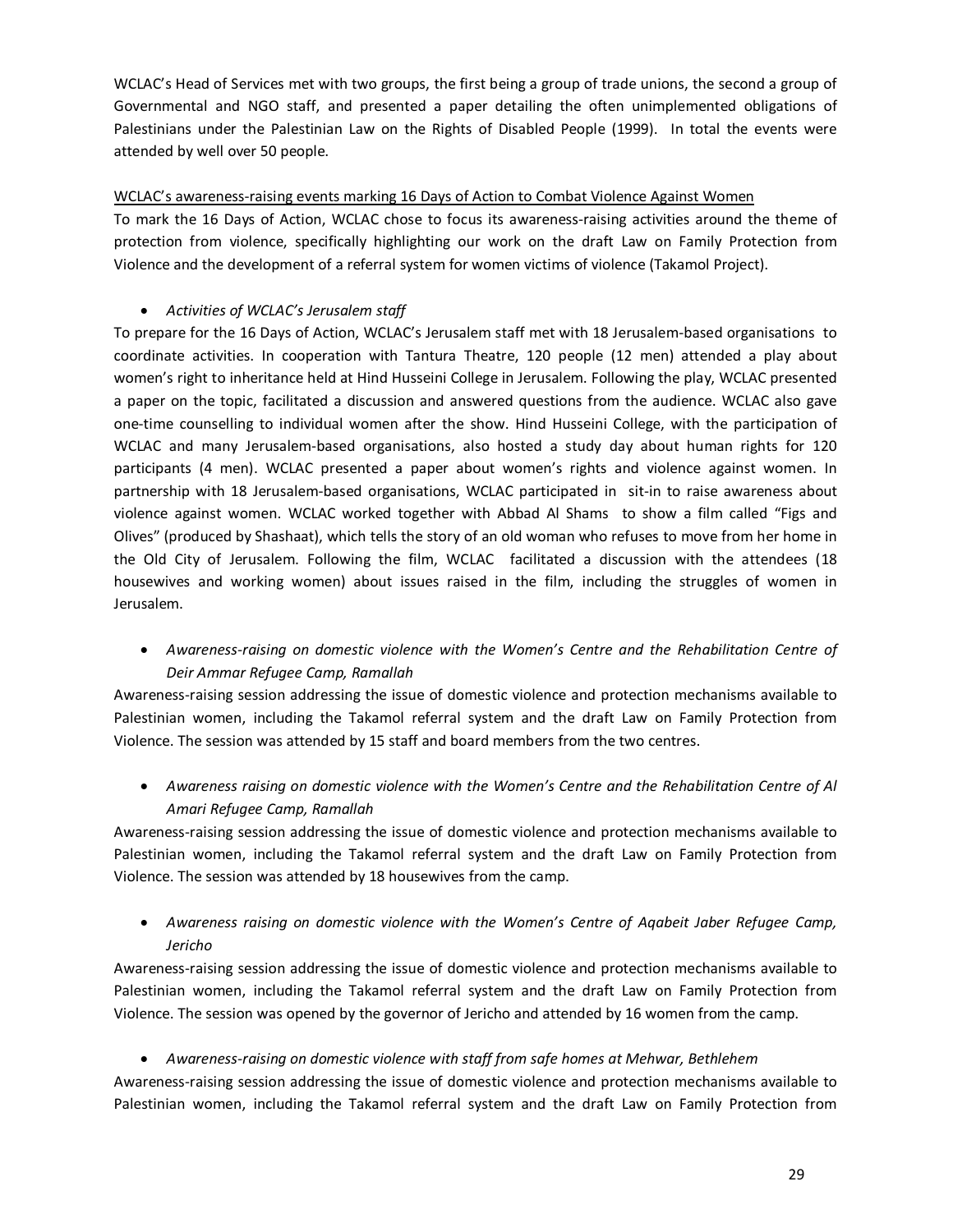WCLAC's Head of Services met with two groups, the first being a group of trade unions, the second a group of Governmental and NGO staff, and presented a paper detailing the often unimplemented obligations of Palestinians under the Palestinian Law on the Rights of Disabled People (1999). In total the events were attended by well over 50 people.

<u>WCLAC's awareness-raising events marking 16 Days of Action to Combat Violence Against Women</u>

To mark the 16 Days of Action, WCLAC chose to focus its awareness-raising activities around the theme of protection from violence, specifically highlighting our work on the draft Law on Family Protection from Violence and the development of a referral system for women victims of violence (Takamol Project).

- *Activities of WCLAC's Jerusalem staff*

To prepare for the 16 Days of Action, WCLAC's Jerusalem staff met with 18 Jerusalem-based organisations to coordinate activities. In cooperation with Tantura Theatre, 120 people (12 men) attended a play about women's right to inheritance held at Hind Husseini College in Jerusalem. Following the play, WCLAC presented a paper on the topic, facilitated a discussion and answered questions from the audience. WCLAC also gave one-time counselling to individual women after the show. Hind Husseini College, with the participation of WCLAC and many Jerusalem-based organisations, also hosted a study day about human rights for 120 participants (4 men). WCLAC presented a paper about women's rights and violence against women. In partnership with 18 Jerusalem-based organisations, WCLAC participated in sit-in to raise awareness about violence against women. WCLAC worked together with Abbad Al Shams to show a film called "Figs and Olives" (produced by Shashaat), which tells the story of an old woman who refuses to move from her home in the Old City of Jerusalem. Following the film, WCLAC facilitated a discussion with the attendees (18 housewives and working women) about issues raised in the film, including the struggles of women in Jerusalem.

- *Awareness-raising on domestic violence with the Women's Centre and the Rehabilitation Centre of Deir Ammar Refugee Camp, Ramallah*

Awareness-raising session addressing the issue of domestic violence and protection mechanisms available to Palestinian women, including the Takamol referral system and the draft Law on Family Protection from Violence. The session was attended by 15 staff and board members from the two centres.

- *Awareness raising on domestic violence with the Women's Centre and the Rehabilitation Centre of Al Amari Refugee Camp, Ramallah*

Awareness-raising session addressing the issue of domestic violence and protection mechanisms available to Palestinian women, including the Takamol referral system and the draft Law on Family Protection from Violence. The session was attended by 18 housewives from the camp.

- *Awareness raising on domestic violence with the Women's Centre of Aqabeit Jaber Refugee Camp, Jericho*

Awareness-raising session addressing the issue of domestic violence and protection mechanisms available to Palestinian women, including the Takamol referral system and the draft Law on Family Protection from Violence. The session was opened by the governor of Jericho and attended by 16 women from the camp.

- *Awareness-raising on domestic violence with staff from safe homes at Mehwar, Bethlehem*

Awareness-raising session addressing the issue of domestic violence and protection mechanisms available to Palestinian women, including the Takamol referral system and the draft Law on Family Protection from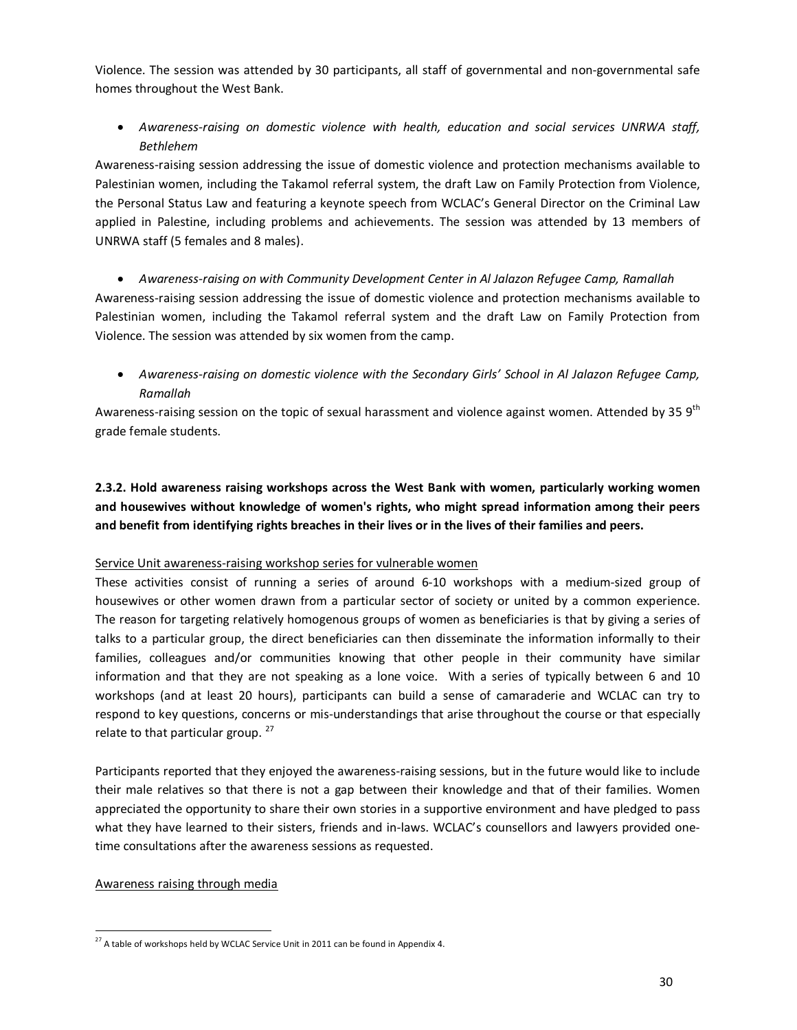Violence. The session was attended by 30 participants, all staff of governmental and non-governmental safe homes throughout the West Bank.

- *Awareness-raising on domestic violence with health, education and social services UNRWA staff, Bethlehem*

Awareness-raising session addressing the issue of domestic violence and protection mechanisms available to Palestinian women, including the Takamol referral system, the draft Law on Family Protection from Violence, the Personal Status Law and featuring a keynote speech from WCLAC's General Director on the Criminal Law applied in Palestine, including problems and achievements. The session was attended by 13 members of UNRWA staff (5 females and 8 males).

- *Awareness-raising on with Community Development Center in Al Jalazon Refugee Camp, Ramallah*

Awareness-raising session addressing the issue of domestic violence and protection mechanisms available to Palestinian women, including the Takamol referral system and the draft Law on Family Protection from Violence. The session was attended by six women from the camp.

- *Awareness-raising on domestic violence with the Secondary Girls' School in Al Jalazon Refugee Camp, Ramallah*

Awareness-raising session on the topic of sexual harassment and violence against women. Attended by 35 9th grade female students.

**2.3.2. Hold awareness raising workshops across the West Bank with women, particularly working women and housewives without knowledge of women's rights, who might spread information among their peers and benefit from identifying rights breaches in their lives or in the lives of their families and peers.**

Service Unit awareness-raising workshop series for vulnerable women

These activities consist of running a series of around 6-10 workshops with a medium-sized group of housewives or other women drawn from a particular sector of society or united by a common experience. The reason for targeting relatively homogenous groups of women as beneficiaries is that by giving a series of talks to a particular group, the direct beneficiaries can then disseminate the information informally to their families, colleagues and/or communities knowing that other people in their community have similar information and that they are not speaking as a lone voice. With a series of typically between 6 and 10 workshops (and at least 20 hours), participants can build a sense of camaraderie and WCLAC can try to respond to key questions, concerns or mis-understandings that arise throughout the course or that especially relate to that particular group. [27]

Participants reported that they enjoyed the awareness-raising sessions, but in the future would like to include their male relatives so that there is not a gap between their knowledge and that of their families. Women appreciated the opportunity to share their own stories in a supportive environment and have pledged to pass what they have learned to their sisters, friends and in-laws. WCLAC's counsellors and lawyers provided one-time consultations after the awareness sessions as requested.

Awareness raising through media

[27] A table of workshops held by WCLAC Service Unit in 2011 can be found in Appendix 4.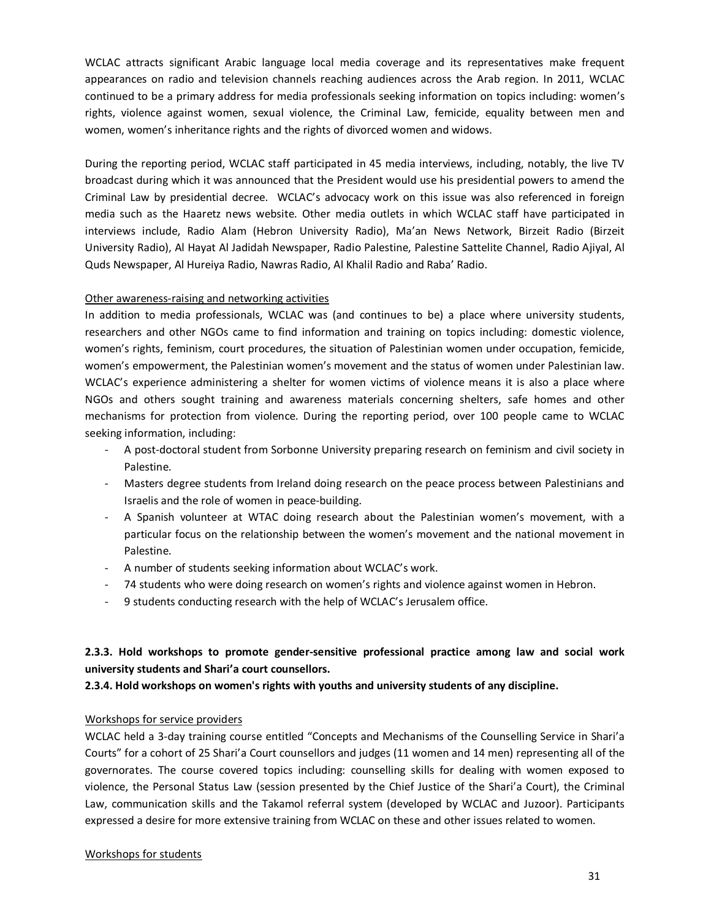WCLAC attracts significant Arabic language local media coverage and its representatives make frequent appearances on radio and television channels reaching audiences across the Arab region. In 2011, WCLAC continued to be a primary address for media professionals seeking information on topics including: women's rights, violence against women, sexual violence, the Criminal Law, femicide, equality between men and women, women's inheritance rights and the rights of divorced women and widows.

During the reporting period, WCLAC staff participated in 45 media interviews, including, notably, the live TV broadcast during which it was announced that the President would use his presidential powers to amend the Criminal Law by presidential decree. WCLAC's advocacy work on this issue was also referenced in foreign media such as the Haaretz news website. Other media outlets in which WCLAC staff have participated in interviews include, Radio Alam (Hebron University Radio), Ma'an News Network, Birzeit Radio (Birzeit University Radio), Al Hayat Al Jadidah Newspaper, Radio Palestine, Palestine Sattelite Channel, Radio Ajiyal, Al Quds Newspaper, Al Hureiya Radio, Nawras Radio, Al Khalil Radio and Raba' Radio.

<u>Other awareness-raising and networking activities</u>

In addition to media professionals, WCLAC was (and continues to be) a place where university students, researchers and other NGOs came to find information and training on topics including: domestic violence, women's rights, feminism, court procedures, the situation of Palestinian women under occupation, femicide, women's empowerment, the Palestinian women's movement and the status of women under Palestinian law. WCLAC's experience administering a shelter for women victims of violence means it is also a place where NGOs and others sought training and awareness materials concerning shelters, safe homes and other mechanisms for protection from violence. During the reporting period, over 100 people came to WCLAC seeking information, including:

- A post-doctoral student from Sorbonne University preparing research on feminism and civil society in Palestine.
- Masters degree students from Ireland doing research on the peace process between Palestinians and Israelis and the role of women in peace-building.
- A Spanish volunteer at WTAC doing research about the Palestinian women's movement, with a particular focus on the relationship between the women's movement and the national movement in Palestine.
- A number of students seeking information about WCLAC's work.
- 74 students who were doing research on women's rights and violence against women in Hebron.
- 9 students conducting research with the help of WCLAC's Jerusalem office.

**2.3.3. Hold workshops to promote gender-sensitive professional practice among law and social work university students and Shari'a court counsellors.**

**2.3.4. Hold workshops on women's rights with youths and university students of any discipline.**

<u>Workshops for service providers</u>

WCLAC held a 3-day training course entitled "Concepts and Mechanisms of the Counselling Service in Shari'a Courts" for a cohort of 25 Shari'a Court counsellors and judges (11 women and 14 men) representing all of the governorates. The course covered topics including: counselling skills for dealing with women exposed to violence, the Personal Status Law (session presented by the Chief Justice of the Shari'a Court), the Criminal Law, communication skills and the Takamol referral system (developed by WCLAC and Juzoor). Participants expressed a desire for more extensive training from WCLAC on these and other issues related to women.

<u>Workshops for students</u>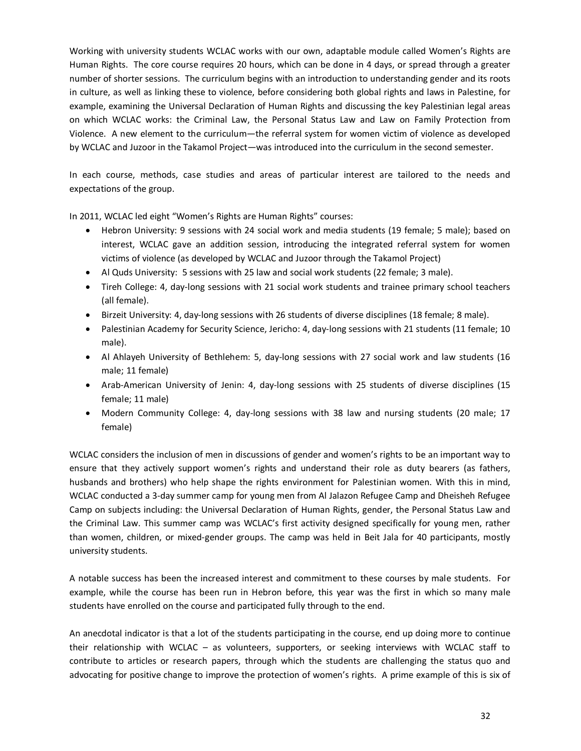Working with university students WCLAC works with our own, adaptable module called Women's Rights are Human Rights. The core course requires 20 hours, which can be done in 4 days, or spread through a greater number of shorter sessions. The curriculum begins with an introduction to understanding gender and its roots in culture, as well as linking these to violence, before considering both global rights and laws in Palestine, for example, examining the Universal Declaration of Human Rights and discussing the key Palestinian legal areas on which WCLAC works: the Criminal Law, the Personal Status Law and Law on Family Protection from Violence. A new element to the curriculum—the referral system for women victim of violence as developed by WCLAC and Juzoor in the Takamol Project—was introduced into the curriculum in the second semester.

In each course, methods, case studies and areas of particular interest are tailored to the needs and expectations of the group.

In 2011, WCLAC led eight "Women's Rights are Human Rights" courses:

- Hebron University: 9 sessions with 24 social work and media students (19 female; 5 male); based on interest, WCLAC gave an addition session, introducing the integrated referral system for women victims of violence (as developed by WCLAC and Juzoor through the Takamol Project)
- Al Quds University: 5 sessions with 25 law and social work students (22 female; 3 male).
- Tireh College: 4, day-long sessions with 21 social work students and trainee primary school teachers (all female).
- Birzeit University: 4, day-long sessions with 26 students of diverse disciplines (18 female; 8 male).
- Palestinian Academy for Security Science, Jericho: 4, day-long sessions with 21 students (11 female; 10 male).
- Al Ahlayeh University of Bethlehem: 5, day-long sessions with 27 social work and law students (16 male; 11 female)
- Arab-American University of Jenin: 4, day-long sessions with 25 students of diverse disciplines (15 female; 11 male)
- Modern Community College: 4, day-long sessions with 38 law and nursing students (20 male; 17 female)

WCLAC considers the inclusion of men in discussions of gender and women's rights to be an important way to ensure that they actively support women's rights and understand their role as duty bearers (as fathers, husbands and brothers) who help shape the rights environment for Palestinian women. With this in mind, WCLAC conducted a 3-day summer camp for young men from Al Jalazon Refugee Camp and Dheisheh Refugee Camp on subjects including: the Universal Declaration of Human Rights, gender, the Personal Status Law and the Criminal Law. This summer camp was WCLAC's first activity designed specifically for young men, rather than women, children, or mixed-gender groups. The camp was held in Beit Jala for 40 participants, mostly university students.

A notable success has been the increased interest and commitment to these courses by male students. For example, while the course has been run in Hebron before, this year was the first in which so many male students have enrolled on the course and participated fully through to the end.

An anecdotal indicator is that a lot of the students participating in the course, end up doing more to continue their relationship with WCLAC – as volunteers, supporters, or seeking interviews with WCLAC staff to contribute to articles or research papers, through which the students are challenging the status quo and advocating for positive change to improve the protection of women's rights. A prime example of this is six of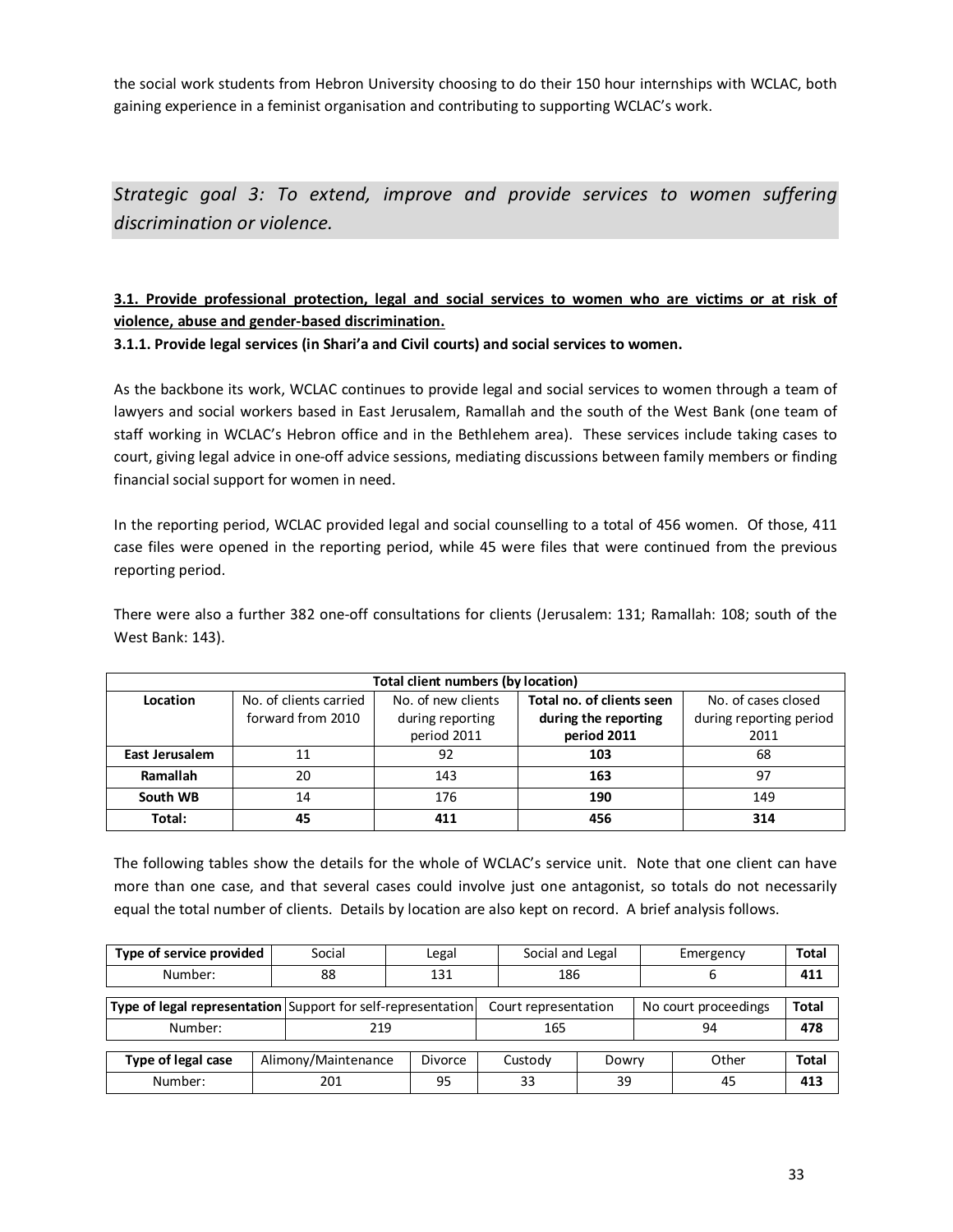the social work students from Hebron University choosing to do their 150 hour internships with WCLAC, both gaining experience in a feminist organisation and contributing to supporting WCLAC's work.

## *Strategic goal 3: To extend, improve and provide services to women suffering discrimination or violence.*

**3.1. Provide professional protection, legal and social services to women who are victims or at risk of violence, abuse and gender-based discrimination.**

**3.1.1. Provide legal services (in Shari'a and Civil courts) and social services to women.**

As the backbone its work, WCLAC continues to provide legal and social services to women through a team of lawyers and social workers based in East Jerusalem, Ramallah and the south of the West Bank (one team of staff working in WCLAC's Hebron office and in the Bethlehem area). These services include taking cases to court, giving legal advice in one-off advice sessions, mediating discussions between family members or finding financial social support for women in need.

In the reporting period, WCLAC provided legal and social counselling to a total of 456 women. Of those, 411 case files were opened in the reporting period, while 45 were files that were continued from the previous reporting period.

There were also a further 382 one-off consultations for clients (Jerusalem: 131; Ramallah: 108; south of the West Bank: 143).

| **Total client numbers (by location)** | | | | |
|---|---|---|---|---|
| **Location** | No. of clients carried forward from 2010 | No. of new clients during reporting period 2011 | **Total no. of clients seen during the reporting period 2011** | No. of cases closed during reporting period 2011 |
| **East Jerusalem** | 11 | 92 | **103** | 68 |
| **Ramallah** | 20 | 143 | **163** | 97 |
| **South WB** | 14 | 176 | **190** | 149 |
| **Total:** | **45** | **411** | **456** | **314** |

The following tables show the details for the whole of WCLAC's service unit. Note that one client can have more than one case, and that several cases could involve just one antagonist, so totals do not necessarily equal the total number of clients. Details by location are also kept on record. A brief analysis follows.

| **Type of service provided** | Social | Legal | Social and Legal | Emergency | **Total** |
|---|---|---|---|---|---|
| Number: | 88 | 131 | 186 | 6 | **411** |

| **Type of legal representation** | Support for self-representation | Court representation | No court proceedings | **Total** |
|---|---|---|---|---|
| Number: | 219 | 165 | 94 | **478** |

| **Type of legal case** | Alimony/Maintenance | Divorce | Custody | Dowry | Other | **Total** |
|---|---|---|---|---|---|---|
| Number: | 201 | 95 | 33 | 39 | 45 | **413** |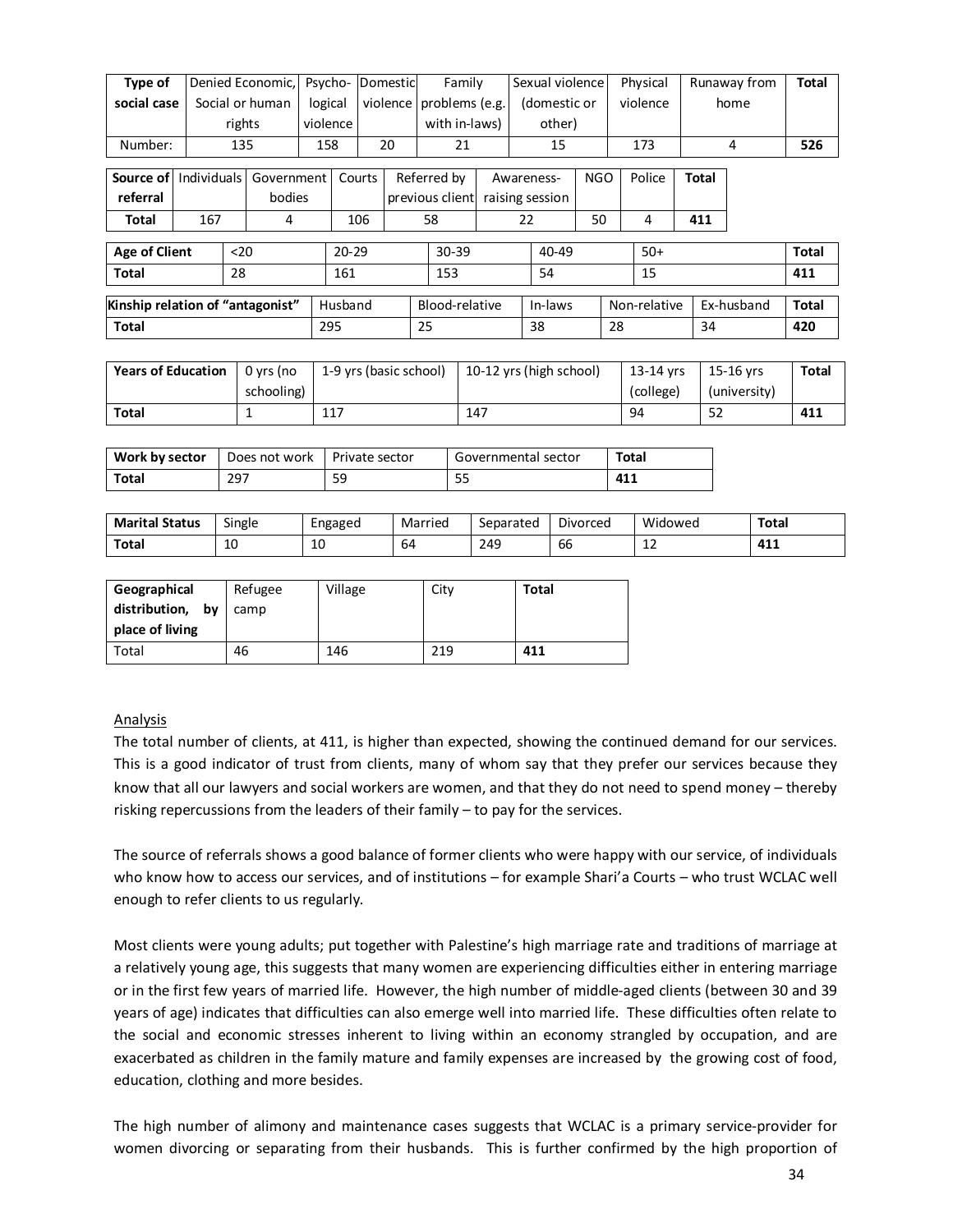| Type of social case | Denied Economic, Social or human rights | Psycho-logical violence | Domestic violence | Family problems (e.g. with in-laws) | Sexual violence (domestic or other) | Physical violence | Runaway from home | Total |
|---|---|---|---|---|---|---|---|---|
| Number: | 135 | 158 | 20 | 21 | 15 | 173 | 4 | **526** |

| Source of referral | Individuals | Government bodies | Courts | Referred by previous client | Awareness-raising session | NGO | Police | Total |
|---|---|---|---|---|---|---|---|---|
| Total | 167 | 4 | 106 | 58 | 22 | 50 | 4 | **411** |

| Age of Client | <20 | 20-29 | 30-39 | 40-49 | 50+ | Total |
|---|---|---|---|---|---|---|
| **Total** | 28 | 161 | 153 | 54 | 15 | **411** |

| Kinship relation of "antagonist" | Husband | Blood-relative | In-laws | Non-relative | Ex-husband | Total |
|---|---|---|---|---|---|---|
| **Total** | 295 | 25 | 38 | 28 | 34 | **420** |

| Years of Education | 0 yrs (no schooling) | 1-9 yrs (basic school) | 10-12 yrs (high school) | 13-14 yrs (college) | 15-16 yrs (university) | Total |
|---|---|---|---|---|---|---|
| **Total** | 1 | 117 | 147 | 94 | 52 | **411** |

| Work by sector | Does not work | Private sector | Governmental sector | Total |
|---|---|---|---|---|
| **Total** | 297 | 59 | 55 | **411** |

| Marital Status | Single | Engaged | Married | Separated | Divorced | Widowed | Total |
|---|---|---|---|---|---|---|---|
| **Total** | 10 | 10 | 64 | 249 | 66 | 12 | **411** |

| Geographical distribution, by place of living | Refugee camp | Village | City | Total |
|---|---|---|---|---|
| Total | 46 | 146 | 219 | **411** |

Analysis

The total number of clients, at 411, is higher than expected, showing the continued demand for our services. This is a good indicator of trust from clients, many of whom say that they prefer our services because they know that all our lawyers and social workers are women, and that they do not need to spend money – thereby risking repercussions from the leaders of their family – to pay for the services.

The source of referrals shows a good balance of former clients who were happy with our service, of individuals who know how to access our services, and of institutions – for example Shari'a Courts – who trust WCLAC well enough to refer clients to us regularly.

Most clients were young adults; put together with Palestine's high marriage rate and traditions of marriage at a relatively young age, this suggests that many women are experiencing difficulties either in entering marriage or in the first few years of married life. However, the high number of middle-aged clients (between 30 and 39 years of age) indicates that difficulties can also emerge well into married life. These difficulties often relate to the social and economic stresses inherent to living within an economy strangled by occupation, and are exacerbated as children in the family mature and family expenses are increased by the growing cost of food, education, clothing and more besides.

The high number of alimony and maintenance cases suggests that WCLAC is a primary service-provider for women divorcing or separating from their husbands. This is further confirmed by the high proportion of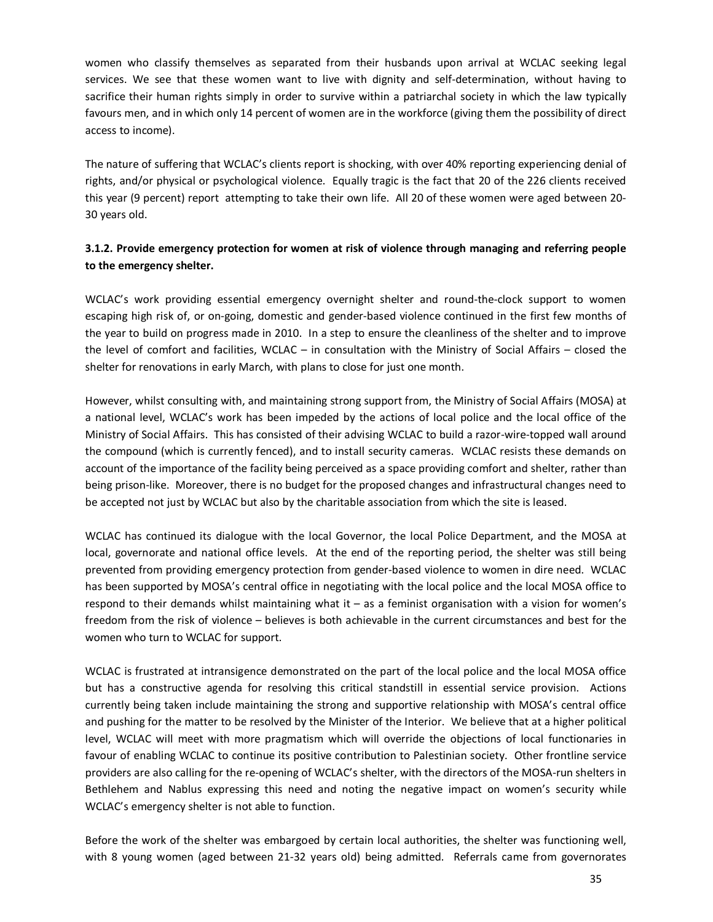women who classify themselves as separated from their husbands upon arrival at WCLAC seeking legal services. We see that these women want to live with dignity and self-determination, without having to sacrifice their human rights simply in order to survive within a patriarchal society in which the law typically favours men, and in which only 14 percent of women are in the workforce (giving them the possibility of direct access to income).

The nature of suffering that WCLAC's clients report is shocking, with over 40% reporting experiencing denial of rights, and/or physical or psychological violence. Equally tragic is the fact that 20 of the 226 clients received this year (9 percent) report attempting to take their own life. All 20 of these women were aged between 20-30 years old.

**3.1.2. Provide emergency protection for women at risk of violence through managing and referring people to the emergency shelter.**

WCLAC's work providing essential emergency overnight shelter and round-the-clock support to women escaping high risk of, or on-going, domestic and gender-based violence continued in the first few months of the year to build on progress made in 2010. In a step to ensure the cleanliness of the shelter and to improve the level of comfort and facilities, WCLAC – in consultation with the Ministry of Social Affairs – closed the shelter for renovations in early March, with plans to close for just one month.

However, whilst consulting with, and maintaining strong support from, the Ministry of Social Affairs (MOSA) at a national level, WCLAC's work has been impeded by the actions of local police and the local office of the Ministry of Social Affairs. This has consisted of their advising WCLAC to build a razor-wire-topped wall around the compound (which is currently fenced), and to install security cameras. WCLAC resists these demands on account of the importance of the facility being perceived as a space providing comfort and shelter, rather than being prison-like. Moreover, there is no budget for the proposed changes and infrastructural changes need to be accepted not just by WCLAC but also by the charitable association from which the site is leased.

WCLAC has continued its dialogue with the local Governor, the local Police Department, and the MOSA at local, governorate and national office levels. At the end of the reporting period, the shelter was still being prevented from providing emergency protection from gender-based violence to women in dire need. WCLAC has been supported by MOSA's central office in negotiating with the local police and the local MOSA office to respond to their demands whilst maintaining what it – as a feminist organisation with a vision for women's freedom from the risk of violence – believes is both achievable in the current circumstances and best for the women who turn to WCLAC for support.

WCLAC is frustrated at intransigence demonstrated on the part of the local police and the local MOSA office but has a constructive agenda for resolving this critical standstill in essential service provision. Actions currently being taken include maintaining the strong and supportive relationship with MOSA's central office and pushing for the matter to be resolved by the Minister of the Interior. We believe that at a higher political level, WCLAC will meet with more pragmatism which will override the objections of local functionaries in favour of enabling WCLAC to continue its positive contribution to Palestinian society. Other frontline service providers are also calling for the re-opening of WCLAC's shelter, with the directors of the MOSA-run shelters in Bethlehem and Nablus expressing this need and noting the negative impact on women's security while WCLAC's emergency shelter is not able to function.

Before the work of the shelter was embargoed by certain local authorities, the shelter was functioning well, with 8 young women (aged between 21-32 years old) being admitted. Referrals came from governorates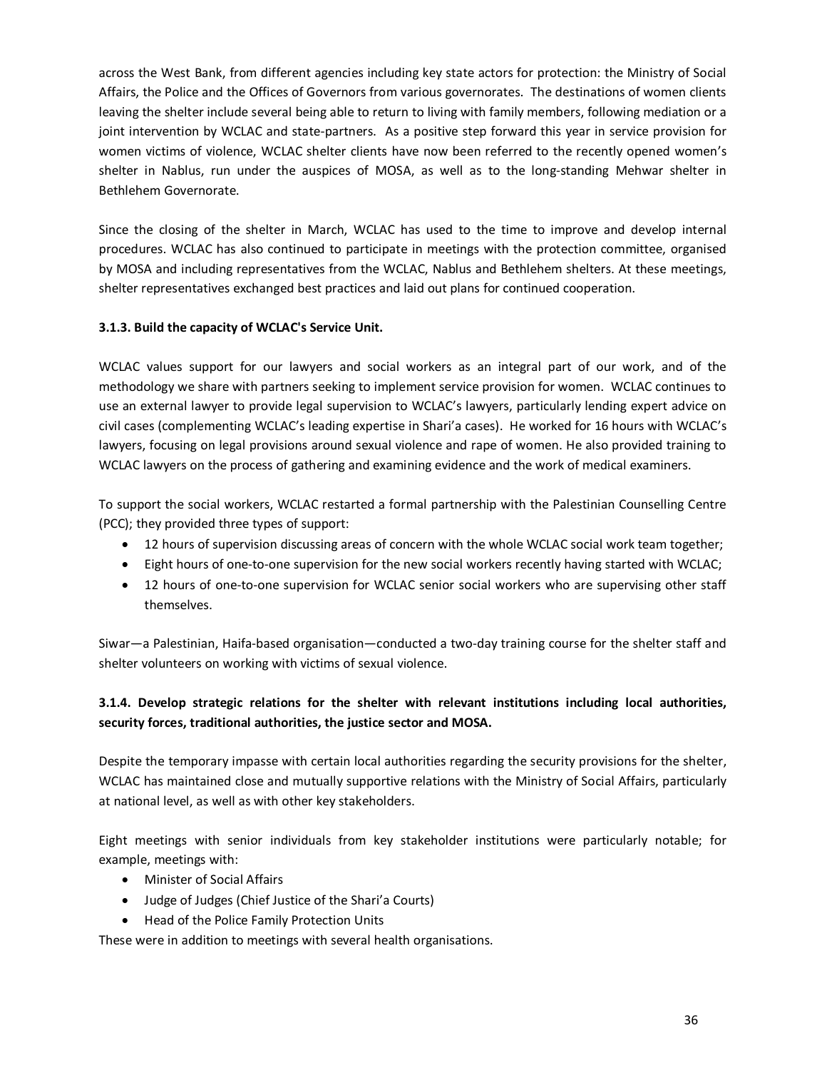across the West Bank, from different agencies including key state actors for protection: the Ministry of Social Affairs, the Police and the Offices of Governors from various governorates. The destinations of women clients leaving the shelter include several being able to return to living with family members, following mediation or a joint intervention by WCLAC and state-partners. As a positive step forward this year in service provision for women victims of violence, WCLAC shelter clients have now been referred to the recently opened women's shelter in Nablus, run under the auspices of MOSA, as well as to the long-standing Mehwar shelter in Bethlehem Governorate.

Since the closing of the shelter in March, WCLAC has used to the time to improve and develop internal procedures. WCLAC has also continued to participate in meetings with the protection committee, organised by MOSA and including representatives from the WCLAC, Nablus and Bethlehem shelters. At these meetings, shelter representatives exchanged best practices and laid out plans for continued cooperation.

**3.1.3. Build the capacity of WCLAC's Service Unit.**

WCLAC values support for our lawyers and social workers as an integral part of our work, and of the methodology we share with partners seeking to implement service provision for women. WCLAC continues to use an external lawyer to provide legal supervision to WCLAC's lawyers, particularly lending expert advice on civil cases (complementing WCLAC's leading expertise in Shari'a cases). He worked for 16 hours with WCLAC's lawyers, focusing on legal provisions around sexual violence and rape of women. He also provided training to WCLAC lawyers on the process of gathering and examining evidence and the work of medical examiners.

To support the social workers, WCLAC restarted a formal partnership with the Palestinian Counselling Centre (PCC); they provided three types of support:

- 12 hours of supervision discussing areas of concern with the whole WCLAC social work team together;
- Eight hours of one-to-one supervision for the new social workers recently having started with WCLAC;
- 12 hours of one-to-one supervision for WCLAC senior social workers who are supervising other staff themselves.

Siwar—a Palestinian, Haifa-based organisation—conducted a two-day training course for the shelter staff and shelter volunteers on working with victims of sexual violence.

**3.1.4. Develop strategic relations for the shelter with relevant institutions including local authorities, security forces, traditional authorities, the justice sector and MOSA.**

Despite the temporary impasse with certain local authorities regarding the security provisions for the shelter, WCLAC has maintained close and mutually supportive relations with the Ministry of Social Affairs, particularly at national level, as well as with other key stakeholders.

Eight meetings with senior individuals from key stakeholder institutions were particularly notable; for example, meetings with:

- Minister of Social Affairs
- Judge of Judges (Chief Justice of the Shari'a Courts)
- Head of the Police Family Protection Units

These were in addition to meetings with several health organisations.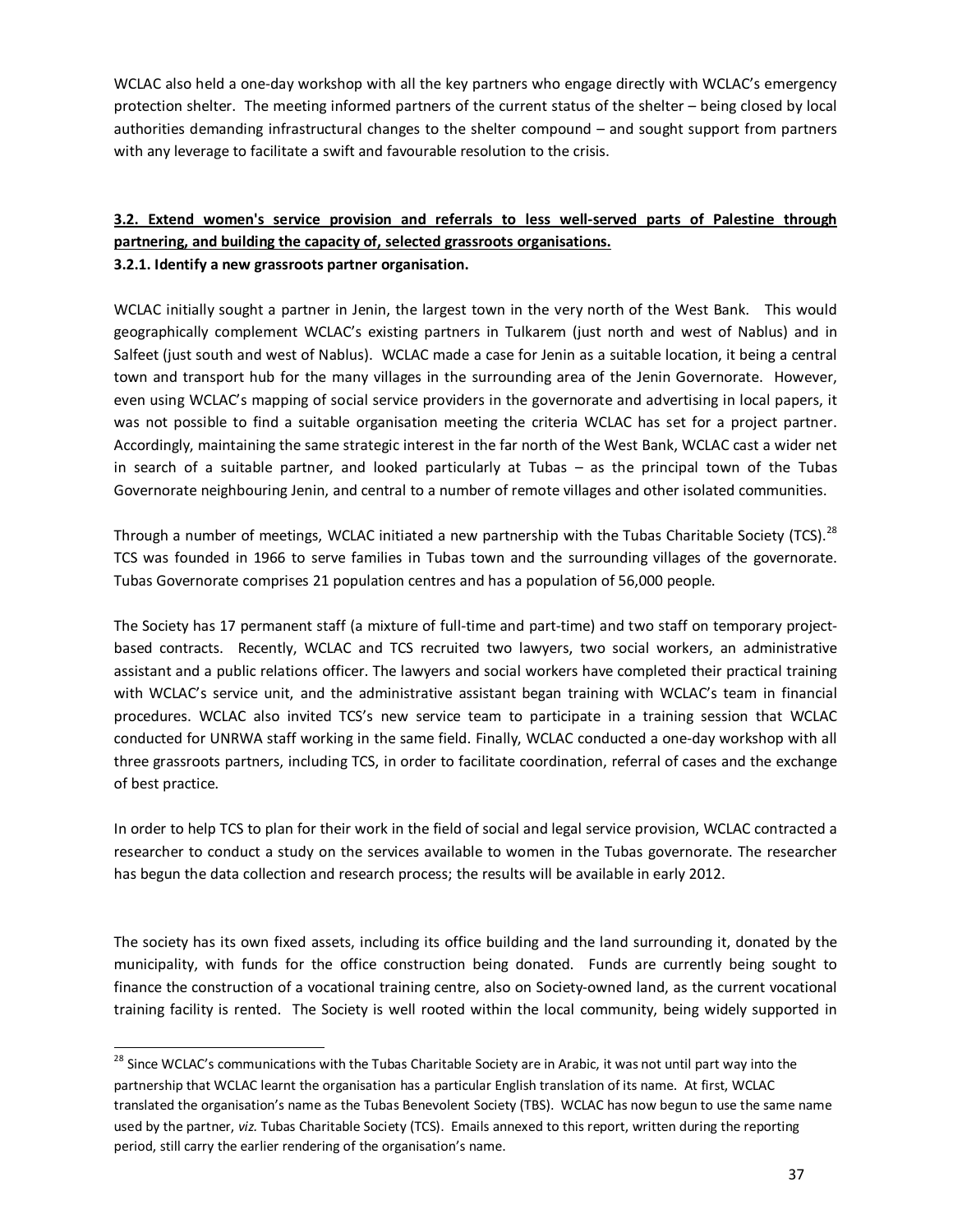WCLAC also held a one-day workshop with all the key partners who engage directly with WCLAC's emergency protection shelter. The meeting informed partners of the current status of the shelter – being closed by local authorities demanding infrastructural changes to the shelter compound – and sought support from partners with any leverage to facilitate a swift and favourable resolution to the crisis.

### 3.2. Extend women's service provision and referrals to less well-served parts of Palestine through partnering, and building the capacity of, selected grassroots organisations.

#### 3.2.1. Identify a new grassroots partner organisation.

WCLAC initially sought a partner in Jenin, the largest town in the very north of the West Bank. This would geographically complement WCLAC's existing partners in Tulkarem (just north and west of Nablus) and in Salfeet (just south and west of Nablus). WCLAC made a case for Jenin as a suitable location, it being a central town and transport hub for the many villages in the surrounding area of the Jenin Governorate. However, even using WCLAC's mapping of social service providers in the governorate and advertising in local papers, it was not possible to find a suitable organisation meeting the criteria WCLAC has set for a project partner. Accordingly, maintaining the same strategic interest in the far north of the West Bank, WCLAC cast a wider net in search of a suitable partner, and looked particularly at Tubas – as the principal town of the Tubas Governorate neighbouring Jenin, and central to a number of remote villages and other isolated communities.

Through a number of meetings, WCLAC initiated a new partnership with the Tubas Charitable Society (TCS).[28] TCS was founded in 1966 to serve families in Tubas town and the surrounding villages of the governorate. Tubas Governorate comprises 21 population centres and has a population of 56,000 people.

The Society has 17 permanent staff (a mixture of full-time and part-time) and two staff on temporary project-based contracts. Recently, WCLAC and TCS recruited two lawyers, two social workers, an administrative assistant and a public relations officer. The lawyers and social workers have completed their practical training with WCLAC's service unit, and the administrative assistant began training with WCLAC's team in financial procedures. WCLAC also invited TCS's new service team to participate in a training session that WCLAC conducted for UNRWA staff working in the same field. Finally, WCLAC conducted a one-day workshop with all three grassroots partners, including TCS, in order to facilitate coordination, referral of cases and the exchange of best practice.

In order to help TCS to plan for their work in the field of social and legal service provision, WCLAC contracted a researcher to conduct a study on the services available to women in the Tubas governorate. The researcher has begun the data collection and research process; the results will be available in early 2012.

The society has its own fixed assets, including its office building and the land surrounding it, donated by the municipality, with funds for the office construction being donated. Funds are currently being sought to finance the construction of a vocational training centre, also on Society-owned land, as the current vocational training facility is rented. The Society is well rooted within the local community, being widely supported in

---

[28] Since WCLAC's communications with the Tubas Charitable Society are in Arabic, it was not until part way into the partnership that WCLAC learnt the organisation has a particular English translation of its name. At first, WCLAC translated the organisation's name as the Tubas Benevolent Society (TBS). WCLAC has now begun to use the same name used by the partner, *viz.* Tubas Charitable Society (TCS). Emails annexed to this report, written during the reporting period, still carry the earlier rendering of the organisation's name.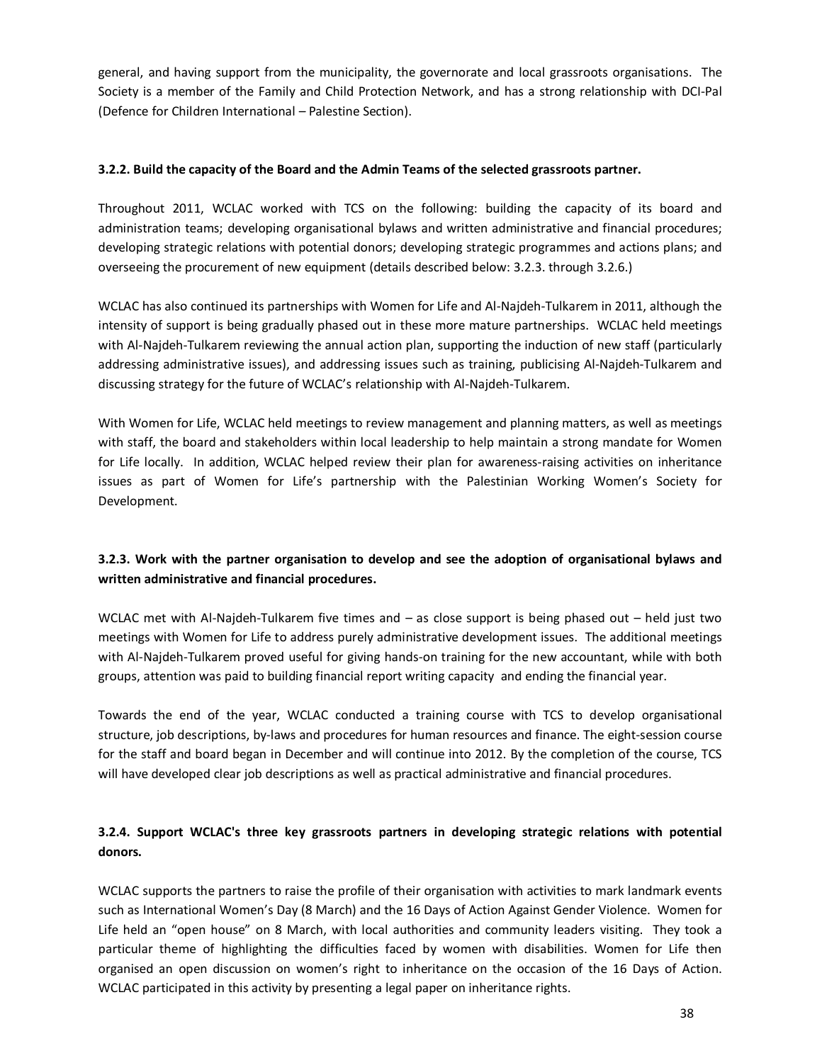general, and having support from the municipality, the governorate and local grassroots organisations. The Society is a member of the Family and Child Protection Network, and has a strong relationship with DCI-Pal (Defence for Children International – Palestine Section).

**3.2.2. Build the capacity of the Board and the Admin Teams of the selected grassroots partner.**

Throughout 2011, WCLAC worked with TCS on the following: building the capacity of its board and administration teams; developing organisational bylaws and written administrative and financial procedures; developing strategic relations with potential donors; developing strategic programmes and actions plans; and overseeing the procurement of new equipment (details described below: 3.2.3. through 3.2.6.)

WCLAC has also continued its partnerships with Women for Life and Al-Najdeh-Tulkarem in 2011, although the intensity of support is being gradually phased out in these more mature partnerships. WCLAC held meetings with Al-Najdeh-Tulkarem reviewing the annual action plan, supporting the induction of new staff (particularly addressing administrative issues), and addressing issues such as training, publicising Al-Najdeh-Tulkarem and discussing strategy for the future of WCLAC's relationship with Al-Najdeh-Tulkarem.

With Women for Life, WCLAC held meetings to review management and planning matters, as well as meetings with staff, the board and stakeholders within local leadership to help maintain a strong mandate for Women for Life locally. In addition, WCLAC helped review their plan for awareness-raising activities on inheritance issues as part of Women for Life's partnership with the Palestinian Working Women's Society for Development.

**3.2.3. Work with the partner organisation to develop and see the adoption of organisational bylaws and written administrative and financial procedures.**

WCLAC met with Al-Najdeh-Tulkarem five times and – as close support is being phased out – held just two meetings with Women for Life to address purely administrative development issues. The additional meetings with Al-Najdeh-Tulkarem proved useful for giving hands-on training for the new accountant, while with both groups, attention was paid to building financial report writing capacity and ending the financial year.

Towards the end of the year, WCLAC conducted a training course with TCS to develop organisational structure, job descriptions, by-laws and procedures for human resources and finance. The eight-session course for the staff and board began in December and will continue into 2012. By the completion of the course, TCS will have developed clear job descriptions as well as practical administrative and financial procedures.

**3.2.4. Support WCLAC's three key grassroots partners in developing strategic relations with potential donors.**

WCLAC supports the partners to raise the profile of their organisation with activities to mark landmark events such as International Women's Day (8 March) and the 16 Days of Action Against Gender Violence. Women for Life held an "open house" on 8 March, with local authorities and community leaders visiting. They took a particular theme of highlighting the difficulties faced by women with disabilities. Women for Life then organised an open discussion on women's right to inheritance on the occasion of the 16 Days of Action. WCLAC participated in this activity by presenting a legal paper on inheritance rights.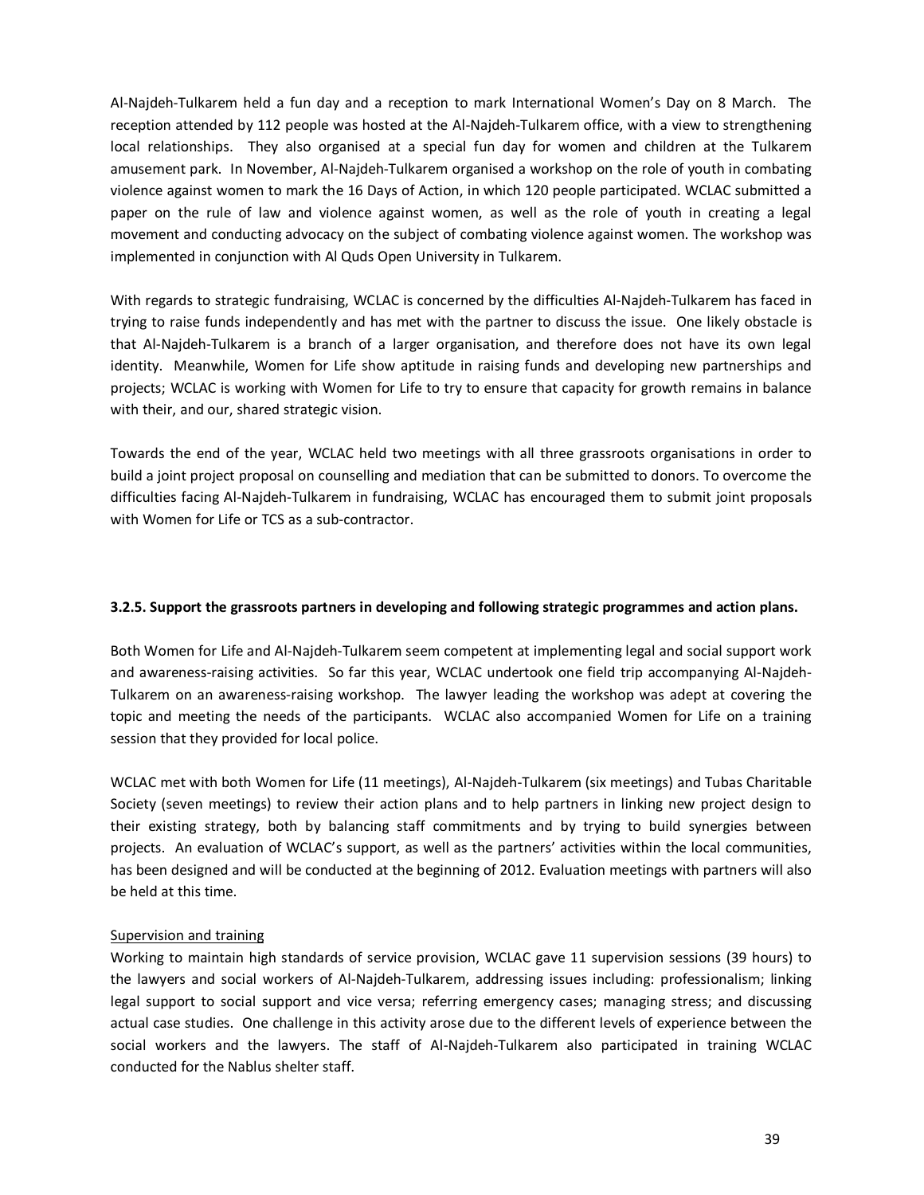Al-Najdeh-Tulkarem held a fun day and a reception to mark International Women's Day on 8 March. The reception attended by 112 people was hosted at the Al-Najdeh-Tulkarem office, with a view to strengthening local relationships. They also organised at a special fun day for women and children at the Tulkarem amusement park. In November, Al-Najdeh-Tulkarem organised a workshop on the role of youth in combating violence against women to mark the 16 Days of Action, in which 120 people participated. WCLAC submitted a paper on the rule of law and violence against women, as well as the role of youth in creating a legal movement and conducting advocacy on the subject of combating violence against women. The workshop was implemented in conjunction with Al Quds Open University in Tulkarem.

With regards to strategic fundraising, WCLAC is concerned by the difficulties Al-Najdeh-Tulkarem has faced in trying to raise funds independently and has met with the partner to discuss the issue. One likely obstacle is that Al-Najdeh-Tulkarem is a branch of a larger organisation, and therefore does not have its own legal identity. Meanwhile, Women for Life show aptitude in raising funds and developing new partnerships and projects; WCLAC is working with Women for Life to try to ensure that capacity for growth remains in balance with their, and our, shared strategic vision.

Towards the end of the year, WCLAC held two meetings with all three grassroots organisations in order to build a joint project proposal on counselling and mediation that can be submitted to donors. To overcome the difficulties facing Al-Najdeh-Tulkarem in fundraising, WCLAC has encouraged them to submit joint proposals with Women for Life or TCS as a sub-contractor.

### 3.2.5. Support the grassroots partners in developing and following strategic programmes and action plans.

Both Women for Life and Al-Najdeh-Tulkarem seem competent at implementing legal and social support work and awareness-raising activities. So far this year, WCLAC undertook one field trip accompanying Al-Najdeh-Tulkarem on an awareness-raising workshop. The lawyer leading the workshop was adept at covering the topic and meeting the needs of the participants. WCLAC also accompanied Women for Life on a training session that they provided for local police.

WCLAC met with both Women for Life (11 meetings), Al-Najdeh-Tulkarem (six meetings) and Tubas Charitable Society (seven meetings) to review their action plans and to help partners in linking new project design to their existing strategy, both by balancing staff commitments and by trying to build synergies between projects. An evaluation of WCLAC's support, as well as the partners' activities within the local communities, has been designed and will be conducted at the beginning of 2012. Evaluation meetings with partners will also be held at this time.

Supervision and training

Working to maintain high standards of service provision, WCLAC gave 11 supervision sessions (39 hours) to the lawyers and social workers of Al-Najdeh-Tulkarem, addressing issues including: professionalism; linking legal support to social support and vice versa; referring emergency cases; managing stress; and discussing actual case studies. One challenge in this activity arose due to the different levels of experience between the social workers and the lawyers. The staff of Al-Najdeh-Tulkarem also participated in training WCLAC conducted for the Nablus shelter staff.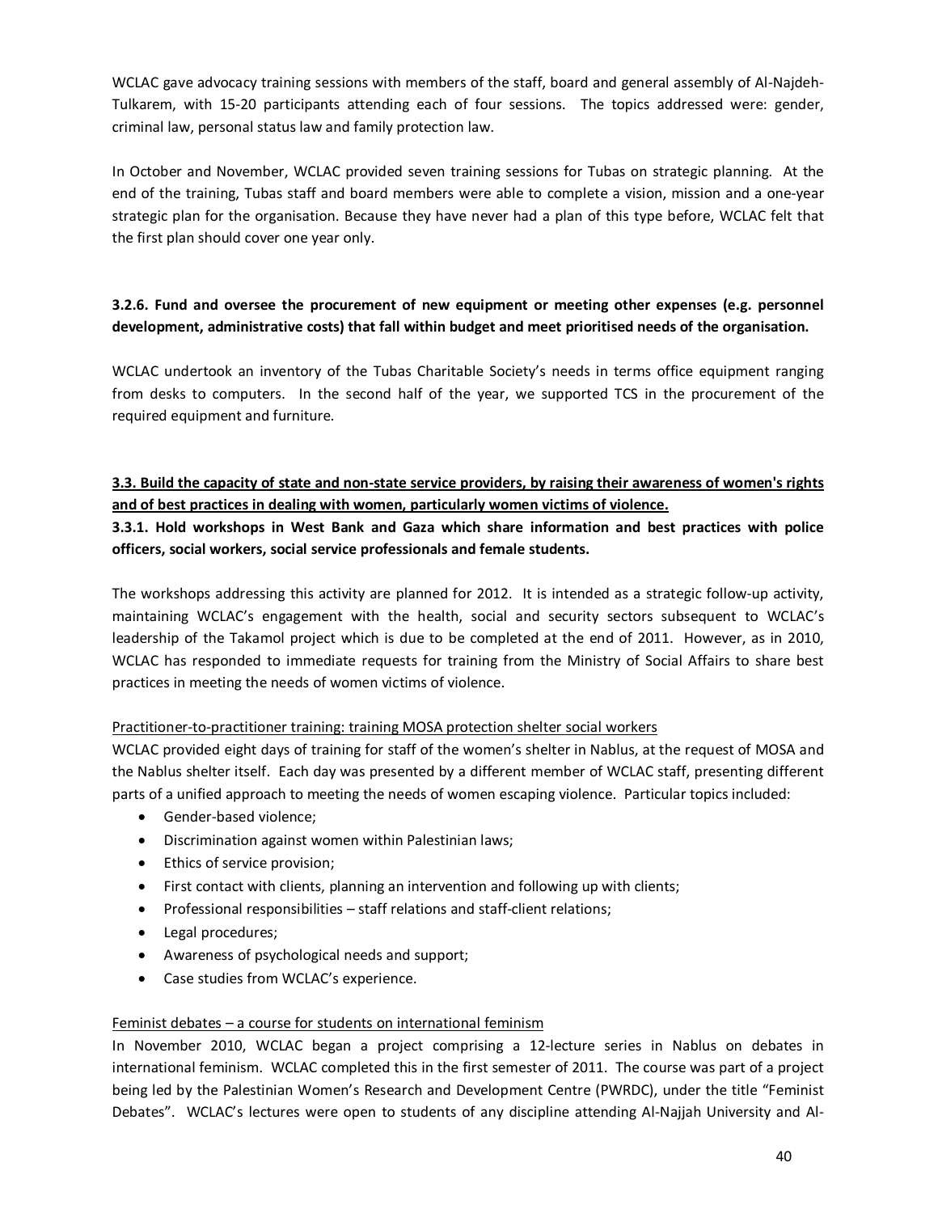WCLAC gave advocacy training sessions with members of the staff, board and general assembly of Al-Najdeh-Tulkarem, with 15-20 participants attending each of four sessions. The topics addressed were: gender, criminal law, personal status law and family protection law.

In October and November, WCLAC provided seven training sessions for Tubas on strategic planning. At the end of the training, Tubas staff and board members were able to complete a vision, mission and a one-year strategic plan for the organisation. Because they have never had a plan of this type before, WCLAC felt that the first plan should cover one year only.

**3.2.6. Fund and oversee the procurement of new equipment or meeting other expenses (e.g. personnel development, administrative costs) that fall within budget and meet prioritised needs of the organisation.**

WCLAC undertook an inventory of the Tubas Charitable Society's needs in terms office equipment ranging from desks to computers. In the second half of the year, we supported TCS in the procurement of the required equipment and furniture.

**<u>3.3. Build the capacity of state and non-state service providers, by raising their awareness of women's rights and of best practices in dealing with women, particularly women victims of violence.</u>**

**3.3.1. Hold workshops in West Bank and Gaza which share information and best practices with police officers, social workers, social service professionals and female students.**

The workshops addressing this activity are planned for 2012. It is intended as a strategic follow-up activity, maintaining WCLAC's engagement with the health, social and security sectors subsequent to WCLAC's leadership of the Takamol project which is due to be completed at the end of 2011. However, as in 2010, WCLAC has responded to immediate requests for training from the Ministry of Social Affairs to share best practices in meeting the needs of women victims of violence.

<u>Practitioner-to-practitioner training: training MOSA protection shelter social workers</u>

WCLAC provided eight days of training for staff of the women's shelter in Nablus, at the request of MOSA and the Nablus shelter itself. Each day was presented by a different member of WCLAC staff, presenting different parts of a unified approach to meeting the needs of women escaping violence. Particular topics included:

- Gender-based violence;
- Discrimination against women within Palestinian laws;
- Ethics of service provision;
- First contact with clients, planning an intervention and following up with clients;
- Professional responsibilities – staff relations and staff-client relations;
- Legal procedures;
- Awareness of psychological needs and support;
- Case studies from WCLAC's experience.

<u>Feminist debates – a course for students on international feminism</u>

In November 2010, WCLAC began a project comprising a 12-lecture series in Nablus on debates in international feminism. WCLAC completed this in the first semester of 2011. The course was part of a project being led by the Palestinian Women's Research and Development Centre (PWRDC), under the title "Feminist Debates". WCLAC's lectures were open to students of any discipline attending Al-Najjah University and Al-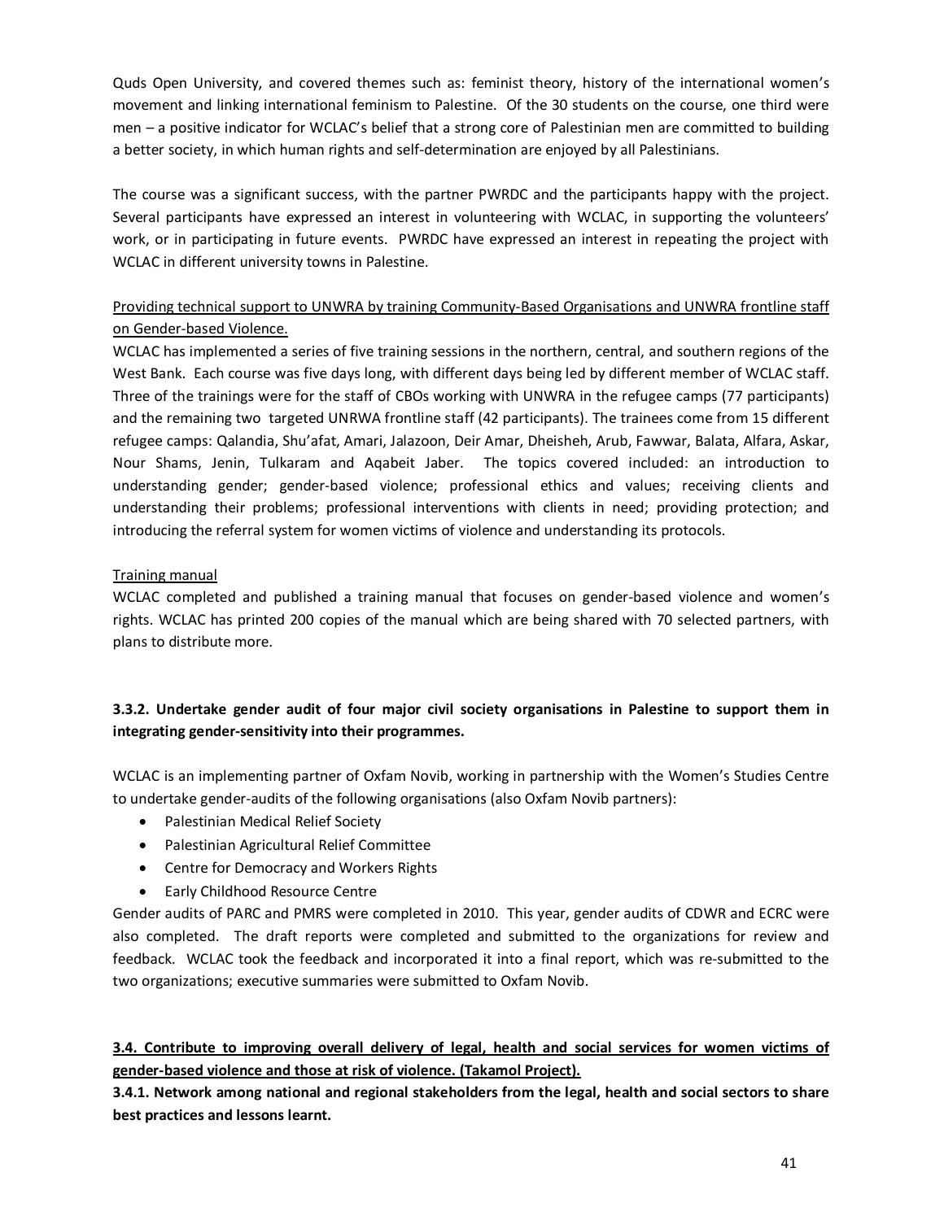Quds Open University, and covered themes such as: feminist theory, history of the international women's movement and linking international feminism to Palestine. Of the 30 students on the course, one third were men – a positive indicator for WCLAC's belief that a strong core of Palestinian men are committed to building a better society, in which human rights and self-determination are enjoyed by all Palestinians.

The course was a significant success, with the partner PWRDC and the participants happy with the project. Several participants have expressed an interest in volunteering with WCLAC, in supporting the volunteers' work, or in participating in future events. PWRDC have expressed an interest in repeating the project with WCLAC in different university towns in Palestine.

<u>Providing technical support to UNWRA by training Community-Based Organisations and UNWRA frontline staff on Gender-based Violence.</u>

WCLAC has implemented a series of five training sessions in the northern, central, and southern regions of the West Bank. Each course was five days long, with different days being led by different member of WCLAC staff. Three of the trainings were for the staff of CBOs working with UNWRA in the refugee camps (77 participants) and the remaining two targeted UNRWA frontline staff (42 participants). The trainees come from 15 different refugee camps: Qalandia, Shu'afat, Amari, Jalazoon, Deir Amar, Dheisheh, Arub, Fawwar, Balata, Alfara, Askar, Nour Shams, Jenin, Tulkaram and Aqabeit Jaber. The topics covered included: an introduction to understanding gender; gender-based violence; professional ethics and values; receiving clients and understanding their problems; professional interventions with clients in need; providing protection; and introducing the referral system for women victims of violence and understanding its protocols.

<u>Training manual</u>

WCLAC completed and published a training manual that focuses on gender-based violence and women's rights. WCLAC has printed 200 copies of the manual which are being shared with 70 selected partners, with plans to distribute more.

**3.3.2. Undertake gender audit of four major civil society organisations in Palestine to support them in integrating gender-sensitivity into their programmes.**

WCLAC is an implementing partner of Oxfam Novib, working in partnership with the Women's Studies Centre to undertake gender-audits of the following organisations (also Oxfam Novib partners):

- Palestinian Medical Relief Society
- Palestinian Agricultural Relief Committee
- Centre for Democracy and Workers Rights
- Early Childhood Resource Centre

Gender audits of PARC and PMRS were completed in 2010. This year, gender audits of CDWR and ECRC were also completed. The draft reports were completed and submitted to the organizations for review and feedback. WCLAC took the feedback and incorporated it into a final report, which was re-submitted to the two organizations; executive summaries were submitted to Oxfam Novib.

**<u>3.4. Contribute to improving overall delivery of legal, health and social services for women victims of gender-based violence and those at risk of violence. (Takamol Project).</u>**

**3.4.1. Network among national and regional stakeholders from the legal, health and social sectors to share best practices and lessons learnt.**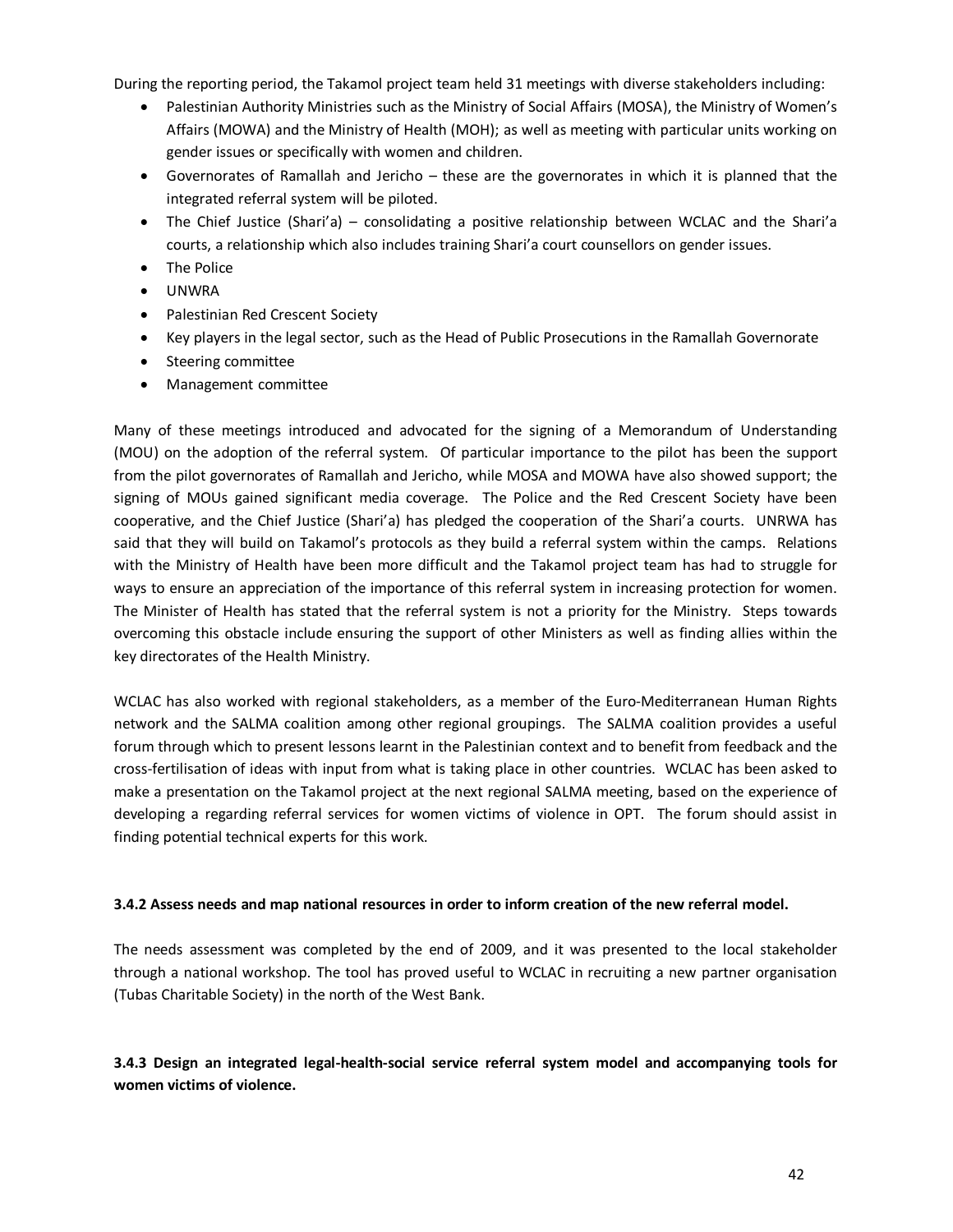During the reporting period, the Takamol project team held 31 meetings with diverse stakeholders including:

- Palestinian Authority Ministries such as the Ministry of Social Affairs (MOSA), the Ministry of Women's Affairs (MOWA) and the Ministry of Health (MOH); as well as meeting with particular units working on gender issues or specifically with women and children.
- Governorates of Ramallah and Jericho – these are the governorates in which it is planned that the integrated referral system will be piloted.
- The Chief Justice (Shari'a) – consolidating a positive relationship between WCLAC and the Shari'a courts, a relationship which also includes training Shari'a court counsellors on gender issues.
- The Police
- UNWRA
- Palestinian Red Crescent Society
- Key players in the legal sector, such as the Head of Public Prosecutions in the Ramallah Governorate
- Steering committee
- Management committee

Many of these meetings introduced and advocated for the signing of a Memorandum of Understanding (MOU) on the adoption of the referral system. Of particular importance to the pilot has been the support from the pilot governorates of Ramallah and Jericho, while MOSA and MOWA have also showed support; the signing of MOUs gained significant media coverage. The Police and the Red Crescent Society have been cooperative, and the Chief Justice (Shari'a) has pledged the cooperation of the Shari'a courts. UNRWA has said that they will build on Takamol's protocols as they build a referral system within the camps. Relations with the Ministry of Health have been more difficult and the Takamol project team has had to struggle for ways to ensure an appreciation of the importance of this referral system in increasing protection for women. The Minister of Health has stated that the referral system is not a priority for the Ministry. Steps towards overcoming this obstacle include ensuring the support of other Ministers as well as finding allies within the key directorates of the Health Ministry.

WCLAC has also worked with regional stakeholders, as a member of the Euro-Mediterranean Human Rights network and the SALMA coalition among other regional groupings. The SALMA coalition provides a useful forum through which to present lessons learnt in the Palestinian context and to benefit from feedback and the cross-fertilisation of ideas with input from what is taking place in other countries. WCLAC has been asked to make a presentation on the Takamol project at the next regional SALMA meeting, based on the experience of developing a regarding referral services for women victims of violence in OPT. The forum should assist in finding potential technical experts for this work.

**3.4.2 Assess needs and map national resources in order to inform creation of the new referral model.**

The needs assessment was completed by the end of 2009, and it was presented to the local stakeholder through a national workshop. The tool has proved useful to WCLAC in recruiting a new partner organisation (Tubas Charitable Society) in the north of the West Bank.

**3.4.3 Design an integrated legal-health-social service referral system model and accompanying tools for women victims of violence.**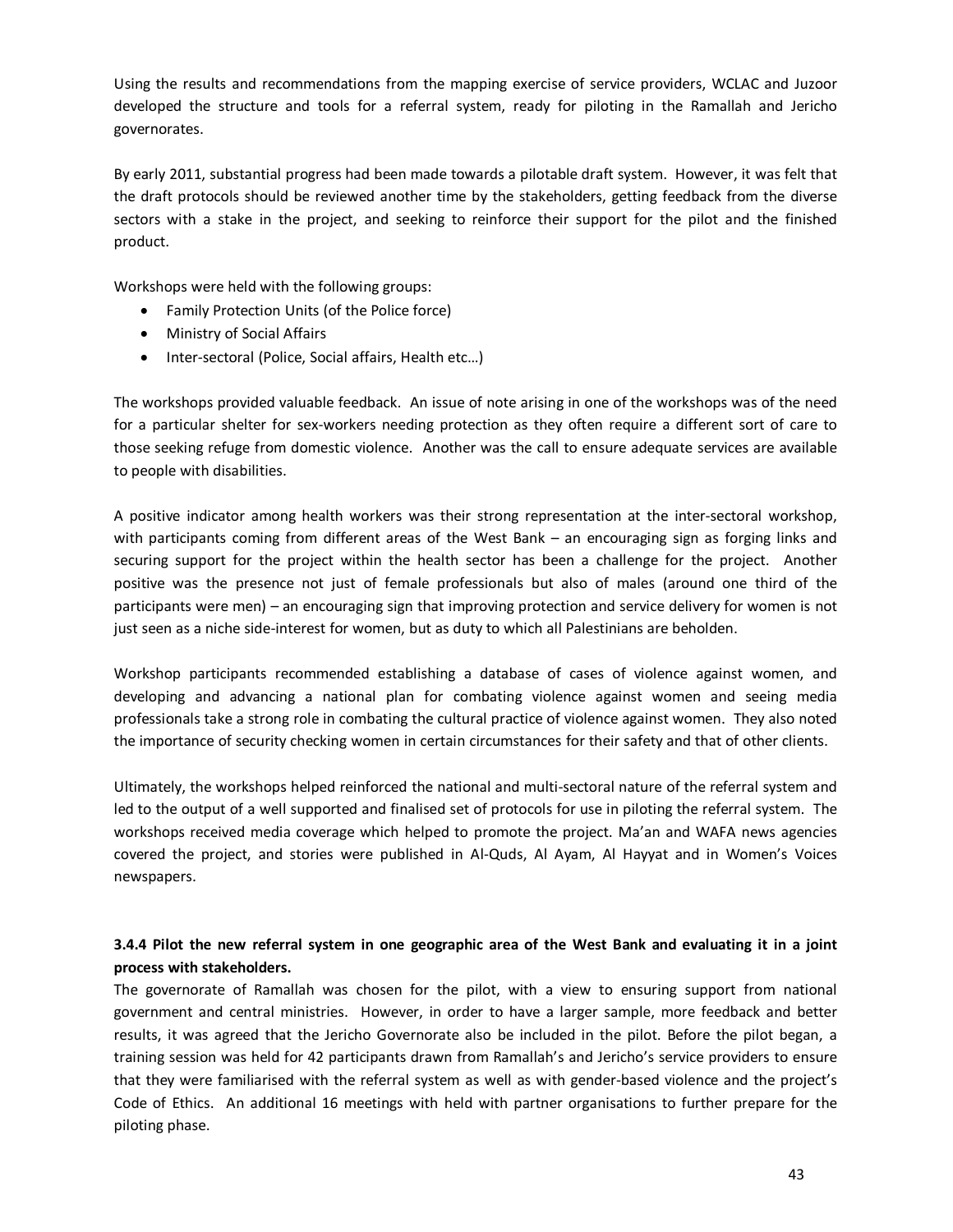Using the results and recommendations from the mapping exercise of service providers, WCLAC and Juzoor developed the structure and tools for a referral system, ready for piloting in the Ramallah and Jericho governorates.

By early 2011, substantial progress had been made towards a pilotable draft system. However, it was felt that the draft protocols should be reviewed another time by the stakeholders, getting feedback from the diverse sectors with a stake in the project, and seeking to reinforce their support for the pilot and the finished product.

Workshops were held with the following groups:

- Family Protection Units (of the Police force)
- Ministry of Social Affairs
- Inter-sectoral (Police, Social affairs, Health etc…)

The workshops provided valuable feedback. An issue of note arising in one of the workshops was of the need for a particular shelter for sex-workers needing protection as they often require a different sort of care to those seeking refuge from domestic violence. Another was the call to ensure adequate services are available to people with disabilities.

A positive indicator among health workers was their strong representation at the inter-sectoral workshop, with participants coming from different areas of the West Bank – an encouraging sign as forging links and securing support for the project within the health sector has been a challenge for the project. Another positive was the presence not just of female professionals but also of males (around one third of the participants were men) – an encouraging sign that improving protection and service delivery for women is not just seen as a niche side-interest for women, but as duty to which all Palestinians are beholden.

Workshop participants recommended establishing a database of cases of violence against women, and developing and advancing a national plan for combating violence against women and seeing media professionals take a strong role in combating the cultural practice of violence against women. They also noted the importance of security checking women in certain circumstances for their safety and that of other clients.

Ultimately, the workshops helped reinforced the national and multi-sectoral nature of the referral system and led to the output of a well supported and finalised set of protocols for use in piloting the referral system. The workshops received media coverage which helped to promote the project. Ma'an and WAFA news agencies covered the project, and stories were published in Al-Quds, Al Ayam, Al Hayyat and in Women's Voices newspapers.

### 3.4.4 Pilot the new referral system in one geographic area of the West Bank and evaluating it in a joint process with stakeholders.

The governorate of Ramallah was chosen for the pilot, with a view to ensuring support from national government and central ministries. However, in order to have a larger sample, more feedback and better results, it was agreed that the Jericho Governorate also be included in the pilot. Before the pilot began, a training session was held for 42 participants drawn from Ramallah's and Jericho's service providers to ensure that they were familiarised with the referral system as well as with gender-based violence and the project's Code of Ethics. An additional 16 meetings with held with partner organisations to further prepare for the piloting phase.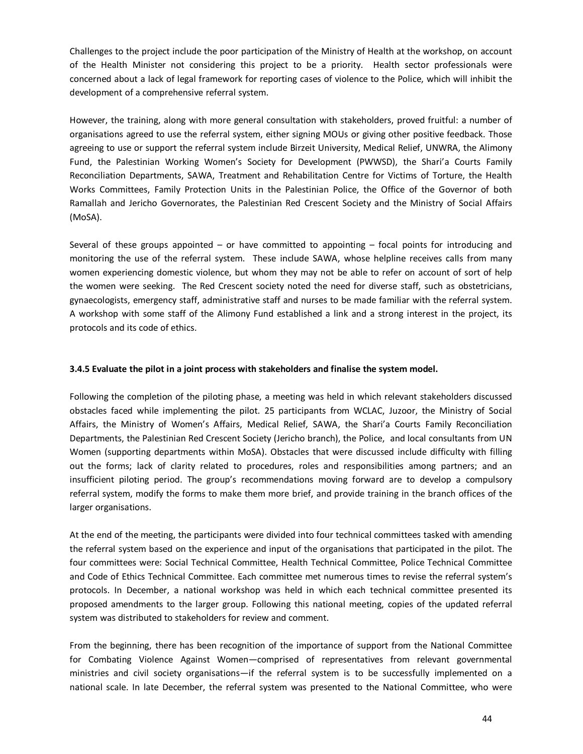Challenges to the project include the poor participation of the Ministry of Health at the workshop, on account of the Health Minister not considering this project to be a priority. Health sector professionals were concerned about a lack of legal framework for reporting cases of violence to the Police, which will inhibit the development of a comprehensive referral system.

However, the training, along with more general consultation with stakeholders, proved fruitful: a number of organisations agreed to use the referral system, either signing MOUs or giving other positive feedback. Those agreeing to use or support the referral system include Birzeit University, Medical Relief, UNWRA, the Alimony Fund, the Palestinian Working Women's Society for Development (PWWSD), the Shari'a Courts Family Reconciliation Departments, SAWA, Treatment and Rehabilitation Centre for Victims of Torture, the Health Works Committees, Family Protection Units in the Palestinian Police, the Office of the Governor of both Ramallah and Jericho Governorates, the Palestinian Red Crescent Society and the Ministry of Social Affairs (MoSA).

Several of these groups appointed – or have committed to appointing – focal points for introducing and monitoring the use of the referral system. These include SAWA, whose helpline receives calls from many women experiencing domestic violence, but whom they may not be able to refer on account of sort of help the women were seeking. The Red Crescent society noted the need for diverse staff, such as obstetricians, gynaecologists, emergency staff, administrative staff and nurses to be made familiar with the referral system. A workshop with some staff of the Alimony Fund established a link and a strong interest in the project, its protocols and its code of ethics.

### 3.4.5 Evaluate the pilot in a joint process with stakeholders and finalise the system model.

Following the completion of the piloting phase, a meeting was held in which relevant stakeholders discussed obstacles faced while implementing the pilot. 25 participants from WCLAC, Juzoor, the Ministry of Social Affairs, the Ministry of Women's Affairs, Medical Relief, SAWA, the Shari'a Courts Family Reconciliation Departments, the Palestinian Red Crescent Society (Jericho branch), the Police, and local consultants from UN Women (supporting departments within MoSA). Obstacles that were discussed include difficulty with filling out the forms; lack of clarity related to procedures, roles and responsibilities among partners; and an insufficient piloting period. The group's recommendations moving forward are to develop a compulsory referral system, modify the forms to make them more brief, and provide training in the branch offices of the larger organisations.

At the end of the meeting, the participants were divided into four technical committees tasked with amending the referral system based on the experience and input of the organisations that participated in the pilot. The four committees were: Social Technical Committee, Health Technical Committee, Police Technical Committee and Code of Ethics Technical Committee. Each committee met numerous times to revise the referral system's protocols. In December, a national workshop was held in which each technical committee presented its proposed amendments to the larger group. Following this national meeting, copies of the updated referral system was distributed to stakeholders for review and comment.

From the beginning, there has been recognition of the importance of support from the National Committee for Combating Violence Against Women—comprised of representatives from relevant governmental ministries and civil society organisations—if the referral system is to be successfully implemented on a national scale. In late December, the referral system was presented to the National Committee, who were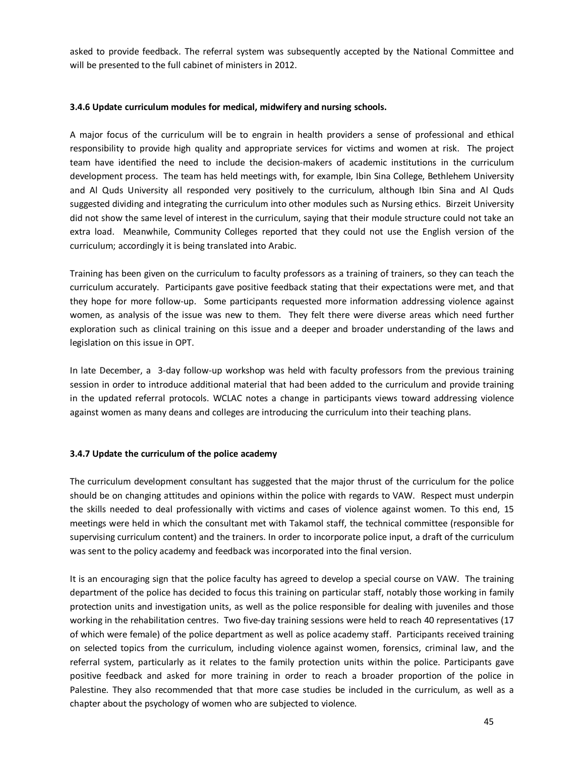asked to provide feedback. The referral system was subsequently accepted by the National Committee and will be presented to the full cabinet of ministers in 2012.

#### 3.4.6 Update curriculum modules for medical, midwifery and nursing schools.

A major focus of the curriculum will be to engrain in health providers a sense of professional and ethical responsibility to provide high quality and appropriate services for victims and women at risk. The project team have identified the need to include the decision-makers of academic institutions in the curriculum development process. The team has held meetings with, for example, Ibin Sina College, Bethlehem University and Al Quds University all responded very positively to the curriculum, although Ibin Sina and Al Quds suggested dividing and integrating the curriculum into other modules such as Nursing ethics. Birzeit University did not show the same level of interest in the curriculum, saying that their module structure could not take an extra load. Meanwhile, Community Colleges reported that they could not use the English version of the curriculum; accordingly it is being translated into Arabic.

Training has been given on the curriculum to faculty professors as a training of trainers, so they can teach the curriculum accurately. Participants gave positive feedback stating that their expectations were met, and that they hope for more follow-up. Some participants requested more information addressing violence against women, as analysis of the issue was new to them. They felt there were diverse areas which need further exploration such as clinical training on this issue and a deeper and broader understanding of the laws and legislation on this issue in OPT.

In late December, a 3-day follow-up workshop was held with faculty professors from the previous training session in order to introduce additional material that had been added to the curriculum and provide training in the updated referral protocols. WCLAC notes a change in participants views toward addressing violence against women as many deans and colleges are introducing the curriculum into their teaching plans.

#### 3.4.7 Update the curriculum of the police academy

The curriculum development consultant has suggested that the major thrust of the curriculum for the police should be on changing attitudes and opinions within the police with regards to VAW. Respect must underpin the skills needed to deal professionally with victims and cases of violence against women. To this end, 15 meetings were held in which the consultant met with Takamol staff, the technical committee (responsible for supervising curriculum content) and the trainers. In order to incorporate police input, a draft of the curriculum was sent to the policy academy and feedback was incorporated into the final version.

It is an encouraging sign that the police faculty has agreed to develop a special course on VAW. The training department of the police has decided to focus this training on particular staff, notably those working in family protection units and investigation units, as well as the police responsible for dealing with juveniles and those working in the rehabilitation centres. Two five-day training sessions were held to reach 40 representatives (17 of which were female) of the police department as well as police academy staff. Participants received training on selected topics from the curriculum, including violence against women, forensics, criminal law, and the referral system, particularly as it relates to the family protection units within the police. Participants gave positive feedback and asked for more training in order to reach a broader proportion of the police in Palestine. They also recommended that that more case studies be included in the curriculum, as well as a chapter about the psychology of women who are subjected to violence.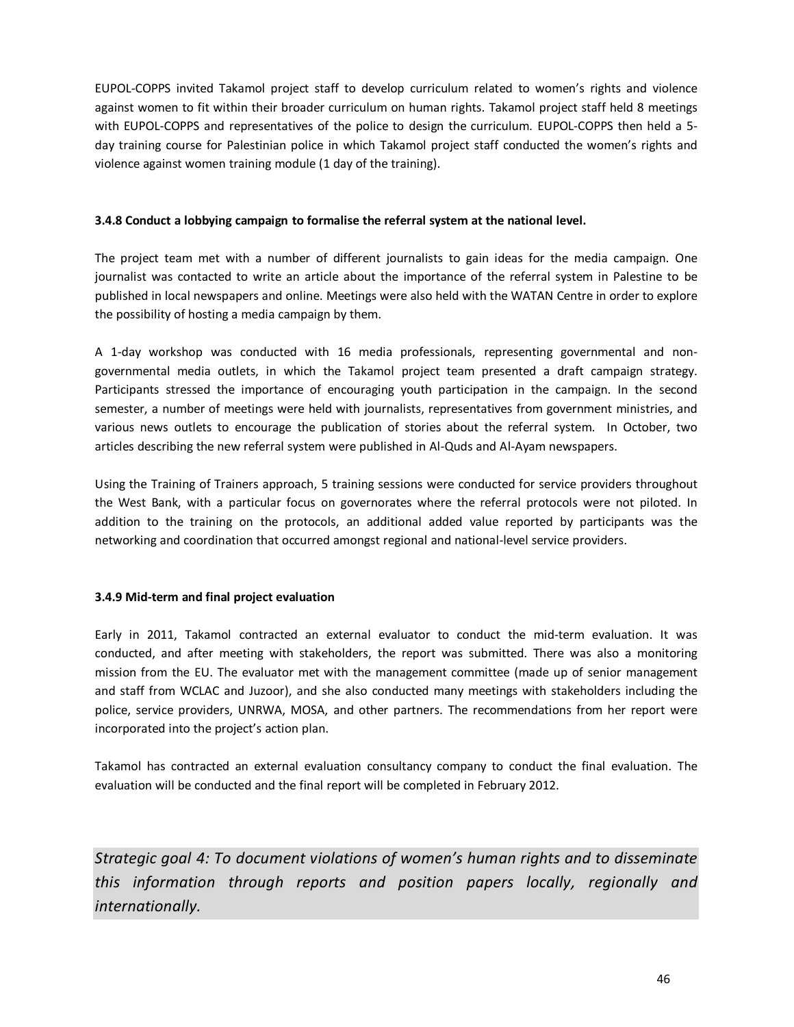EUPOL-COPPS invited Takamol project staff to develop curriculum related to women's rights and violence against women to fit within their broader curriculum on human rights. Takamol project staff held 8 meetings with EUPOL-COPPS and representatives of the police to design the curriculum. EUPOL-COPPS then held a 5-day training course for Palestinian police in which Takamol project staff conducted the women's rights and violence against women training module (1 day of the training).

#### 3.4.8 Conduct a lobbying campaign to formalise the referral system at the national level.

The project team met with a number of different journalists to gain ideas for the media campaign. One journalist was contacted to write an article about the importance of the referral system in Palestine to be published in local newspapers and online. Meetings were also held with the WATAN Centre in order to explore the possibility of hosting a media campaign by them.

A 1-day workshop was conducted with 16 media professionals, representing governmental and non-governmental media outlets, in which the Takamol project team presented a draft campaign strategy. Participants stressed the importance of encouraging youth participation in the campaign. In the second semester, a number of meetings were held with journalists, representatives from government ministries, and various news outlets to encourage the publication of stories about the referral system. In October, two articles describing the new referral system were published in Al-Quds and Al-Ayam newspapers.

Using the Training of Trainers approach, 5 training sessions were conducted for service providers throughout the West Bank, with a particular focus on governorates where the referral protocols were not piloted. In addition to the training on the protocols, an additional added value reported by participants was the networking and coordination that occurred amongst regional and national-level service providers.

#### 3.4.9 Mid-term and final project evaluation

Early in 2011, Takamol contracted an external evaluator to conduct the mid-term evaluation. It was conducted, and after meeting with stakeholders, the report was submitted. There was also a monitoring mission from the EU. The evaluator met with the management committee (made up of senior management and staff from WCLAC and Juzoor), and she also conducted many meetings with stakeholders including the police, service providers, UNRWA, MOSA, and other partners. The recommendations from her report were incorporated into the project's action plan.

Takamol has contracted an external evaluation consultancy company to conduct the final evaluation. The evaluation will be conducted and the final report will be completed in February 2012.

## *Strategic goal 4: To document violations of women's human rights and to disseminate this information through reports and position papers locally, regionally and internationally.*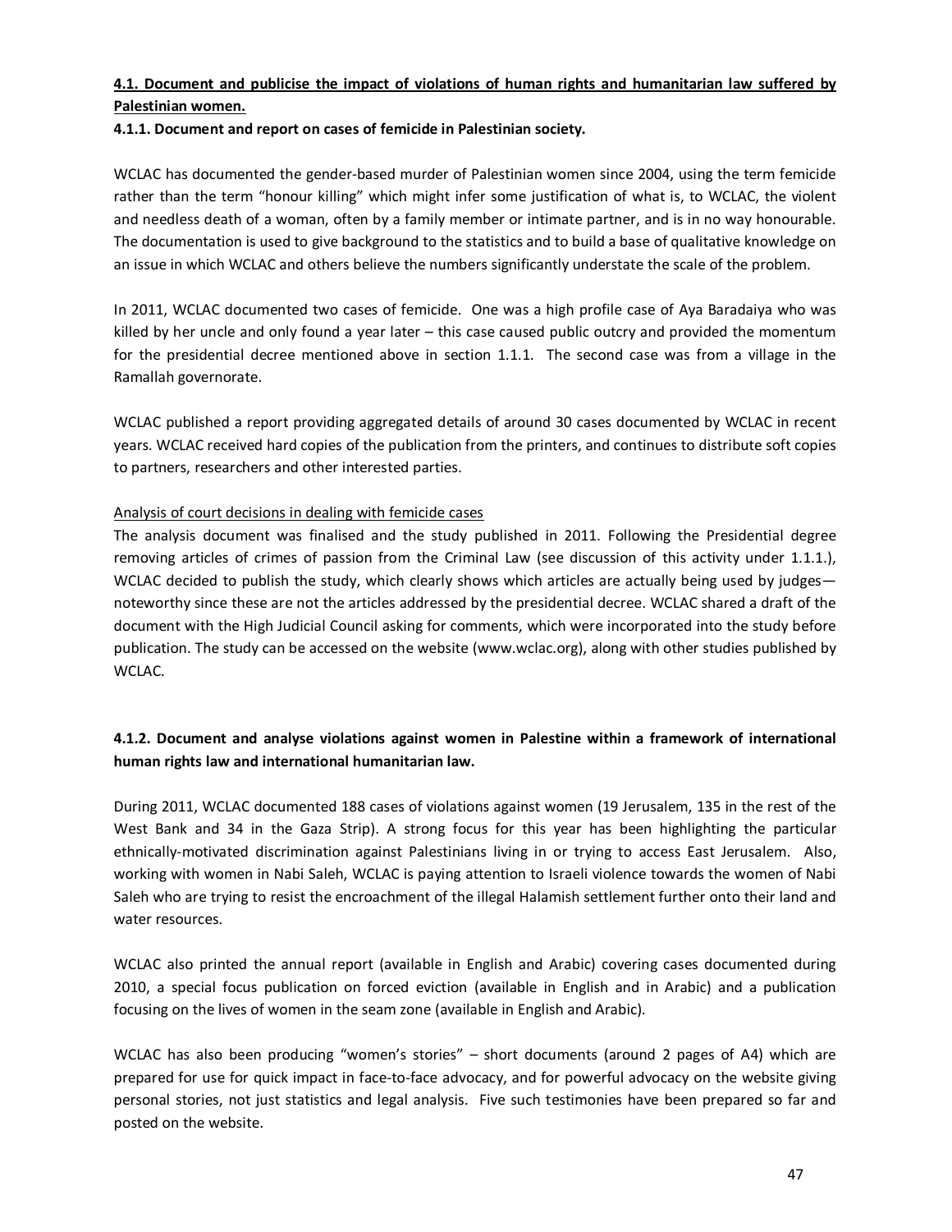**4.1. Document and publicise the impact of violations of human rights and humanitarian law suffered by Palestinian women.**

**4.1.1. Document and report on cases of femicide in Palestinian society.**

WCLAC has documented the gender-based murder of Palestinian women since 2004, using the term femicide rather than the term "honour killing" which might infer some justification of what is, to WCLAC, the violent and needless death of a woman, often by a family member or intimate partner, and is in no way honourable. The documentation is used to give background to the statistics and to build a base of qualitative knowledge on an issue in which WCLAC and others believe the numbers significantly understate the scale of the problem.

In 2011, WCLAC documented two cases of femicide. One was a high profile case of Aya Baradaiya who was killed by her uncle and only found a year later – this case caused public outcry and provided the momentum for the presidential decree mentioned above in section 1.1.1. The second case was from a village in the Ramallah governorate.

WCLAC published a report providing aggregated details of around 30 cases documented by WCLAC in recent years. WCLAC received hard copies of the publication from the printers, and continues to distribute soft copies to partners, researchers and other interested parties.

Analysis of court decisions in dealing with femicide cases

The analysis document was finalised and the study published in 2011. Following the Presidential degree removing articles of crimes of passion from the Criminal Law (see discussion of this activity under 1.1.1.), WCLAC decided to publish the study, which clearly shows which articles are actually being used by judges—noteworthy since these are not the articles addressed by the presidential decree. WCLAC shared a draft of the document with the High Judicial Council asking for comments, which were incorporated into the study before publication. The study can be accessed on the website (www.wclac.org), along with other studies published by WCLAC.

**4.1.2. Document and analyse violations against women in Palestine within a framework of international human rights law and international humanitarian law.**

During 2011, WCLAC documented 188 cases of violations against women (19 Jerusalem, 135 in the rest of the West Bank and 34 in the Gaza Strip). A strong focus for this year has been highlighting the particular ethnically-motivated discrimination against Palestinians living in or trying to access East Jerusalem. Also, working with women in Nabi Saleh, WCLAC is paying attention to Israeli violence towards the women of Nabi Saleh who are trying to resist the encroachment of the illegal Halamish settlement further onto their land and water resources.

WCLAC also printed the annual report (available in English and Arabic) covering cases documented during 2010, a special focus publication on forced eviction (available in English and in Arabic) and a publication focusing on the lives of women in the seam zone (available in English and Arabic).

WCLAC has also been producing "women's stories" – short documents (around 2 pages of A4) which are prepared for use for quick impact in face-to-face advocacy, and for powerful advocacy on the website giving personal stories, not just statistics and legal analysis. Five such testimonies have been prepared so far and posted on the website.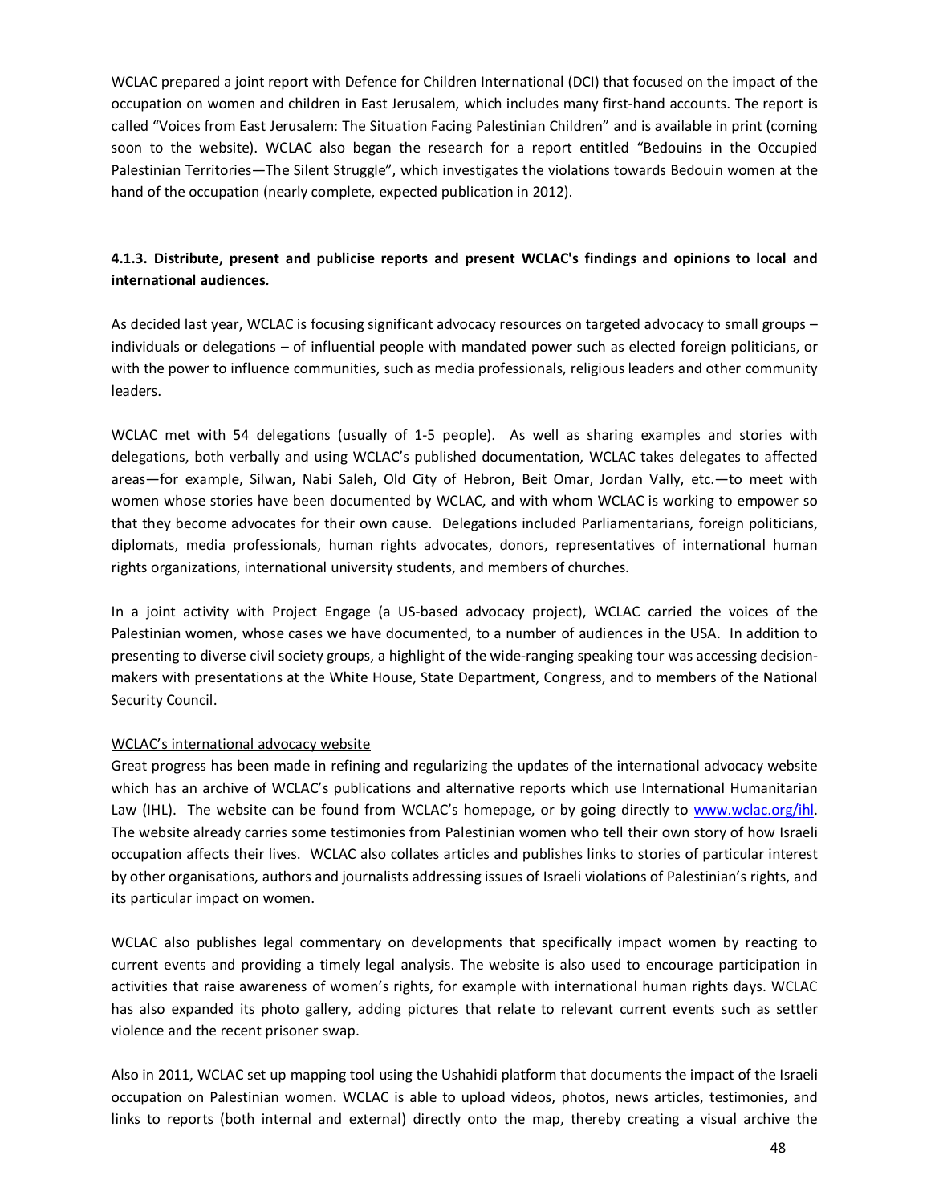WCLAC prepared a joint report with Defence for Children International (DCI) that focused on the impact of the occupation on women and children in East Jerusalem, which includes many first-hand accounts. The report is called "Voices from East Jerusalem: The Situation Facing Palestinian Children" and is available in print (coming soon to the website). WCLAC also began the research for a report entitled "Bedouins in the Occupied Palestinian Territories—The Silent Struggle", which investigates the violations towards Bedouin women at the hand of the occupation (nearly complete, expected publication in 2012).

### 4.1.3. Distribute, present and publicise reports and present WCLAC's findings and opinions to local and international audiences.

As decided last year, WCLAC is focusing significant advocacy resources on targeted advocacy to small groups – individuals or delegations – of influential people with mandated power such as elected foreign politicians, or with the power to influence communities, such as media professionals, religious leaders and other community leaders.

WCLAC met with 54 delegations (usually of 1-5 people). As well as sharing examples and stories with delegations, both verbally and using WCLAC's published documentation, WCLAC takes delegates to affected areas—for example, Silwan, Nabi Saleh, Old City of Hebron, Beit Omar, Jordan Vally, etc.—to meet with women whose stories have been documented by WCLAC, and with whom WCLAC is working to empower so that they become advocates for their own cause. Delegations included Parliamentarians, foreign politicians, diplomats, media professionals, human rights advocates, donors, representatives of international human rights organizations, international university students, and members of churches.

In a joint activity with Project Engage (a US-based advocacy project), WCLAC carried the voices of the Palestinian women, whose cases we have documented, to a number of audiences in the USA. In addition to presenting to diverse civil society groups, a highlight of the wide-ranging speaking tour was accessing decision-makers with presentations at the White House, State Department, Congress, and to members of the National Security Council.

<u>WCLAC's international advocacy website</u>

Great progress has been made in refining and regularizing the updates of the international advocacy website which has an archive of WCLAC's publications and alternative reports which use International Humanitarian Law (IHL). The website can be found from WCLAC's homepage, or by going directly to [www.wclac.org/ihl](www.wclac.org/ihl). The website already carries some testimonies from Palestinian women who tell their own story of how Israeli occupation affects their lives. WCLAC also collates articles and publishes links to stories of particular interest by other organisations, authors and journalists addressing issues of Israeli violations of Palestinian's rights, and its particular impact on women.

WCLAC also publishes legal commentary on developments that specifically impact women by reacting to current events and providing a timely legal analysis. The website is also used to encourage participation in activities that raise awareness of women's rights, for example with international human rights days. WCLAC has also expanded its photo gallery, adding pictures that relate to relevant current events such as settler violence and the recent prisoner swap.

Also in 2011, WCLAC set up mapping tool using the Ushahidi platform that documents the impact of the Israeli occupation on Palestinian women. WCLAC is able to upload videos, photos, news articles, testimonies, and links to reports (both internal and external) directly onto the map, thereby creating a visual archive the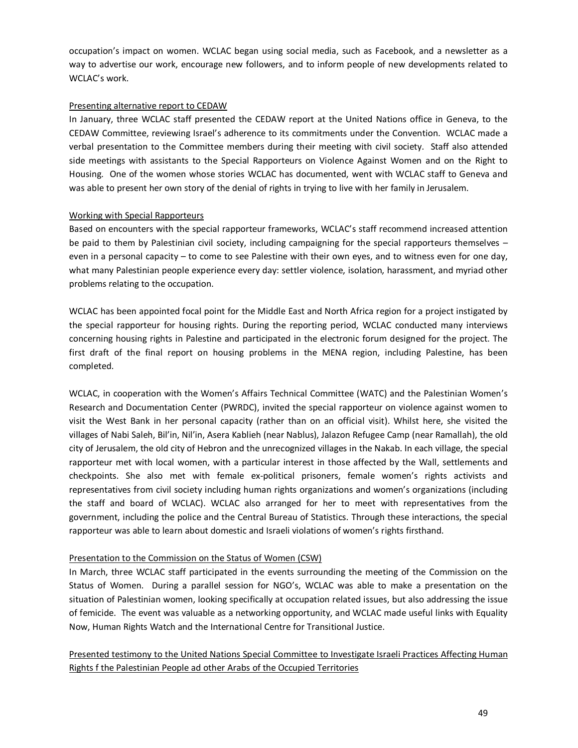occupation's impact on women. WCLAC began using social media, such as Facebook, and a newsletter as a way to advertise our work, encourage new followers, and to inform people of new developments related to WCLAC's work.

<u>Presenting alternative report to CEDAW</u>

In January, three WCLAC staff presented the CEDAW report at the United Nations office in Geneva, to the CEDAW Committee, reviewing Israel's adherence to its commitments under the Convention. WCLAC made a verbal presentation to the Committee members during their meeting with civil society. Staff also attended side meetings with assistants to the Special Rapporteurs on Violence Against Women and on the Right to Housing. One of the women whose stories WCLAC has documented, went with WCLAC staff to Geneva and was able to present her own story of the denial of rights in trying to live with her family in Jerusalem.

<u>Working with Special Rapporteurs</u>

Based on encounters with the special rapporteur frameworks, WCLAC's staff recommend increased attention be paid to them by Palestinian civil society, including campaigning for the special rapporteurs themselves – even in a personal capacity – to come to see Palestine with their own eyes, and to witness even for one day, what many Palestinian people experience every day: settler violence, isolation, harassment, and myriad other problems relating to the occupation.

WCLAC has been appointed focal point for the Middle East and North Africa region for a project instigated by the special rapporteur for housing rights. During the reporting period, WCLAC conducted many interviews concerning housing rights in Palestine and participated in the electronic forum designed for the project. The first draft of the final report on housing problems in the MENA region, including Palestine, has been completed.

WCLAC, in cooperation with the Women's Affairs Technical Committee (WATC) and the Palestinian Women's Research and Documentation Center (PWRDC), invited the special rapporteur on violence against women to visit the West Bank in her personal capacity (rather than on an official visit). Whilst here, she visited the villages of Nabi Saleh, Bil'in, Nil'in, Asera Kablieh (near Nablus), Jalazon Refugee Camp (near Ramallah), the old city of Jerusalem, the old city of Hebron and the unrecognized villages in the Nakab. In each village, the special rapporteur met with local women, with a particular interest in those affected by the Wall, settlements and checkpoints. She also met with female ex-political prisoners, female women's rights activists and representatives from civil society including human rights organizations and women's organizations (including the staff and board of WCLAC). WCLAC also arranged for her to meet with representatives from the government, including the police and the Central Bureau of Statistics. Through these interactions, the special rapporteur was able to learn about domestic and Israeli violations of women's rights firsthand.

<u>Presentation to the Commission on the Status of Women (CSW)</u>

In March, three WCLAC staff participated in the events surrounding the meeting of the Commission on the Status of Women. During a parallel session for NGO's, WCLAC was able to make a presentation on the situation of Palestinian women, looking specifically at occupation related issues, but also addressing the issue of femicide. The event was valuable as a networking opportunity, and WCLAC made useful links with Equality Now, Human Rights Watch and the International Centre for Transitional Justice.

<u>Presented testimony to the United Nations Special Committee to Investigate Israeli Practices Affecting Human Rights f the Palestinian People ad other Arabs of the Occupied Territories</u>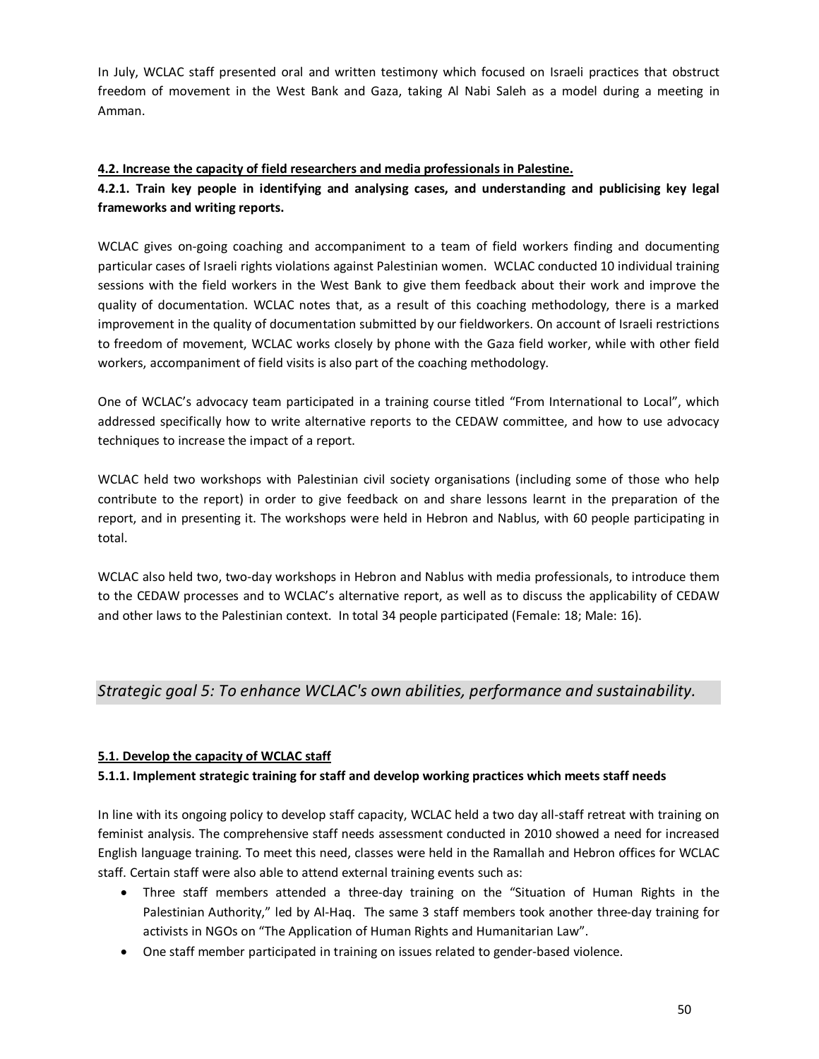In July, WCLAC staff presented oral and written testimony which focused on Israeli practices that obstruct freedom of movement in the West Bank and Gaza, taking Al Nabi Saleh as a model during a meeting in Amman.

#### 4.2. Increase the capacity of field researchers and media professionals in Palestine.

#### 4.2.1. Train key people in identifying and analysing cases, and understanding and publicising key legal frameworks and writing reports.

WCLAC gives on-going coaching and accompaniment to a team of field workers finding and documenting particular cases of Israeli rights violations against Palestinian women. WCLAC conducted 10 individual training sessions with the field workers in the West Bank to give them feedback about their work and improve the quality of documentation. WCLAC notes that, as a result of this coaching methodology, there is a marked improvement in the quality of documentation submitted by our fieldworkers. On account of Israeli restrictions to freedom of movement, WCLAC works closely by phone with the Gaza field worker, while with other field workers, accompaniment of field visits is also part of the coaching methodology.

One of WCLAC's advocacy team participated in a training course titled "From International to Local", which addressed specifically how to write alternative reports to the CEDAW committee, and how to use advocacy techniques to increase the impact of a report.

WCLAC held two workshops with Palestinian civil society organisations (including some of those who help contribute to the report) in order to give feedback on and share lessons learnt in the preparation of the report, and in presenting it. The workshops were held in Hebron and Nablus, with 60 people participating in total.

WCLAC also held two, two-day workshops in Hebron and Nablus with media professionals, to introduce them to the CEDAW processes and to WCLAC's alternative report, as well as to discuss the applicability of CEDAW and other laws to the Palestinian context. In total 34 people participated (Female: 18; Male: 16).

## *Strategic goal 5: To enhance WCLAC's own abilities, performance and sustainability.*

#### 5.1. Develop the capacity of WCLAC staff

#### 5.1.1. Implement strategic training for staff and develop working practices which meets staff needs

In line with its ongoing policy to develop staff capacity, WCLAC held a two day all-staff retreat with training on feminist analysis. The comprehensive staff needs assessment conducted in 2010 showed a need for increased English language training. To meet this need, classes were held in the Ramallah and Hebron offices for WCLAC staff. Certain staff were also able to attend external training events such as:

- Three staff members attended a three-day training on the "Situation of Human Rights in the Palestinian Authority," led by Al-Haq. The same 3 staff members took another three-day training for activists in NGOs on "The Application of Human Rights and Humanitarian Law".
- One staff member participated in training on issues related to gender-based violence.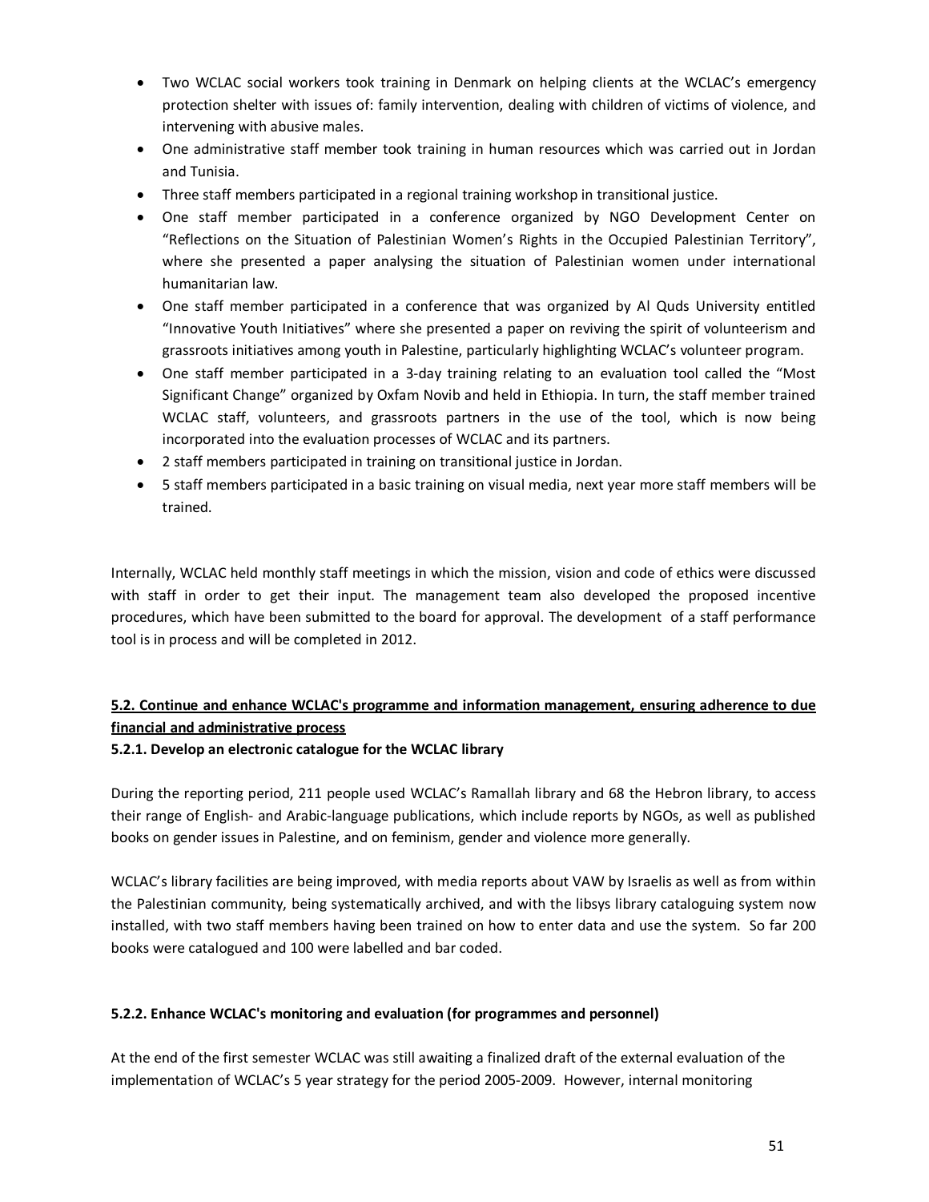- Two WCLAC social workers took training in Denmark on helping clients at the WCLAC's emergency protection shelter with issues of: family intervention, dealing with children of victims of violence, and intervening with abusive males.
- One administrative staff member took training in human resources which was carried out in Jordan and Tunisia.
- Three staff members participated in a regional training workshop in transitional justice.
- One staff member participated in a conference organized by NGO Development Center on "Reflections on the Situation of Palestinian Women's Rights in the Occupied Palestinian Territory", where she presented a paper analysing the situation of Palestinian women under international humanitarian law.
- One staff member participated in a conference that was organized by Al Quds University entitled "Innovative Youth Initiatives" where she presented a paper on reviving the spirit of volunteerism and grassroots initiatives among youth in Palestine, particularly highlighting WCLAC's volunteer program.
- One staff member participated in a 3-day training relating to an evaluation tool called the "Most Significant Change" organized by Oxfam Novib and held in Ethiopia. In turn, the staff member trained WCLAC staff, volunteers, and grassroots partners in the use of the tool, which is now being incorporated into the evaluation processes of WCLAC and its partners.
- 2 staff members participated in training on transitional justice in Jordan.
- 5 staff members participated in a basic training on visual media, next year more staff members will be trained.

Internally, WCLAC held monthly staff meetings in which the mission, vision and code of ethics were discussed with staff in order to get their input. The management team also developed the proposed incentive procedures, which have been submitted to the board for approval. The development of a staff performance tool is in process and will be completed in 2012.

### 5.2. Continue and enhance WCLAC's programme and information management, ensuring adherence to due financial and administrative process

#### 5.2.1. Develop an electronic catalogue for the WCLAC library

During the reporting period, 211 people used WCLAC's Ramallah library and 68 the Hebron library, to access their range of English- and Arabic-language publications, which include reports by NGOs, as well as published books on gender issues in Palestine, and on feminism, gender and violence more generally.

WCLAC's library facilities are being improved, with media reports about VAW by Israelis as well as from within the Palestinian community, being systematically archived, and with the libsys library cataloguing system now installed, with two staff members having been trained on how to enter data and use the system. So far 200 books were catalogued and 100 were labelled and bar coded.

#### 5.2.2. Enhance WCLAC's monitoring and evaluation (for programmes and personnel)

At the end of the first semester WCLAC was still awaiting a finalized draft of the external evaluation of the implementation of WCLAC's 5 year strategy for the period 2005-2009. However, internal monitoring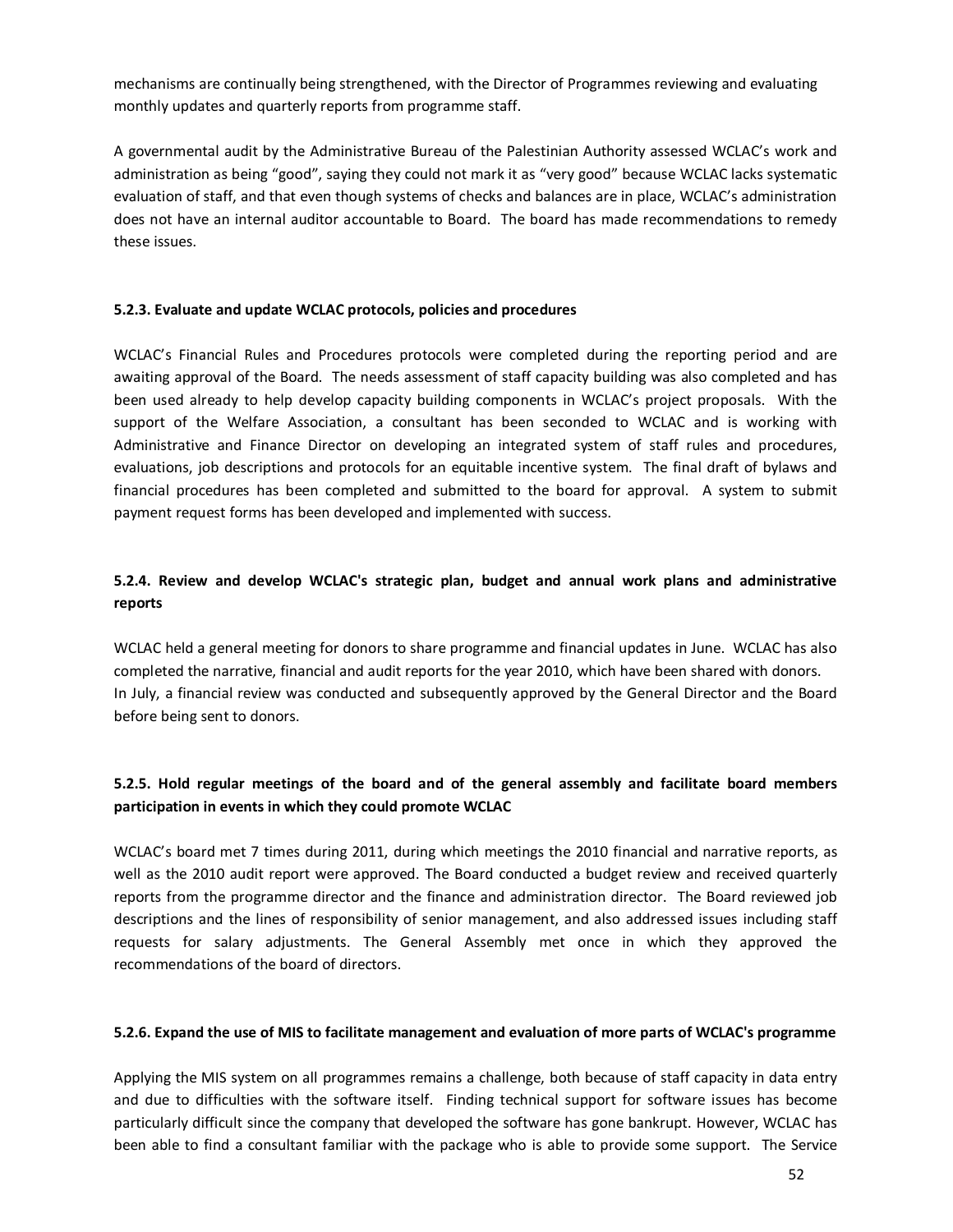mechanisms are continually being strengthened, with the Director of Programmes reviewing and evaluating monthly updates and quarterly reports from programme staff.

A governmental audit by the Administrative Bureau of the Palestinian Authority assessed WCLAC's work and administration as being "good", saying they could not mark it as "very good" because WCLAC lacks systematic evaluation of staff, and that even though systems of checks and balances are in place, WCLAC's administration does not have an internal auditor accountable to Board. The board has made recommendations to remedy these issues.

#### 5.2.3. Evaluate and update WCLAC protocols, policies and procedures

WCLAC's Financial Rules and Procedures protocols were completed during the reporting period and are awaiting approval of the Board. The needs assessment of staff capacity building was also completed and has been used already to help develop capacity building components in WCLAC's project proposals. With the support of the Welfare Association, a consultant has been seconded to WCLAC and is working with Administrative and Finance Director on developing an integrated system of staff rules and procedures, evaluations, job descriptions and protocols for an equitable incentive system. The final draft of bylaws and financial procedures has been completed and submitted to the board for approval. A system to submit payment request forms has been developed and implemented with success.

#### 5.2.4. Review and develop WCLAC's strategic plan, budget and annual work plans and administrative reports

WCLAC held a general meeting for donors to share programme and financial updates in June. WCLAC has also completed the narrative, financial and audit reports for the year 2010, which have been shared with donors. In July, a financial review was conducted and subsequently approved by the General Director and the Board before being sent to donors.

#### 5.2.5. Hold regular meetings of the board and of the general assembly and facilitate board members participation in events in which they could promote WCLAC

WCLAC's board met 7 times during 2011, during which meetings the 2010 financial and narrative reports, as well as the 2010 audit report were approved. The Board conducted a budget review and received quarterly reports from the programme director and the finance and administration director. The Board reviewed job descriptions and the lines of responsibility of senior management, and also addressed issues including staff requests for salary adjustments. The General Assembly met once in which they approved the recommendations of the board of directors.

#### 5.2.6. Expand the use of MIS to facilitate management and evaluation of more parts of WCLAC's programme

Applying the MIS system on all programmes remains a challenge, both because of staff capacity in data entry and due to difficulties with the software itself. Finding technical support for software issues has become particularly difficult since the company that developed the software has gone bankrupt. However, WCLAC has been able to find a consultant familiar with the package who is able to provide some support. The Service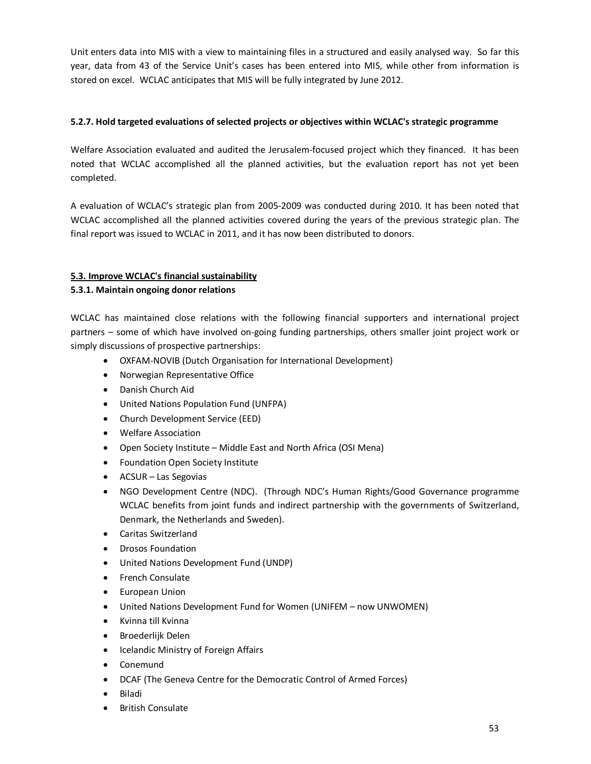Unit enters data into MIS with a view to maintaining files in a structured and easily analysed way. So far this year, data from 43 of the Service Unit's cases has been entered into MIS, while other from information is stored on excel. WCLAC anticipates that MIS will be fully integrated by June 2012.

#### 5.2.7. Hold targeted evaluations of selected projects or objectives within WCLAC's strategic programme

Welfare Association evaluated and audited the Jerusalem-focused project which they financed. It has been noted that WCLAC accomplished all the planned activities, but the evaluation report has not yet been completed.

A evaluation of WCLAC's strategic plan from 2005-2009 was conducted during 2010. It has been noted that WCLAC accomplished all the planned activities covered during the years of the previous strategic plan. The final report was issued to WCLAC in 2011, and it has now been distributed to donors.

### 5.3. Improve WCLAC's financial sustainability

#### 5.3.1. Maintain ongoing donor relations

WCLAC has maintained close relations with the following financial supporters and international project partners – some of which have involved on-going funding partnerships, others smaller joint project work or simply discussions of prospective partnerships:

- OXFAM-NOVIB (Dutch Organisation for International Development)
- Norwegian Representative Office
- Danish Church Aid
- United Nations Population Fund (UNFPA)
- Church Development Service (EED)
- Welfare Association
- Open Society Institute – Middle East and North Africa (OSI Mena)
- Foundation Open Society Institute
- ACSUR – Las Segovias
- NGO Development Centre (NDC). (Through NDC's Human Rights/Good Governance programme WCLAC benefits from joint funds and indirect partnership with the governments of Switzerland, Denmark, the Netherlands and Sweden).
- Caritas Switzerland
- Drosos Foundation
- United Nations Development Fund (UNDP)
- French Consulate
- European Union
- United Nations Development Fund for Women (UNIFEM – now UNWOMEN)
- Kvinna till Kvinna
- Broederlijk Delen
- Icelandic Ministry of Foreign Affairs
- Conemund
- DCAF (The Geneva Centre for the Democratic Control of Armed Forces)
- Biladi
- British Consulate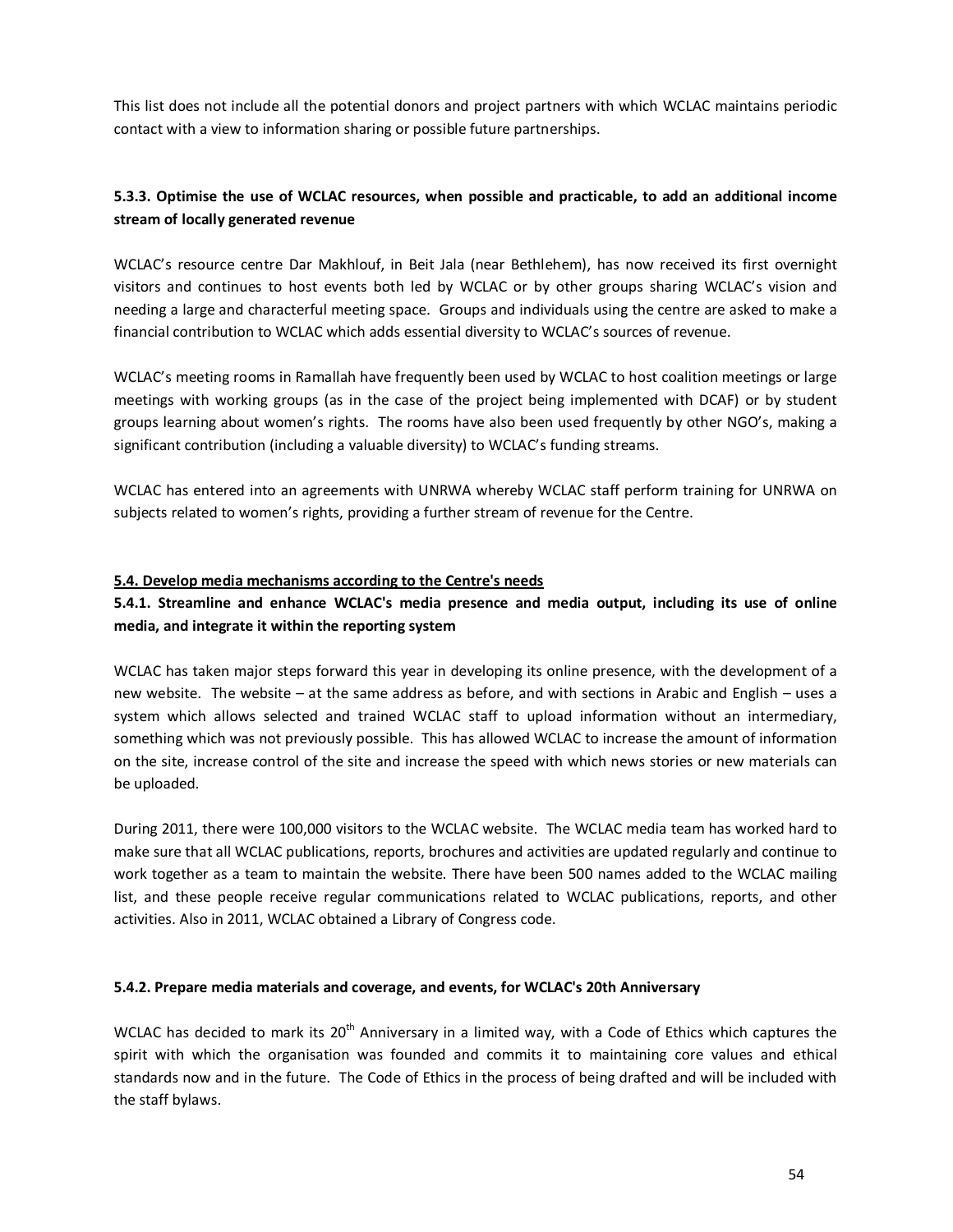This list does not include all the potential donors and project partners with which WCLAC maintains periodic contact with a view to information sharing or possible future partnerships.

### 5.3.3. Optimise the use of WCLAC resources, when possible and practicable, to add an additional income stream of locally generated revenue

WCLAC's resource centre Dar Makhlouf, in Beit Jala (near Bethlehem), has now received its first overnight visitors and continues to host events both led by WCLAC or by other groups sharing WCLAC's vision and needing a large and characterful meeting space. Groups and individuals using the centre are asked to make a financial contribution to WCLAC which adds essential diversity to WCLAC's sources of revenue.

WCLAC's meeting rooms in Ramallah have frequently been used by WCLAC to host coalition meetings or large meetings with working groups (as in the case of the project being implemented with DCAF) or by student groups learning about women's rights. The rooms have also been used frequently by other NGO's, making a significant contribution (including a valuable diversity) to WCLAC's funding streams.

WCLAC has entered into an agreements with UNRWA whereby WCLAC staff perform training for UNRWA on subjects related to women's rights, providing a further stream of revenue for the Centre.

## 5.4. Develop media mechanisms according to the Centre's needs

### 5.4.1. Streamline and enhance WCLAC's media presence and media output, including its use of online media, and integrate it within the reporting system

WCLAC has taken major steps forward this year in developing its online presence, with the development of a new website. The website – at the same address as before, and with sections in Arabic and English – uses a system which allows selected and trained WCLAC staff to upload information without an intermediary, something which was not previously possible. This has allowed WCLAC to increase the amount of information on the site, increase control of the site and increase the speed with which news stories or new materials can be uploaded.

During 2011, there were 100,000 visitors to the WCLAC website. The WCLAC media team has worked hard to make sure that all WCLAC publications, reports, brochures and activities are updated regularly and continue to work together as a team to maintain the website. There have been 500 names added to the WCLAC mailing list, and these people receive regular communications related to WCLAC publications, reports, and other activities. Also in 2011, WCLAC obtained a Library of Congress code.

### 5.4.2. Prepare media materials and coverage, and events, for WCLAC's 20th Anniversary

WCLAC has decided to mark its 20th Anniversary in a limited way, with a Code of Ethics which captures the spirit with which the organisation was founded and commits it to maintaining core values and ethical standards now and in the future. The Code of Ethics in the process of being drafted and will be included with the staff bylaws.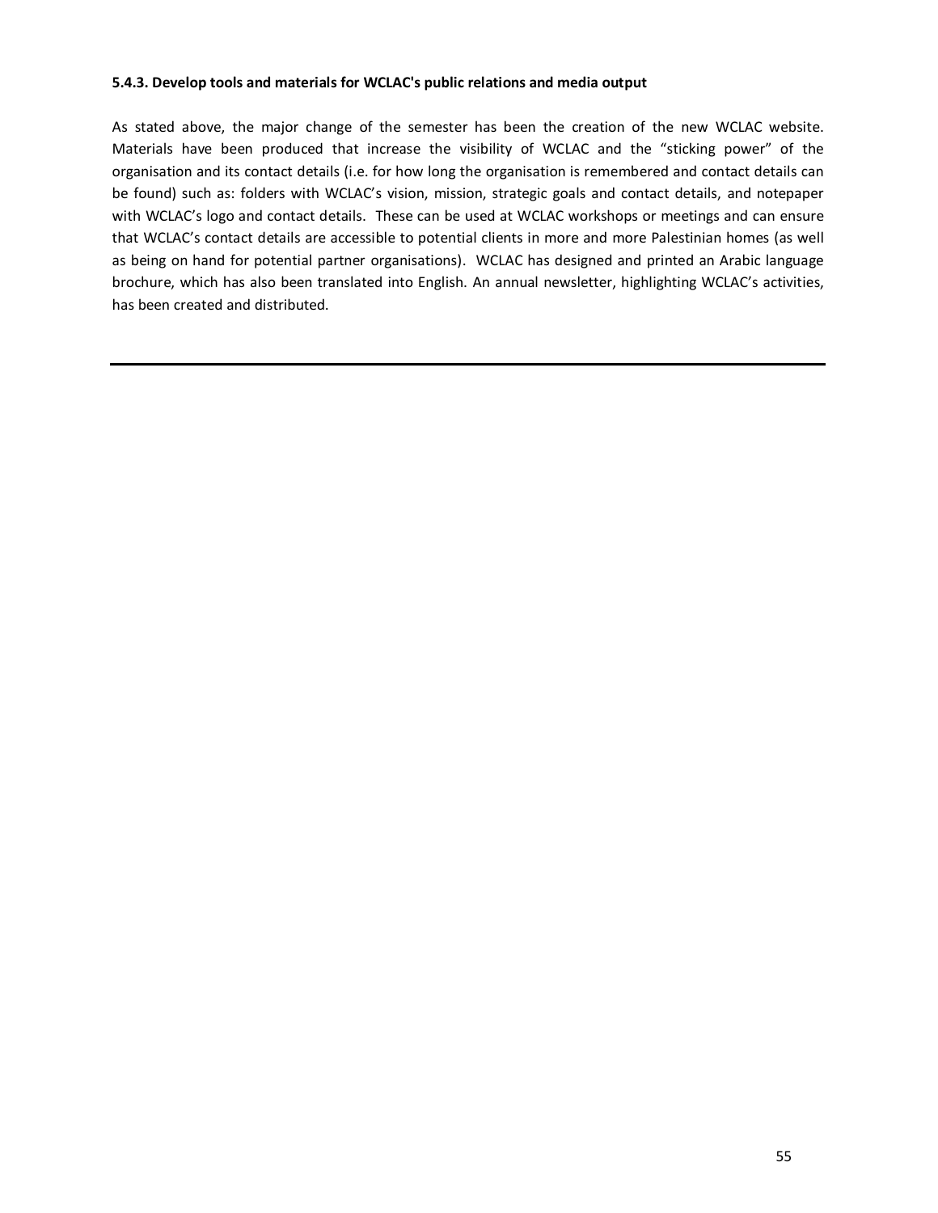#### 5.4.3. Develop tools and materials for WCLAC's public relations and media output

As stated above, the major change of the semester has been the creation of the new WCLAC website. Materials have been produced that increase the visibility of WCLAC and the "sticking power" of the organisation and its contact details (i.e. for how long the organisation is remembered and contact details can be found) such as: folders with WCLAC's vision, mission, strategic goals and contact details, and notepaper with WCLAC's logo and contact details. These can be used at WCLAC workshops or meetings and can ensure that WCLAC's contact details are accessible to potential clients in more and more Palestinian homes (as well as being on hand for potential partner organisations). WCLAC has designed and printed an Arabic language brochure, which has also been translated into English. An annual newsletter, highlighting WCLAC's activities, has been created and distributed.

---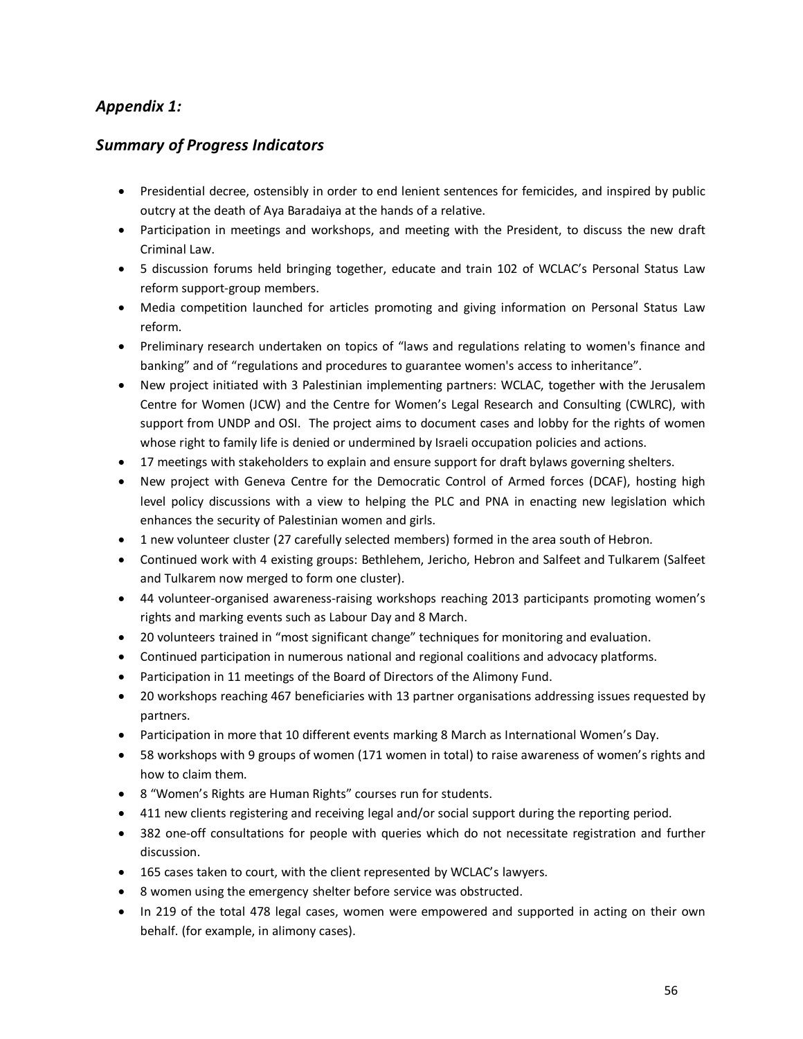## *Appendix 1:*

## *Summary of Progress Indicators*

- Presidential decree, ostensibly in order to end lenient sentences for femicides, and inspired by public outcry at the death of Aya Baradaiya at the hands of a relative.
- Participation in meetings and workshops, and meeting with the President, to discuss the new draft Criminal Law.
- 5 discussion forums held bringing together, educate and train 102 of WCLAC's Personal Status Law reform support-group members.
- Media competition launched for articles promoting and giving information on Personal Status Law reform.
- Preliminary research undertaken on topics of "laws and regulations relating to women's finance and banking" and of "regulations and procedures to guarantee women's access to inheritance".
- New project initiated with 3 Palestinian implementing partners: WCLAC, together with the Jerusalem Centre for Women (JCW) and the Centre for Women's Legal Research and Consulting (CWLRC), with support from UNDP and OSI. The project aims to document cases and lobby for the rights of women whose right to family life is denied or undermined by Israeli occupation policies and actions.
- 17 meetings with stakeholders to explain and ensure support for draft bylaws governing shelters.
- New project with Geneva Centre for the Democratic Control of Armed forces (DCAF), hosting high level policy discussions with a view to helping the PLC and PNA in enacting new legislation which enhances the security of Palestinian women and girls.
- 1 new volunteer cluster (27 carefully selected members) formed in the area south of Hebron.
- Continued work with 4 existing groups: Bethlehem, Jericho, Hebron and Salfeet and Tulkarem (Salfeet and Tulkarem now merged to form one cluster).
- 44 volunteer-organised awareness-raising workshops reaching 2013 participants promoting women's rights and marking events such as Labour Day and 8 March.
- 20 volunteers trained in "most significant change" techniques for monitoring and evaluation.
- Continued participation in numerous national and regional coalitions and advocacy platforms.
- Participation in 11 meetings of the Board of Directors of the Alimony Fund.
- 20 workshops reaching 467 beneficiaries with 13 partner organisations addressing issues requested by partners.
- Participation in more that 10 different events marking 8 March as International Women's Day.
- 58 workshops with 9 groups of women (171 women in total) to raise awareness of women's rights and how to claim them.
- 8 "Women's Rights are Human Rights" courses run for students.
- 411 new clients registering and receiving legal and/or social support during the reporting period.
- 382 one-off consultations for people with queries which do not necessitate registration and further discussion.
- 165 cases taken to court, with the client represented by WCLAC's lawyers.
- 8 women using the emergency shelter before service was obstructed.
- In 219 of the total 478 legal cases, women were empowered and supported in acting on their own behalf. (for example, in alimony cases).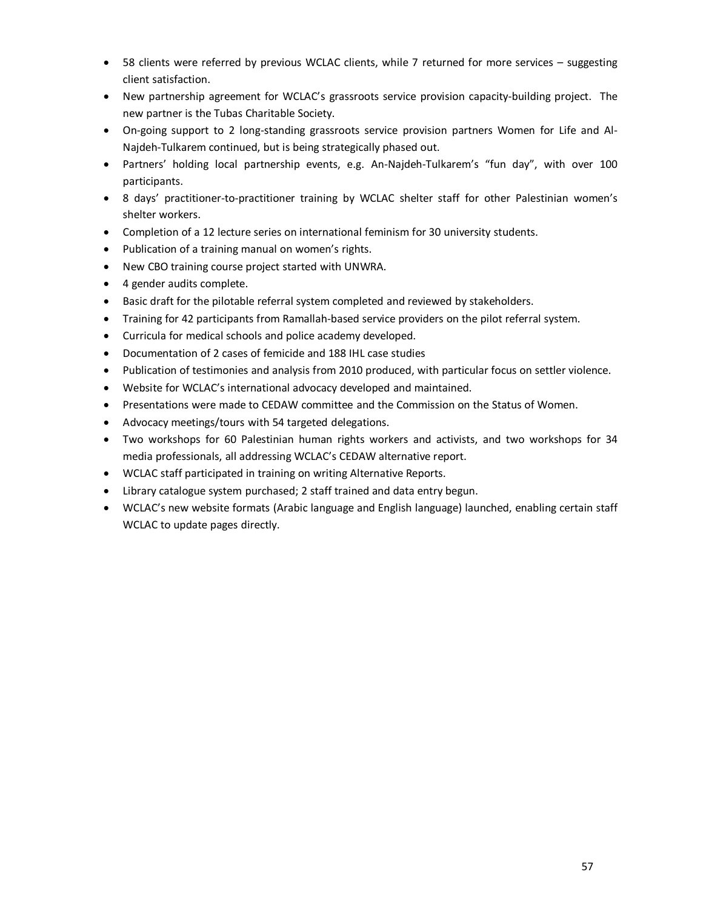- 58 clients were referred by previous WCLAC clients, while 7 returned for more services – suggesting client satisfaction.
- New partnership agreement for WCLAC's grassroots service provision capacity-building project. The new partner is the Tubas Charitable Society.
- On-going support to 2 long-standing grassroots service provision partners Women for Life and Al-Najdeh-Tulkarem continued, but is being strategically phased out.
- Partners' holding local partnership events, e.g. An-Najdeh-Tulkarem's "fun day", with over 100 participants.
- 8 days' practitioner-to-practitioner training by WCLAC shelter staff for other Palestinian women's shelter workers.
- Completion of a 12 lecture series on international feminism for 30 university students.
- Publication of a training manual on women's rights.
- New CBO training course project started with UNWRA.
- 4 gender audits complete.
- Basic draft for the pilotable referral system completed and reviewed by stakeholders.
- Training for 42 participants from Ramallah-based service providers on the pilot referral system.
- Curricula for medical schools and police academy developed.
- Documentation of 2 cases of femicide and 188 IHL case studies
- Publication of testimonies and analysis from 2010 produced, with particular focus on settler violence.
- Website for WCLAC's international advocacy developed and maintained.
- Presentations were made to CEDAW committee and the Commission on the Status of Women.
- Advocacy meetings/tours with 54 targeted delegations.
- Two workshops for 60 Palestinian human rights workers and activists, and two workshops for 34 media professionals, all addressing WCLAC's CEDAW alternative report.
- WCLAC staff participated in training on writing Alternative Reports.
- Library catalogue system purchased; 2 staff trained and data entry begun.
- WCLAC's new website formats (Arabic language and English language) launched, enabling certain staff WCLAC to update pages directly.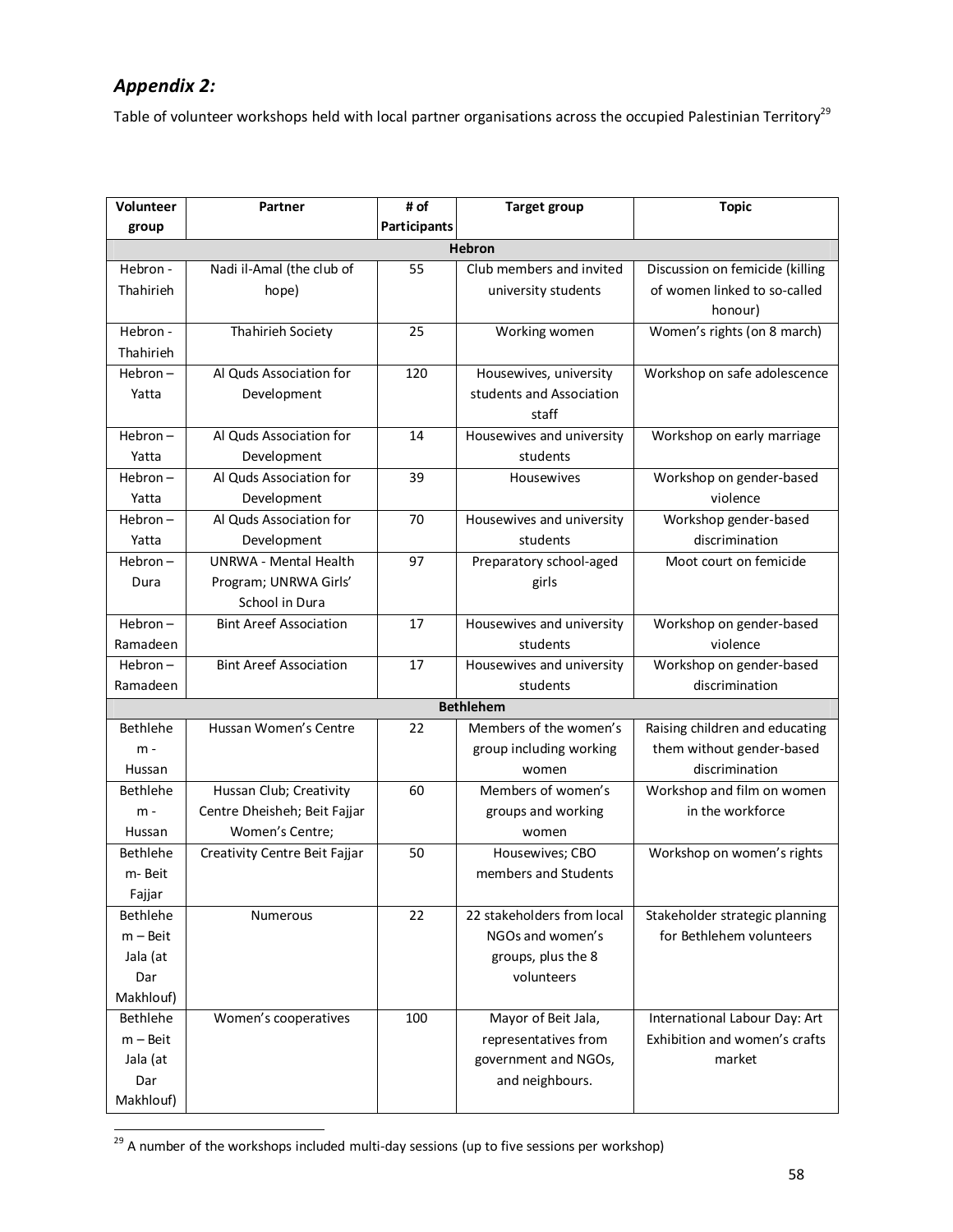## *Appendix 2:*

Table of volunteer workshops held with local partner organisations across the occupied Palestinian Territory[29]

| Volunteer group | Partner | # of Participants | Target group | Topic |
|---|---|---|---|---|
| **Hebron** | | | | |
| Hebron - Thahirieh | Nadi il-Amal (the club of hope) | 55 | Club members and invited university students | Discussion on femicide (killing of women linked to so-called honour) |
| Hebron - Thahirieh | Thahirieh Society | 25 | Working women | Women's rights (on 8 march) |
| Hebron – Yatta | Al Quds Association for Development | 120 | Housewives, university students and Association staff | Workshop on safe adolescence |
| Hebron – Yatta | Al Quds Association for Development | 14 | Housewives and university students | Workshop on early marriage |
| Hebron – Yatta | Al Quds Association for Development | 39 | Housewives | Workshop on gender-based violence |
| Hebron – Yatta | Al Quds Association for Development | 70 | Housewives and university students | Workshop gender-based discrimination |
| Hebron – Dura | UNRWA - Mental Health Program; UNRWA Girls' School in Dura | 97 | Preparatory school-aged girls | Moot court on femicide |
| Hebron – Ramadeen | Bint Areef Association | 17 | Housewives and university students | Workshop on gender-based violence |
| Hebron – Ramadeen | Bint Areef Association | 17 | Housewives and university students | Workshop on gender-based discrimination |
| **Bethlehem** | | | | |
| Bethlehem - Hussan | Hussan Women's Centre | 22 | Members of the women's group including working women | Raising children and educating them without gender-based discrimination |
| Bethlehem - Hussan | Hussan Club; Creativity Centre Dheisheh; Beit Fajjar Women's Centre; | 60 | Members of women's groups and working women | Workshop and film on women in the workforce |
| Bethlehem- Beit Fajjar | Creativity Centre Beit Fajjar | 50 | Housewives; CBO members and Students | Workshop on women's rights |
| Bethlehem – Beit Jala (at Dar Makhlouf) | Numerous | 22 | 22 stakeholders from local NGOs and women's groups, plus the 8 volunteers | Stakeholder strategic planning for Bethlehem volunteers |
| Bethlehem – Beit Jala (at Dar Makhlouf) | Women's cooperatives | 100 | Mayor of Beit Jala, representatives from government and NGOs, and neighbours. | International Labour Day: Art Exhibition and women's crafts market |

[29] A number of the workshops included multi-day sessions (up to five sessions per workshop)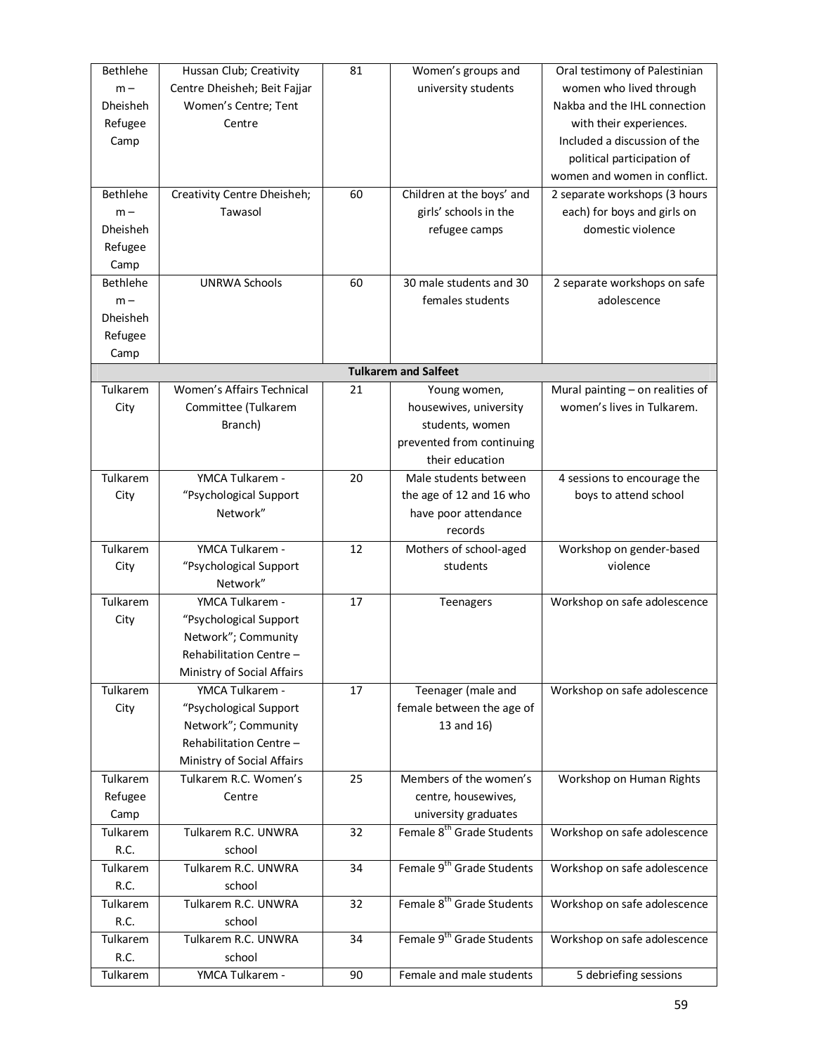| | | | | |
|---|---|---|---|---|
| Bethlehem – Dheisheh Refugee Camp | Hussan Club; Creativity Centre Dheisheh; Beit Fajjar Women's Centre; Tent Centre | 81 | Women's groups and university students | Oral testimony of Palestinian women who lived through Nakba and the IHL connection with their experiences. Included a discussion of the political participation of women and women in conflict. |
| Bethlehem – Dheisheh Refugee Camp | Creativity Centre Dheisheh; Tawasol | 60 | Children at the boys' and girls' schools in the refugee camps | 2 separate workshops (3 hours each) for boys and girls on domestic violence |
| Bethlehem – Dheisheh Refugee Camp | UNRWA Schools | 60 | 30 male students and 30 females students | 2 separate workshops on safe adolescence |
| | | **Tulkarem and Salfeet** | | |
| Tulkarem City | Women's Affairs Technical Committee (Tulkarem Branch) | 21 | Young women, housewives, university students, women prevented from continuing their education | Mural painting – on realities of women's lives in Tulkarem. |
| Tulkarem City | YMCA Tulkarem - "Psychological Support Network" | 20 | Male students between the age of 12 and 16 who have poor attendance records | 4 sessions to encourage the boys to attend school |
| Tulkarem City | YMCA Tulkarem - "Psychological Support Network" | 12 | Mothers of school-aged students | Workshop on gender-based violence |
| Tulkarem City | YMCA Tulkarem - "Psychological Support Network"; Community Rehabilitation Centre – Ministry of Social Affairs | 17 | Teenagers | Workshop on safe adolescence |
| Tulkarem City | YMCA Tulkarem - "Psychological Support Network"; Community Rehabilitation Centre – Ministry of Social Affairs | 17 | Teenager (male and female between the age of 13 and 16) | Workshop on safe adolescence |
| Tulkarem Refugee Camp | Tulkarem R.C. Women's Centre | 25 | Members of the women's centre, housewives, university graduates | Workshop on Human Rights |
| Tulkarem R.C. | Tulkarem R.C. UNWRA school | 32 | Female 8th Grade Students | Workshop on safe adolescence |
| Tulkarem R.C. | Tulkarem R.C. UNWRA school | 34 | Female 9th Grade Students | Workshop on safe adolescence |
| Tulkarem R.C. | Tulkarem R.C. UNWRA school | 32 | Female 8th Grade Students | Workshop on safe adolescence |
| Tulkarem R.C. | Tulkarem R.C. UNWRA school | 34 | Female 9th Grade Students | Workshop on safe adolescence |
| Tulkarem | YMCA Tulkarem - | 90 | Female and male students | 5 debriefing sessions |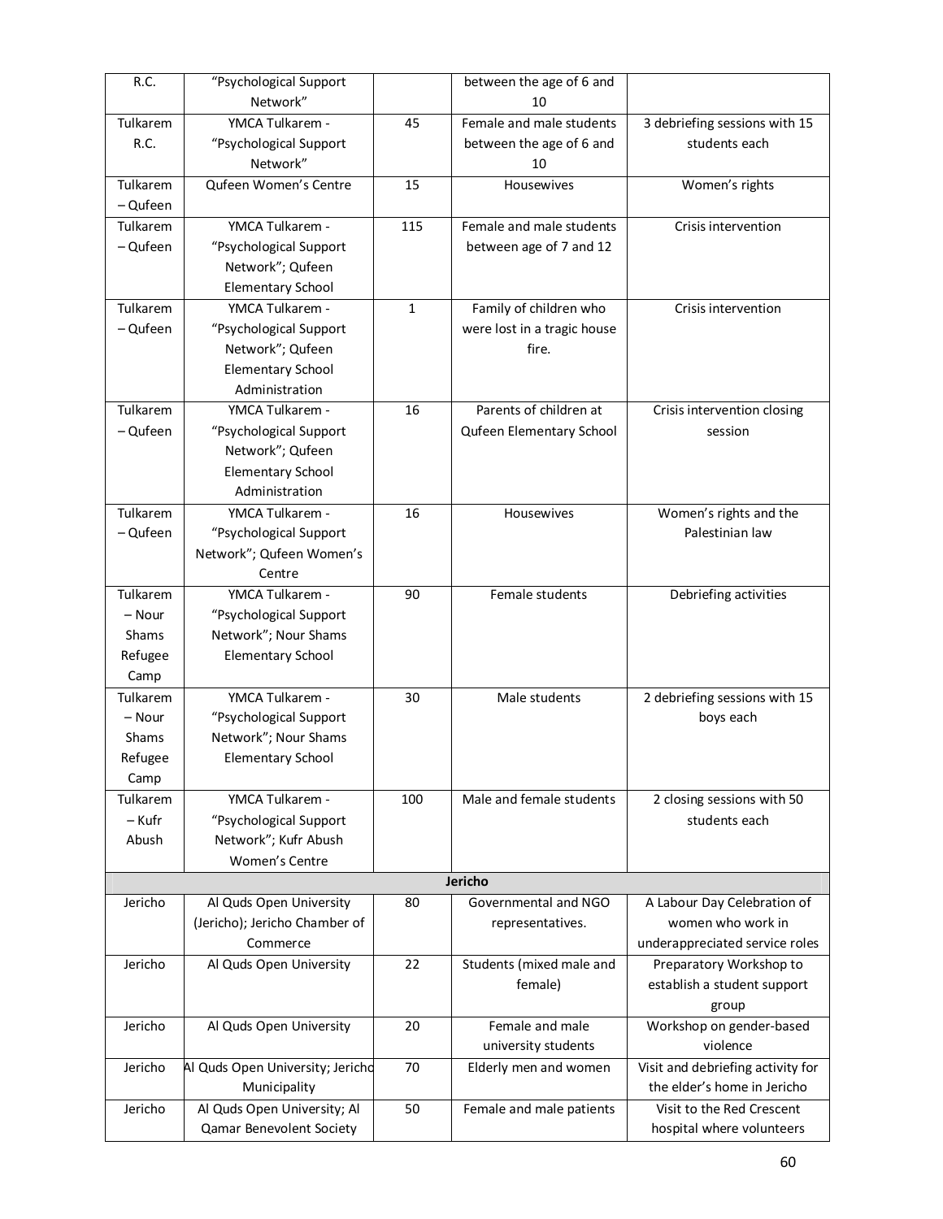| R.C. | "Psychological Support Network" | | between the age of 6 and 10 | |
|---|---|---|---|---|
| Tulkarem R.C. | YMCA Tulkarem - "Psychological Support Network" | 45 | Female and male students between the age of 6 and 10 | 3 debriefing sessions with 15 students each |
| Tulkarem – Qufeen | Qufeen Women's Centre | 15 | Housewives | Women's rights |
| Tulkarem – Qufeen | YMCA Tulkarem - "Psychological Support Network"; Qufeen Elementary School | 115 | Female and male students between age of 7 and 12 | Crisis intervention |
| Tulkarem – Qufeen | YMCA Tulkarem - "Psychological Support Network"; Qufeen Elementary School Administration | 1 | Family of children who were lost in a tragic house fire. | Crisis intervention |
| Tulkarem – Qufeen | YMCA Tulkarem - "Psychological Support Network"; Qufeen Elementary School Administration | 16 | Parents of children at Qufeen Elementary School | Crisis intervention closing session |
| Tulkarem – Qufeen | YMCA Tulkarem - "Psychological Support Network"; Qufeen Women's Centre | 16 | Housewives | Women's rights and the Palestinian law |
| Tulkarem – Nour Shams Refugee Camp | YMCA Tulkarem - "Psychological Support Network"; Nour Shams Elementary School | 90 | Female students | Debriefing activities |
| Tulkarem – Nour Shams Refugee Camp | YMCA Tulkarem - "Psychological Support Network"; Nour Shams Elementary School | 30 | Male students | 2 debriefing sessions with 15 boys each |
| Tulkarem – Kufr Abush | YMCA Tulkarem - "Psychological Support Network"; Kufr Abush Women's Centre | 100 | Male and female students | 2 closing sessions with 50 students each |
| | | **Jericho** | | |
| Jericho | Al Quds Open University (Jericho); Jericho Chamber of Commerce | 80 | Governmental and NGO representatives. | A Labour Day Celebration of women who work in underappreciated service roles |
| Jericho | Al Quds Open University | 22 | Students (mixed male and female) | Preparatory Workshop to establish a student support group |
| Jericho | Al Quds Open University | 20 | Female and male university students | Workshop on gender-based violence |
| Jericho | Al Quds Open University; Jericho Municipality | 70 | Elderly men and women | Visit and debriefing activity for the elder's home in Jericho |
| Jericho | Al Quds Open University; Al Qamar Benevolent Society | 50 | Female and male patients | Visit to the Red Crescent hospital where volunteers |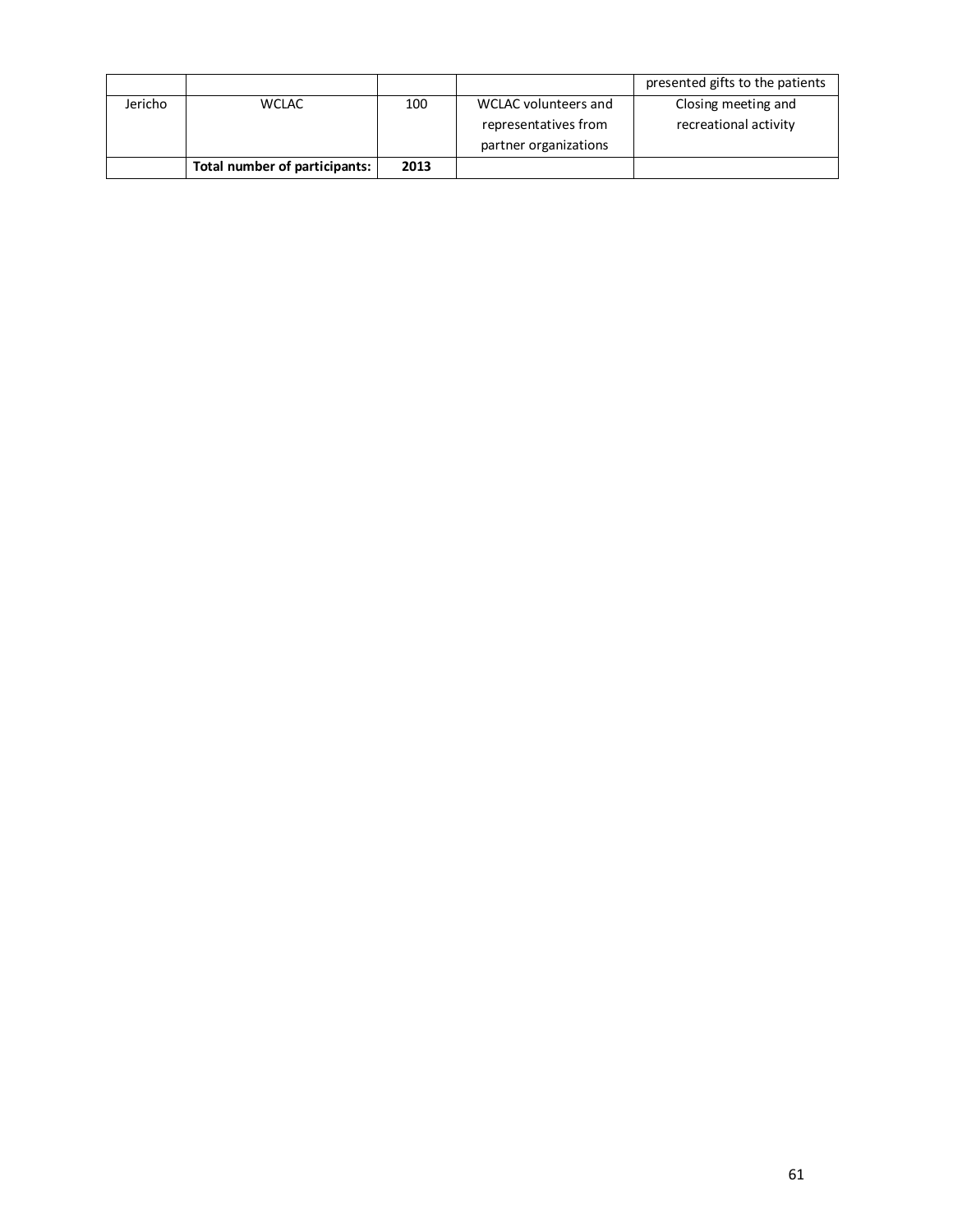| | | | | |
|---|---|---|---|---|
| | | | | presented gifts to the patients |
| Jericho | WCLAC | 100 | WCLAC volunteers and representatives from partner organizations | Closing meeting and recreational activity |
| | **Total number of participants:** | **2013** | | |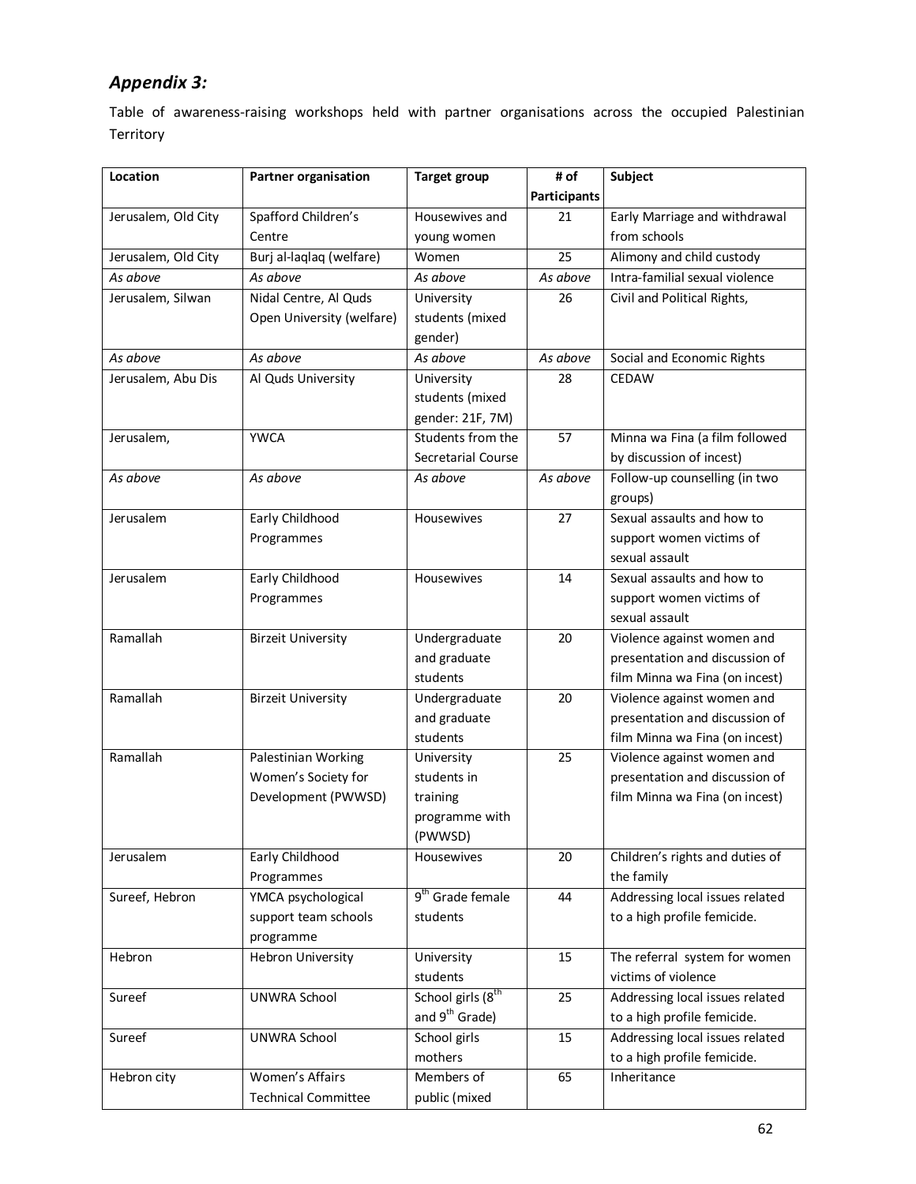## *Appendix 3:*

Table of awareness-raising workshops held with partner organisations across the occupied Palestinian Territory

| Location | Partner organisation | Target group | # of Participants | Subject |
|---|---|---|---|---|
| Jerusalem, Old City | Spafford Children's Centre | Housewives and young women | 21 | Early Marriage and withdrawal from schools |
| Jerusalem, Old City | Burj al-laqlaq (welfare) | Women | 25 | Alimony and child custody |
| *As above* | *As above* | *As above* | *As above* | Intra-familial sexual violence |
| Jerusalem, Silwan | Nidal Centre, Al Quds Open University (welfare) | University students (mixed gender) | 26 | Civil and Political Rights, |
| *As above* | *As above* | *As above* | *As above* | Social and Economic Rights |
| Jerusalem, Abu Dis | Al Quds University | University students (mixed gender: 21F, 7M) | 28 | CEDAW |
| Jerusalem, | YWCA | Students from the Secretarial Course | 57 | Minna wa Fina (a film followed by discussion of incest) |
| *As above* | *As above* | *As above* | *As above* | Follow-up counselling (in two groups) |
| Jerusalem | Early Childhood Programmes | Housewives | 27 | Sexual assaults and how to support women victims of sexual assault |
| Jerusalem | Early Childhood Programmes | Housewives | 14 | Sexual assaults and how to support women victims of sexual assault |
| Ramallah | Birzeit University | Undergraduate and graduate students | 20 | Violence against women and presentation and discussion of film Minna wa Fina (on incest) |
| Ramallah | Birzeit University | Undergraduate and graduate students | 20 | Violence against women and presentation and discussion of film Minna wa Fina (on incest) |
| Ramallah | Palestinian Working Women's Society for Development (PWWSD) | University students in training programme with (PWWSD) | 25 | Violence against women and presentation and discussion of film Minna wa Fina (on incest) |
| Jerusalem | Early Childhood Programmes | Housewives | 20 | Children's rights and duties of the family |
| Sureef, Hebron | YMCA psychological support team schools programme | 9th Grade female students | 44 | Addressing local issues related to a high profile femicide. |
| Hebron | Hebron University | University students | 15 | The referral system for women victims of violence |
| Sureef | UNWRA School | School girls (8th and 9th Grade) | 25 | Addressing local issues related to a high profile femicide. |
| Sureef | UNWRA School | School girls mothers | 15 | Addressing local issues related to a high profile femicide. |
| Hebron city | Women's Affairs Technical Committee | Members of public (mixed | 65 | Inheritance |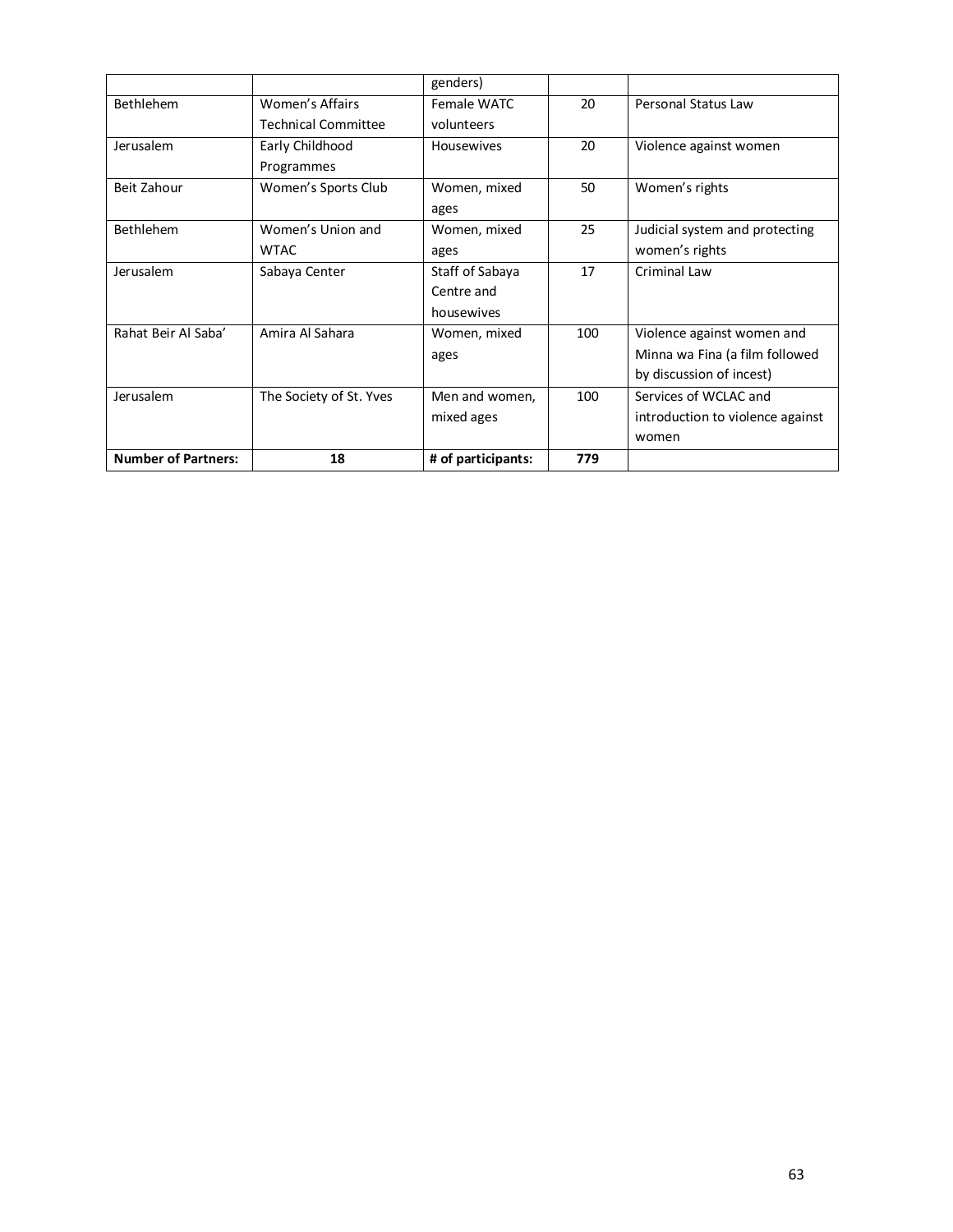| | | genders) | | |
|---|---|---|---|---|
| Bethlehem | Women's Affairs Technical Committee | Female WATC volunteers | 20 | Personal Status Law |
| Jerusalem | Early Childhood Programmes | Housewives | 20 | Violence against women |
| Beit Zahour | Women's Sports Club | Women, mixed ages | 50 | Women's rights |
| Bethlehem | Women's Union and WTAC | Women, mixed ages | 25 | Judicial system and protecting women's rights |
| Jerusalem | Sabaya Center | Staff of Sabaya Centre and housewives | 17 | Criminal Law |
| Rahat Beir Al Saba' | Amira Al Sahara | Women, mixed ages | 100 | Violence against women and Minna wa Fina (a film followed by discussion of incest) |
| Jerusalem | The Society of St. Yves | Men and women, mixed ages | 100 | Services of WCLAC and introduction to violence against women |
| **Number of Partners:** | **18** | **# of participants:** | **779** | |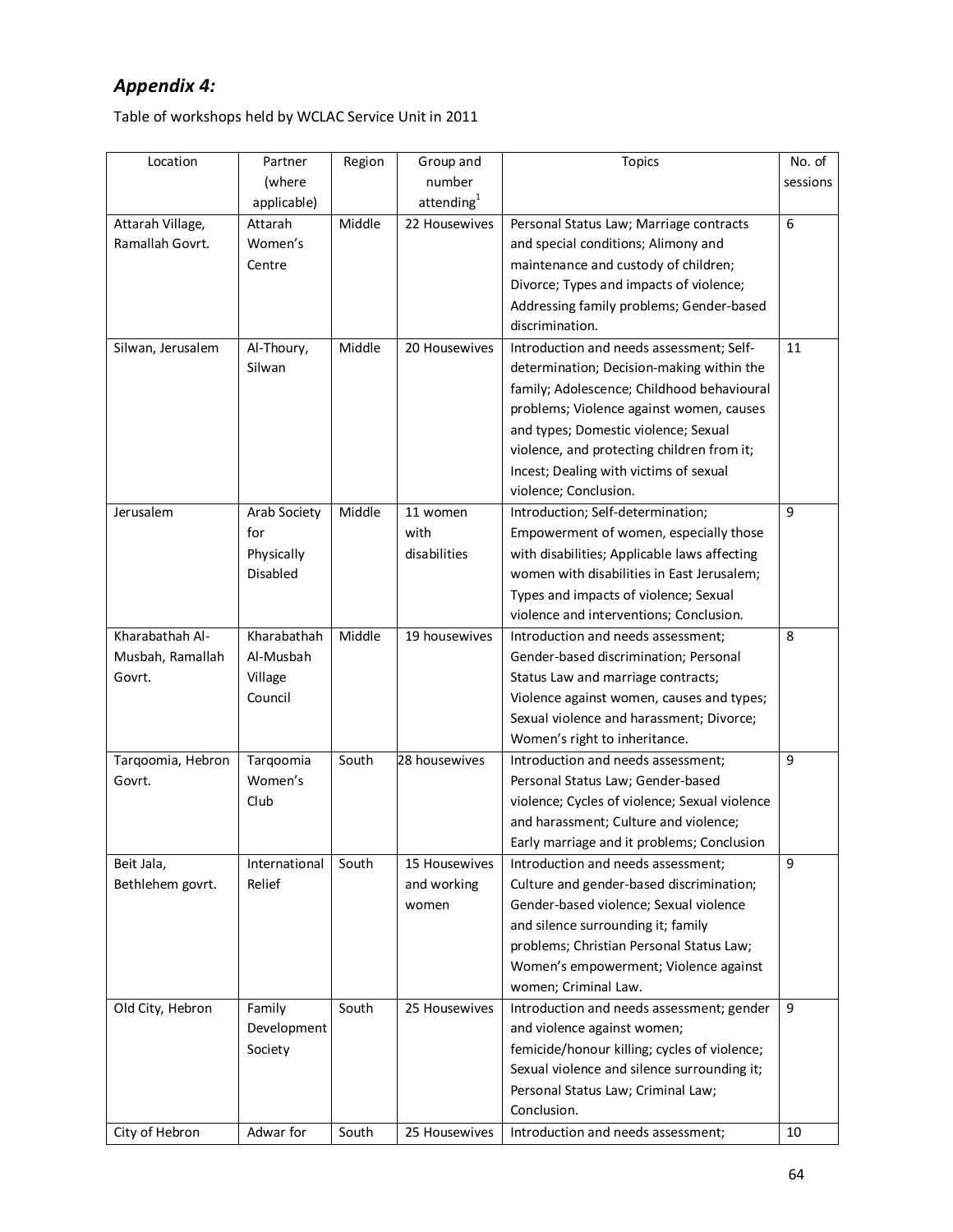## *Appendix 4:*

Table of workshops held by WCLAC Service Unit in 2011

| Location | Partner (where applicable) | Region | Group and number attending[1] | Topics | No. of sessions |
|---|---|---|---|---|---|
| Attarah Village, Ramallah Govrt. | Attarah Women's Centre | Middle | 22 Housewives | Personal Status Law; Marriage contracts and special conditions; Alimony and maintenance and custody of children; Divorce; Types and impacts of violence; Addressing family problems; Gender-based discrimination. | 6 |
| Silwan, Jerusalem | Al-Thoury, Silwan | Middle | 20 Housewives | Introduction and needs assessment; Self-determination; Decision-making within the family; Adolescence; Childhood behavioural problems; Violence against women, causes and types; Domestic violence; Sexual violence, and protecting children from it; Incest; Dealing with victims of sexual violence; Conclusion. | 11 |
| Jerusalem | Arab Society for Physically Disabled | Middle | 11 women with disabilities | Introduction; Self-determination; Empowerment of women, especially those with disabilities; Applicable laws affecting women with disabilities in East Jerusalem; Types and impacts of violence; Sexual violence and interventions; Conclusion. | 9 |
| Kharabathah Al-Musbah, Ramallah Govrt. | Kharabathah Al-Musbah Village Council | Middle | 19 housewives | Introduction and needs assessment; Gender-based discrimination; Personal Status Law and marriage contracts; Violence against women, causes and types; Sexual violence and harassment; Divorce; Women's right to inheritance. | 8 |
| Tarqoomia, Hebron Govrt. | Tarqoomia Women's Club | South | 28 housewives | Introduction and needs assessment; Personal Status Law; Gender-based violence; Cycles of violence; Sexual violence and harassment; Culture and violence; Early marriage and it problems; Conclusion | 9 |
| Beit Jala, Bethlehem govrt. | International Relief | South | 15 Housewives and working women | Introduction and needs assessment; Culture and gender-based discrimination; Gender-based violence; Sexual violence and silence surrounding it; family problems; Christian Personal Status Law; Women's empowerment; Violence against women; Criminal Law. | 9 |
| Old City, Hebron | Family Development Society | South | 25 Housewives | Introduction and needs assessment; gender and violence against women; femicide/honour killing; cycles of violence; Sexual violence and silence surrounding it; Personal Status Law; Criminal Law; Conclusion. | 9 |
| City of Hebron | Adwar for | South | 25 Housewives | Introduction and needs assessment; | 10 |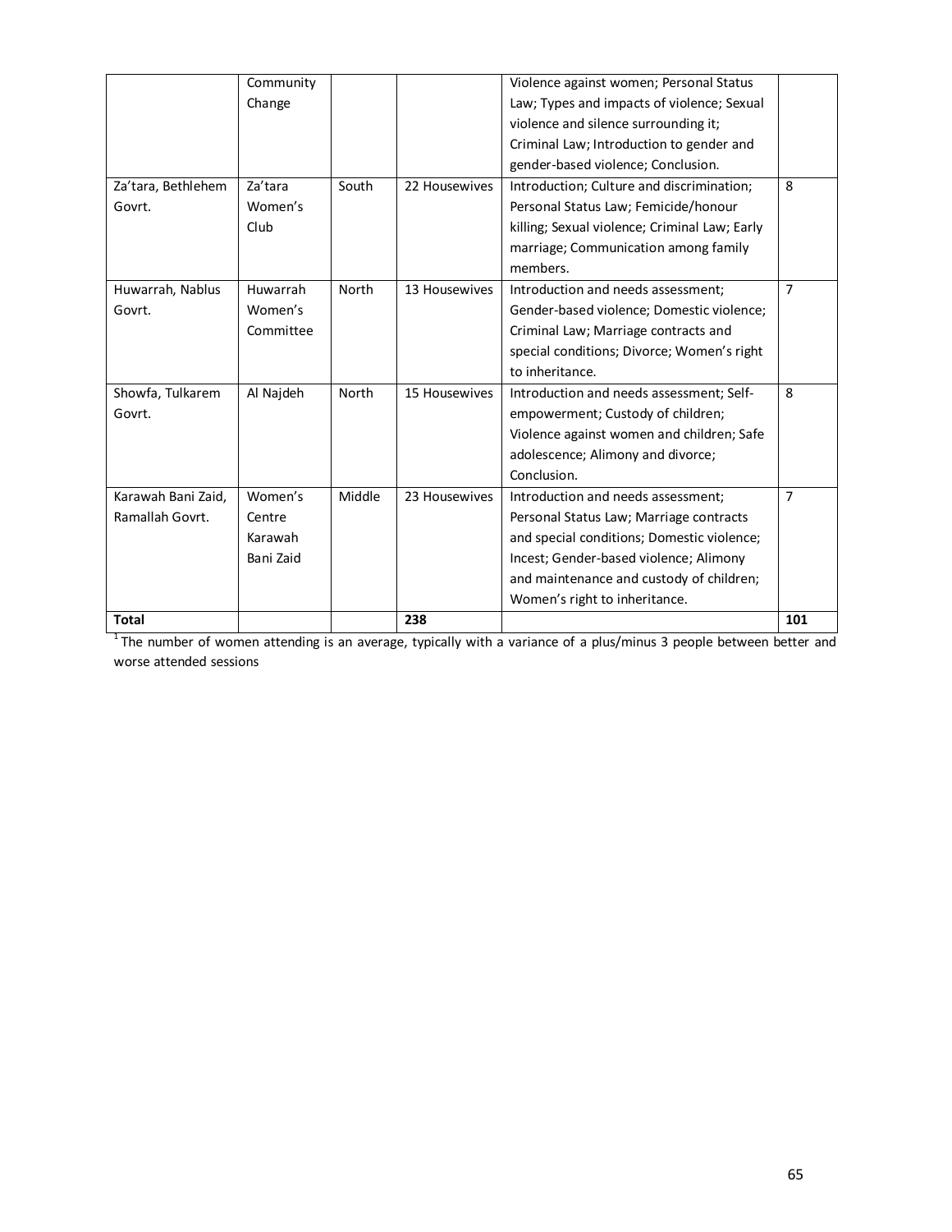| | | | | | |
|---|---|---|---|---|---|
| | Community Change | | | Violence against women; Personal Status Law; Types and impacts of violence; Sexual violence and silence surrounding it; Criminal Law; Introduction to gender and gender-based violence; Conclusion. | |
| Za'tara, Bethlehem Govrt. | Za'tara Women's Club | South | 22 Housewives | Introduction; Culture and discrimination; Personal Status Law; Femicide/honour killing; Sexual violence; Criminal Law; Early marriage; Communication among family members. | 8 |
| Huwarrah, Nablus Govrt. | Huwarrah Women's Committee | North | 13 Housewives | Introduction and needs assessment; Gender-based violence; Domestic violence; Criminal Law; Marriage contracts and special conditions; Divorce; Women's right to inheritance. | 7 |
| Showfa, Tulkarem Govrt. | Al Najdeh | North | 15 Housewives | Introduction and needs assessment; Self-empowerment; Custody of children; Violence against women and children; Safe adolescence; Alimony and divorce; Conclusion. | 8 |
| Karawah Bani Zaid, Ramallah Govrt. | Women's Centre Karawah Bani Zaid | Middle | 23 Housewives | Introduction and needs assessment; Personal Status Law; Marriage contracts and special conditions; Domestic violence; Incest; Gender-based violence; Alimony and maintenance and custody of children; Women's right to inheritance. | 7 |
| **Total** | | | **238** | | **101** |

[1] The number of women attending is an average, typically with a variance of a plus/minus 3 people between better and worse attended sessions